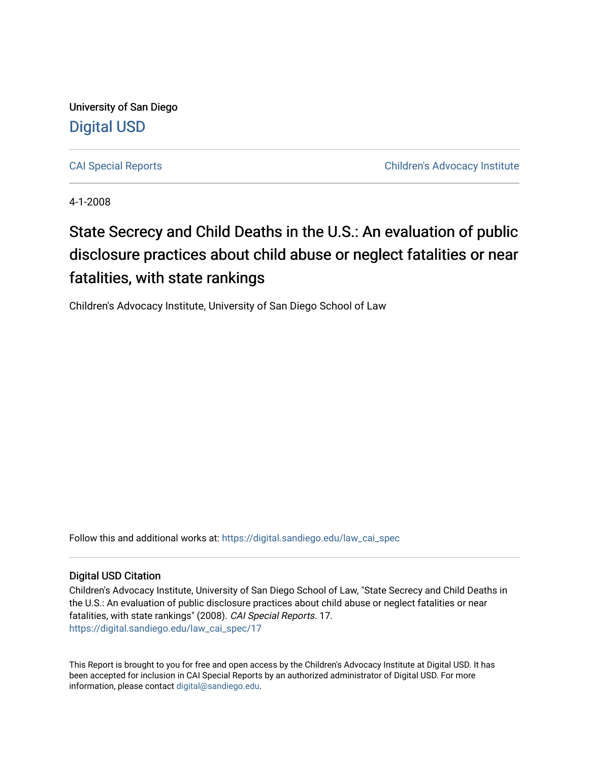University of San Diego

Digital USD

CAI Special Reports | Children's Advocacy Institute

4-1-2008

# State Secrecy and Child Deaths in the U.S.: An evaluation of public disclosure practices about child abuse or neglect fatalities or near fatalities, with state rankings

Children's Advocacy Institute, University of San Diego School of Law

Follow this and additional works at: https://digital.sandiego.edu/law_cai_spec

### Digital USD Citation

Children's Advocacy Institute, University of San Diego School of Law, "State Secrecy and Child Deaths in the U.S.: An evaluation of public disclosure practices about child abuse or neglect fatalities or near fatalities, with state rankings" (2008). *CAI Special Reports*. 17.
https://digital.sandiego.edu/law_cai_spec/17

This Report is brought to you for free and open access by the Children's Advocacy Institute at Digital USD. It has been accepted for inclusion in CAI Special Reports by an authorized administrator of Digital USD. For more information, please contact digital@sandiego.edu.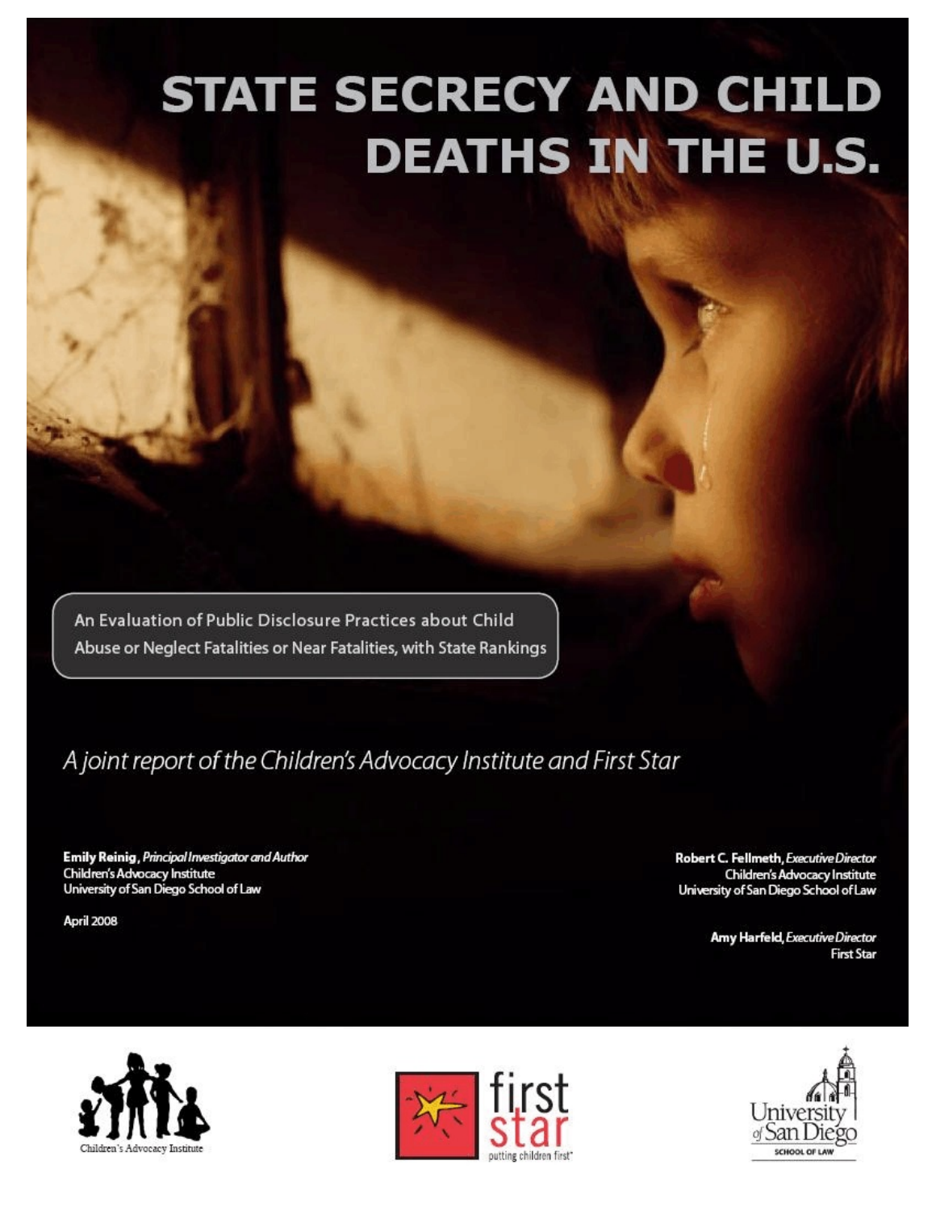# STATE SECRECY AND CHILD DEATHS IN THE U.S.

An Evaluation of Public Disclosure Practices about Child Abuse or Neglect Fatalities or Near Fatalities, with State Rankings

*A joint report of the Children's Advocacy Institute and First Star*

**Emily Reinig**, *Principal Investigator and Author*
Children's Advocacy Institute
University of San Diego School of Law

April 2008

**Robert C. Fellmeth**, *Executive Director*
Children's Advocacy Institute
University of San Diego School of Law

**Amy Harfeld**, *Executive Director*
First Star

Children's Advocacy Institute

first star
putting children first

University of San Diego
SCHOOL OF LAW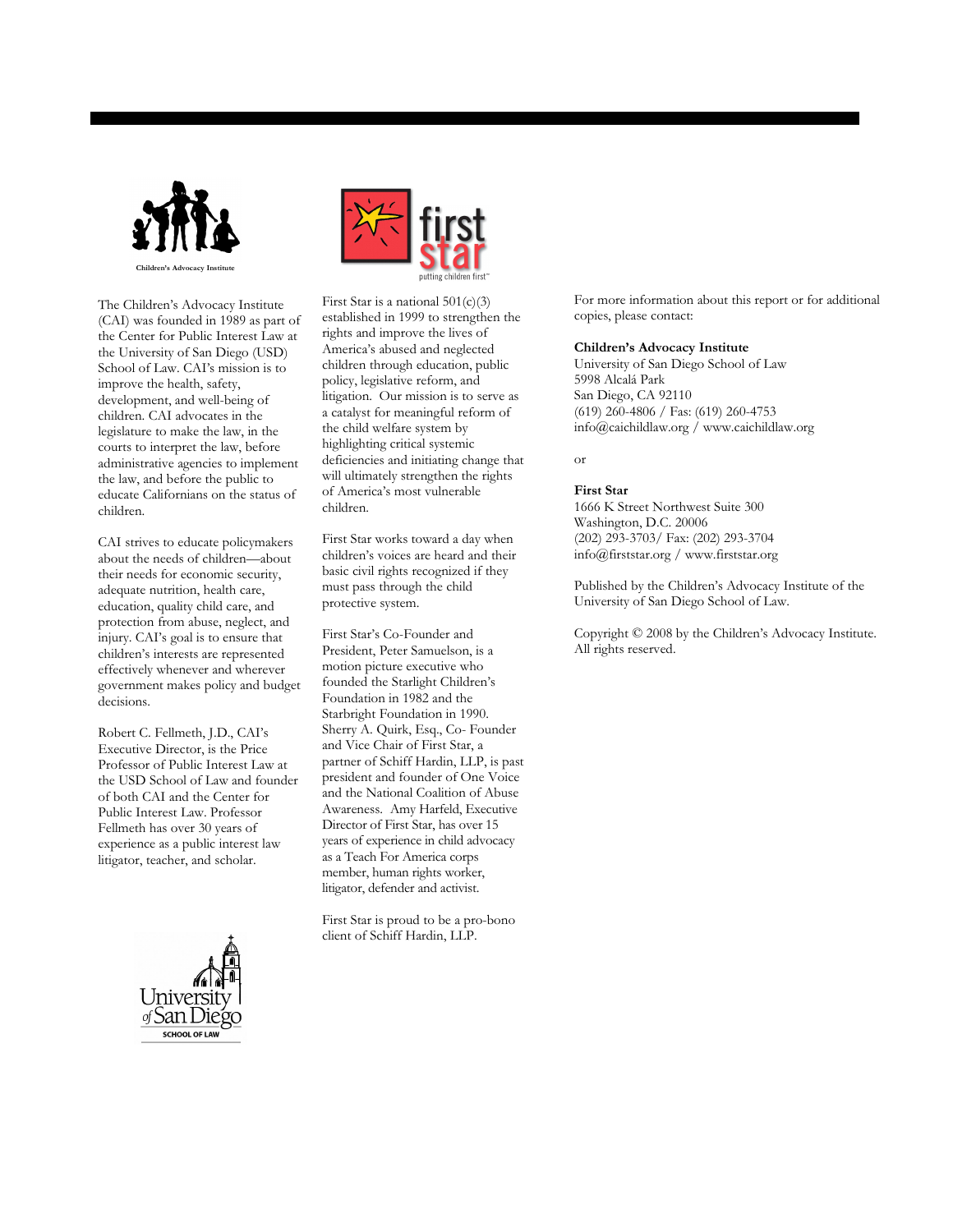Children's Advocacy Institute

The Children's Advocacy Institute (CAI) was founded in 1989 as part of the Center for Public Interest Law at the University of San Diego (USD) School of Law. CAI's mission is to improve the health, safety, development, and well-being of children. CAI advocates in the legislature to make the law, in the courts to interpret the law, before administrative agencies to implement the law, and before the public to educate Californians on the status of children.

CAI strives to educate policymakers about the needs of children—about their needs for economic security, adequate nutrition, health care, education, quality child care, and protection from abuse, neglect, and injury. CAI's goal is to ensure that children's interests are represented effectively whenever and wherever government makes policy and budget decisions.

Robert C. Fellmeth, J.D., CAI's Executive Director, is the Price Professor of Public Interest Law at the USD School of Law and founder of both CAI and the Center for Public Interest Law. Professor Fellmeth has over 30 years of experience as a public interest law litigator, teacher, and scholar.

University of San Diego SCHOOL OF LAW

first star — putting children first™

First Star is a national 501(c)(3) established in 1999 to strengthen the rights and improve the lives of America's abused and neglected children through education, public policy, legislative reform, and litigation. Our mission is to serve as a catalyst for meaningful reform of the child welfare system by highlighting critical systemic deficiencies and initiating change that will ultimately strengthen the rights of America's most vulnerable children.

First Star works toward a day when children's voices are heard and their basic civil rights recognized if they must pass through the child protective system.

First Star's Co-Founder and President, Peter Samuelson, is a motion picture executive who founded the Starlight Children's Foundation in 1982 and the Starbright Foundation in 1990. Sherry A. Quirk, Esq., Co- Founder and Vice Chair of First Star, a partner of Schiff Hardin, LLP, is past president and founder of One Voice and the National Coalition of Abuse Awareness. Amy Harfeld, Executive Director of First Star, has over 15 years of experience in child advocacy as a Teach For America corps member, human rights worker, litigator, defender and activist.

First Star is proud to be a pro-bono client of Schiff Hardin, LLP.

For more information about this report or for additional copies, please contact:

**Children's Advocacy Institute**
University of San Diego School of Law
5998 Alcalá Park
San Diego, CA 92110
(619) 260-4806 / Fas: (619) 260-4753
info@caichildlaw.org / www.caichildlaw.org

or

**First Star**
1666 K Street Northwest Suite 300
Washington, D.C. 20006
(202) 293-3703/ Fax: (202) 293-3704
info@firststar.org / www.firststar.org

Published by the Children's Advocacy Institute of the University of San Diego School of Law.

Copyright © 2008 by the Children's Advocacy Institute. All rights reserved.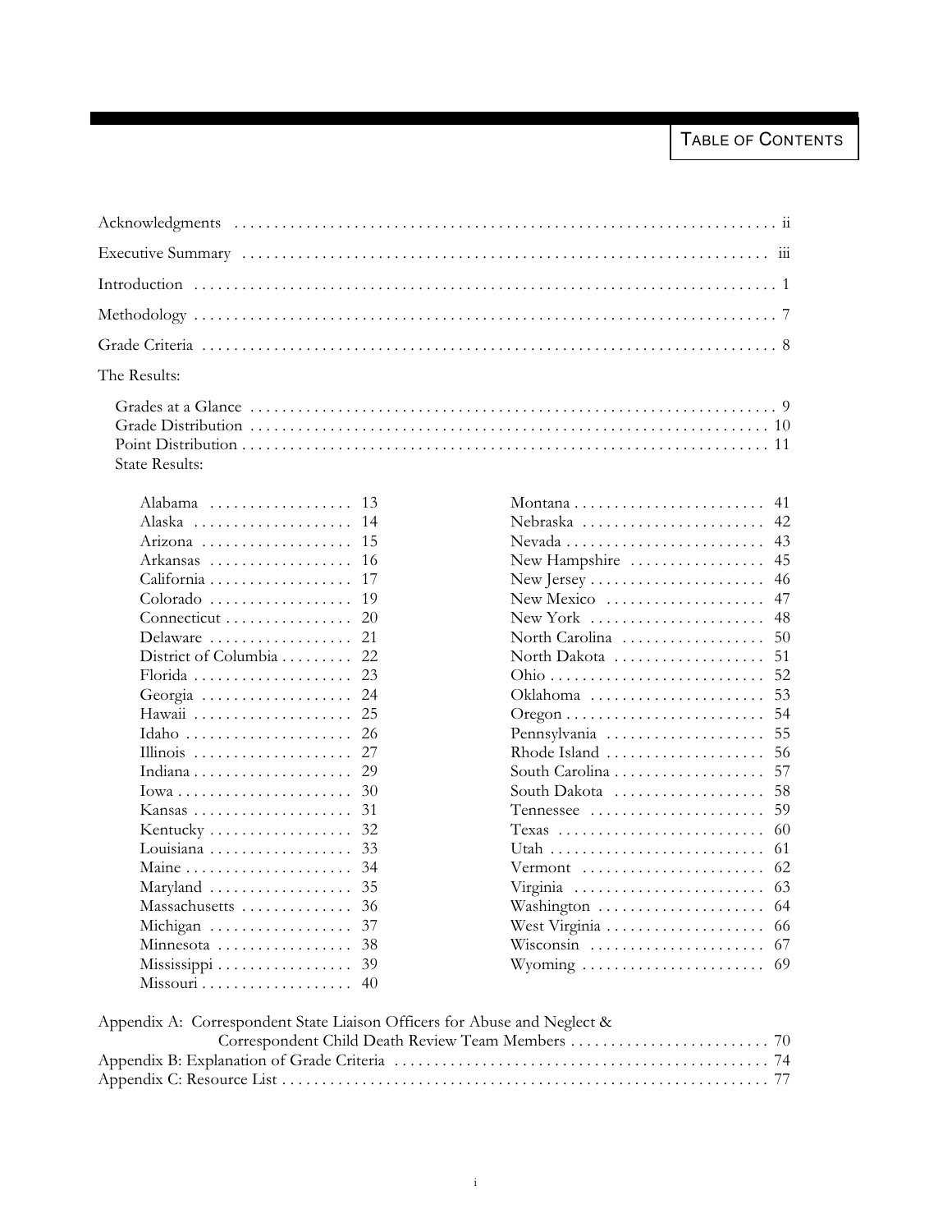# Table of Contents

Acknowledgments ii

Executive Summary iii

Introduction 1

Methodology 7

Grade Criteria 8

The Results:

- Grades at a Glance 9
- Grade Distribution 10
- Point Distribution 11
- State Results:
  - Alabama 13
  - Alaska 14
  - Arizona 15
  - Arkansas 16
  - California 17
  - Colorado 19
  - Connecticut 20
  - Delaware 21
  - District of Columbia 22
  - Florida 23
  - Georgia 24
  - Hawaii 25
  - Idaho 26
  - Illinois 27
  - Indiana 29
  - Iowa 30
  - Kansas 31
  - Kentucky 32
  - Louisiana 33
  - Maine 34
  - Maryland 35
  - Massachusetts 36
  - Michigan 37
  - Minnesota 38
  - Mississippi 39
  - Missouri 40
  - Montana 41
  - Nebraska 42
  - Nevada 43
  - New Hampshire 45
  - New Jersey 46
  - New Mexico 47
  - New York 48
  - North Carolina 50
  - North Dakota 51
  - Ohio 52
  - Oklahoma 53
  - Oregon 54
  - Pennsylvania 55
  - Rhode Island 56
  - South Carolina 57
  - South Dakota 58
  - Tennessee 59
  - Texas 60
  - Utah 61
  - Vermont 62
  - Virginia 63
  - Washington 64
  - West Virginia 66
  - Wisconsin 67
  - Wyoming 69

Appendix A: Correspondent State Liaison Officers for Abuse and Neglect & Correspondent Child Death Review Team Members 70

Appendix B: Explanation of Grade Criteria 74

Appendix C: Resource List 77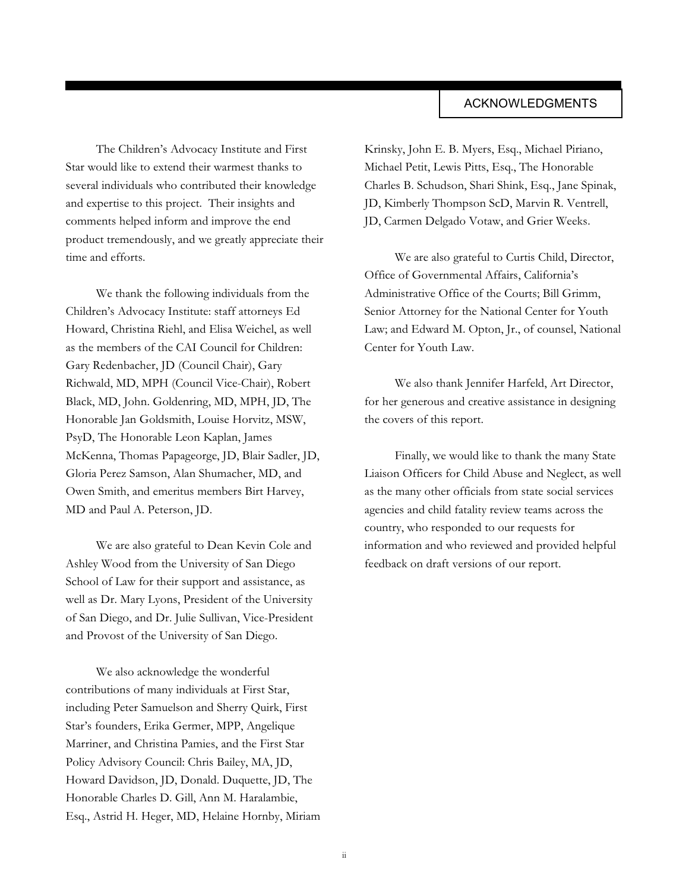# ACKNOWLEDGMENTS

The Children's Advocacy Institute and First Star would like to extend their warmest thanks to several individuals who contributed their knowledge and expertise to this project. Their insights and comments helped inform and improve the end product tremendously, and we greatly appreciate their time and efforts.

We thank the following individuals from the Children's Advocacy Institute: staff attorneys Ed Howard, Christina Riehl, and Elisa Weichel, as well as the members of the CAI Council for Children: Gary Redenbacher, JD (Council Chair), Gary Richwald, MD, MPH (Council Vice-Chair), Robert Black, MD, John. Goldenring, MD, MPH, JD, The Honorable Jan Goldsmith, Louise Horvitz, MSW, PsyD, The Honorable Leon Kaplan, James McKenna, Thomas Papageorge, JD, Blair Sadler, JD, Gloria Perez Samson, Alan Shumacher, MD, and Owen Smith, and emeritus members Birt Harvey, MD and Paul A. Peterson, JD.

We are also grateful to Dean Kevin Cole and Ashley Wood from the University of San Diego School of Law for their support and assistance, as well as Dr. Mary Lyons, President of the University of San Diego, and Dr. Julie Sullivan, Vice-President and Provost of the University of San Diego.

We also acknowledge the wonderful contributions of many individuals at First Star, including Peter Samuelson and Sherry Quirk, First Star's founders, Erika Germer, MPP, Angelique Marriner, and Christina Pamies, and the First Star Policy Advisory Council: Chris Bailey, MA, JD, Howard Davidson, JD, Donald. Duquette, JD, The Honorable Charles D. Gill, Ann M. Haralambie, Esq., Astrid H. Heger, MD, Helaine Hornby, Miriam Krinsky, John E. B. Myers, Esq., Michael Piriano, Michael Petit, Lewis Pitts, Esq., The Honorable Charles B. Schudson, Shari Shink, Esq., Jane Spinak, JD, Kimberly Thompson ScD, Marvin R. Ventrell, JD, Carmen Delgado Votaw, and Grier Weeks.

We are also grateful to Curtis Child, Director, Office of Governmental Affairs, California's Administrative Office of the Courts; Bill Grimm, Senior Attorney for the National Center for Youth Law; and Edward M. Opton, Jr., of counsel, National Center for Youth Law.

We also thank Jennifer Harfeld, Art Director, for her generous and creative assistance in designing the covers of this report.

Finally, we would like to thank the many State Liaison Officers for Child Abuse and Neglect, as well as the many other officials from state social services agencies and child fatality review teams across the country, who responded to our requests for information and who reviewed and provided helpful feedback on draft versions of our report.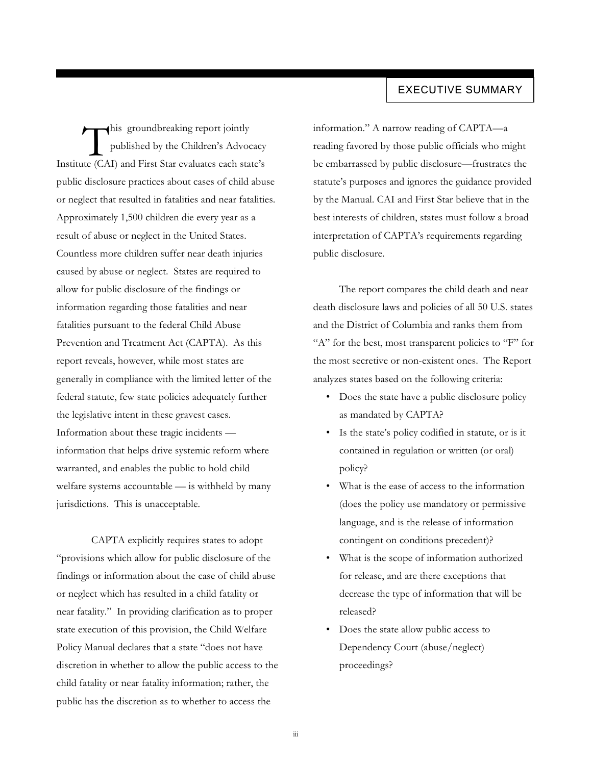# EXECUTIVE SUMMARY

This groundbreaking report jointly published by the Children's Advocacy Institute (CAI) and First Star evaluates each state's public disclosure practices about cases of child abuse or neglect that resulted in fatalities and near fatalities. Approximately 1,500 children die every year as a result of abuse or neglect in the United States. Countless more children suffer near death injuries caused by abuse or neglect. States are required to allow for public disclosure of the findings or information regarding those fatalities and near fatalities pursuant to the federal Child Abuse Prevention and Treatment Act (CAPTA). As this report reveals, however, while most states are generally in compliance with the limited letter of the federal statute, few state policies adequately further the legislative intent in these gravest cases. Information about these tragic incidents — information that helps drive systemic reform where warranted, and enables the public to hold child welfare systems accountable — is withheld by many jurisdictions. This is unacceptable.

CAPTA explicitly requires states to adopt "provisions which allow for public disclosure of the findings or information about the case of child abuse or neglect which has resulted in a child fatality or near fatality." In providing clarification as to proper state execution of this provision, the Child Welfare Policy Manual declares that a state "does not have discretion in whether to allow the public access to the child fatality or near fatality information; rather, the public has the discretion as to whether to access the information." A narrow reading of CAPTA—a reading favored by those public officials who might be embarrassed by public disclosure—frustrates the statute's purposes and ignores the guidance provided by the Manual. CAI and First Star believe that in the best interests of children, states must follow a broad interpretation of CAPTA's requirements regarding public disclosure.

The report compares the child death and near death disclosure laws and policies of all 50 U.S. states and the District of Columbia and ranks them from "A" for the best, most transparent policies to "F" for the most secretive or non-existent ones. The Report analyzes states based on the following criteria:

- Does the state have a public disclosure policy as mandated by CAPTA?
- Is the state's policy codified in statute, or is it contained in regulation or written (or oral) policy?
- What is the ease of access to the information (does the policy use mandatory or permissive language, and is the release of information contingent on conditions precedent)?
- What is the scope of information authorized for release, and are there exceptions that decrease the type of information that will be released?
- Does the state allow public access to Dependency Court (abuse/neglect) proceedings?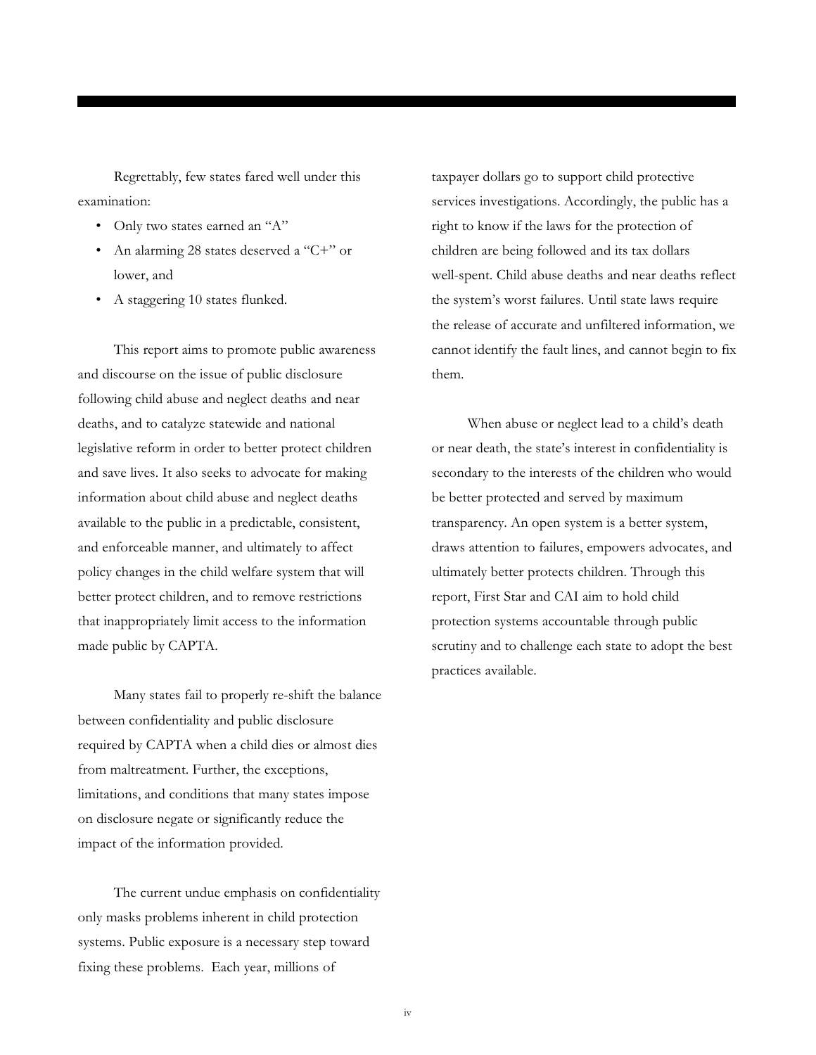Regrettably, few states fared well under this examination:

- Only two states earned an "A"
- An alarming 28 states deserved a "C+" or lower, and
- A staggering 10 states flunked.

This report aims to promote public awareness and discourse on the issue of public disclosure following child abuse and neglect deaths and near deaths, and to catalyze statewide and national legislative reform in order to better protect children and save lives. It also seeks to advocate for making information about child abuse and neglect deaths available to the public in a predictable, consistent, and enforceable manner, and ultimately to affect policy changes in the child welfare system that will better protect children, and to remove restrictions that inappropriately limit access to the information made public by CAPTA.

Many states fail to properly re-shift the balance between confidentiality and public disclosure required by CAPTA when a child dies or almost dies from maltreatment. Further, the exceptions, limitations, and conditions that many states impose on disclosure negate or significantly reduce the impact of the information provided.

The current undue emphasis on confidentiality only masks problems inherent in child protection systems. Public exposure is a necessary step toward fixing these problems. Each year, millions of taxpayer dollars go to support child protective services investigations. Accordingly, the public has a right to know if the laws for the protection of children are being followed and its tax dollars well-spent. Child abuse deaths and near deaths reflect the system's worst failures. Until state laws require the release of accurate and unfiltered information, we cannot identify the fault lines, and cannot begin to fix them.

When abuse or neglect lead to a child's death or near death, the state's interest in confidentiality is secondary to the interests of the children who would be better protected and served by maximum transparency. An open system is a better system, draws attention to failures, empowers advocates, and ultimately better protects children. Through this report, First Star and CAI aim to hold child protection systems accountable through public scrutiny and to challenge each state to adopt the best practices available.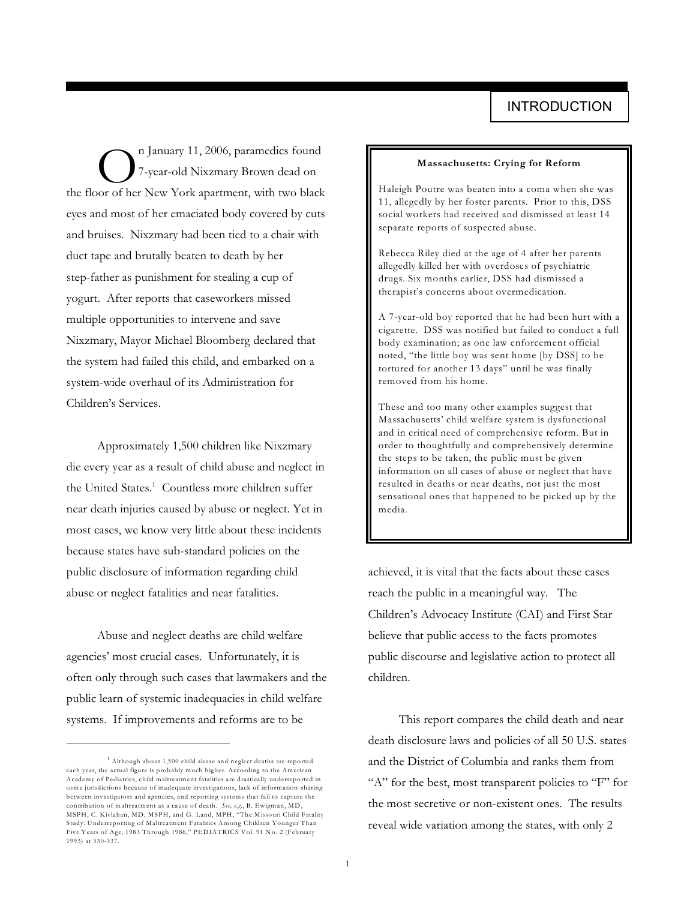# INTRODUCTION

On January 11, 2006, paramedics found 7-year-old Nixzmary Brown dead on the floor of her New York apartment, with two black eyes and most of her emaciated body covered by cuts and bruises. Nixzmary had been tied to a chair with duct tape and brutally beaten to death by her step-father as punishment for stealing a cup of yogurt. After reports that caseworkers missed multiple opportunities to intervene and save Nixzmary, Mayor Michael Bloomberg declared that the system had failed this child, and embarked on a system-wide overhaul of its Administration for Children's Services.

Approximately 1,500 children like Nixzmary die every year as a result of child abuse and neglect in the United States.[1] Countless more children suffer near death injuries caused by abuse or neglect. Yet in most cases, we know very little about these incidents because states have sub-standard policies on the public disclosure of information regarding child abuse or neglect fatalities and near fatalities.

Abuse and neglect deaths are child welfare agencies' most crucial cases. Unfortunately, it is often only through such cases that lawmakers and the public learn of systemic inadequacies in child welfare systems. If improvements and reforms are to be achieved, it is vital that the facts about these cases reach the public in a meaningful way. The Children's Advocacy Institute (CAI) and First Star believe that public access to the facts promotes public discourse and legislative action to protect all children.

This report compares the child death and near death disclosure laws and policies of all 50 U.S. states and the District of Columbia and ranks them from "A" for the best, most transparent policies to "F" for the most secretive or non-existent ones. The results reveal wide variation among the states, with only 2

> **Massachusetts: Crying for Reform**
>
> Haleigh Poutre was beaten into a coma when she was 11, allegedly by her foster parents. Prior to this, DSS social workers had received and dismissed at least 14 separate reports of suspected abuse.
>
> Rebecca Riley died at the age of 4 after her parents allegedly killed her with overdoses of psychiatric drugs. Six months earlier, DSS had dismissed a therapist's concerns about overmedication.
>
> A 7-year-old boy reported that he had been hurt with a cigarette. DSS was notified but failed to conduct a full body examination; as one law enforcement official noted, "the little boy was sent home [by DSS] to be tortured for another 13 days" until he was finally removed from his home.
>
> These and too many other examples suggest that Massachusetts' child welfare system is dysfunctional and in critical need of comprehensive reform. But in order to thoughtfully and comprehensively determine the steps to be taken, the public must be given information on all cases of abuse or neglect that have resulted in deaths or near deaths, not just the most sensational ones that happened to be picked up by the media.

---

[1] Although about 1,500 child abuse and neglect deaths are reported each year, the actual figure is probably much higher. According to the American Academy of Pediatrics, child maltreatment fatalities are drastically underreported in some jurisdictions because of inadequate investigations, lack of information-sharing between investigators and agencies, and reporting systems that fail to capture the contribution of maltreatment as a cause of death. *See, e.g.*, B. Ewigman, MD, MSPH, C. Kivlahan, MD, MSPH, and G. Land, MPH, "The Missouri Child Fatality Study: Underreporting of Maltreatment Fatalities Among Children Younger Than Five Years of Age, 1983 Through 1986," PEDIATRICS Vol. 91 No. 2 (February 1993) at 330-337.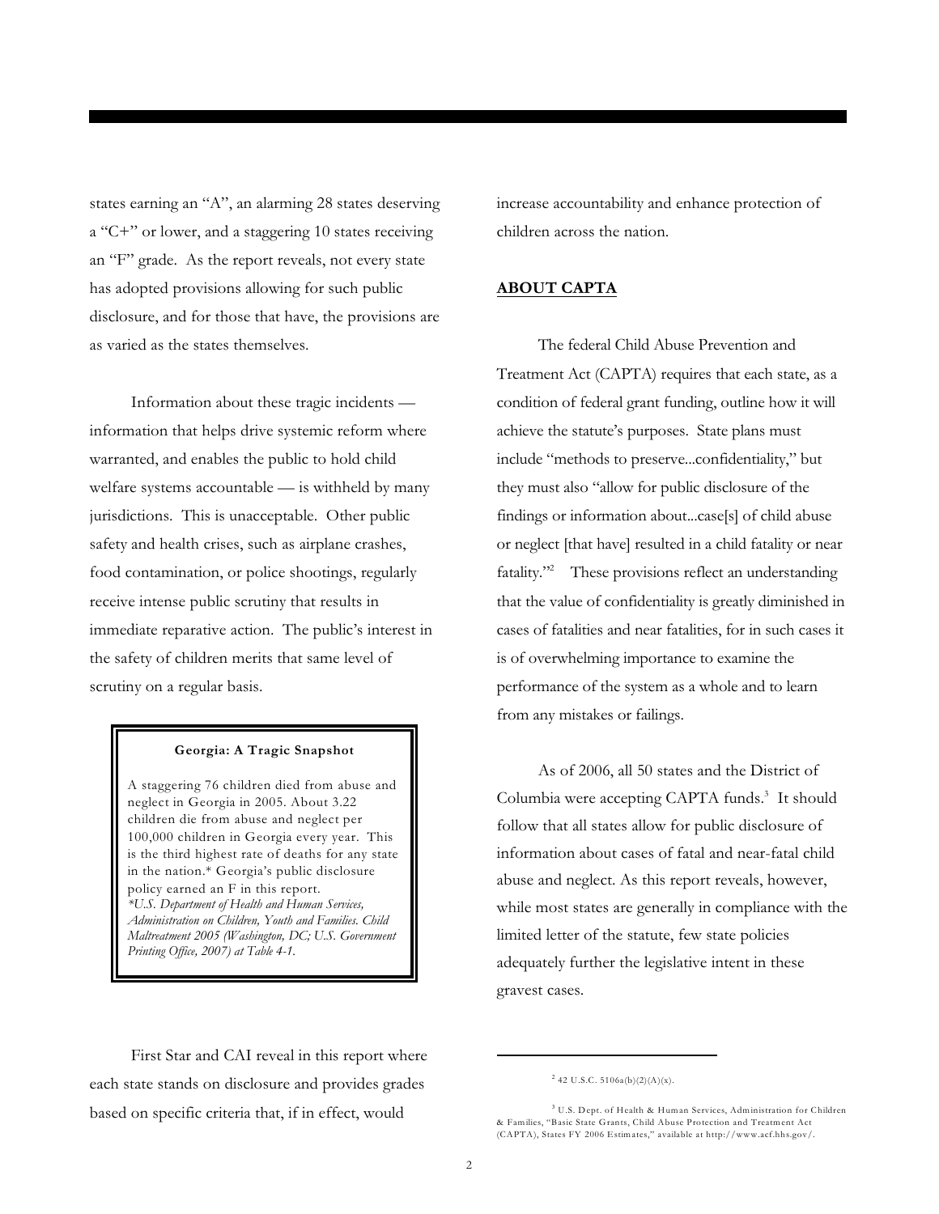states earning an "A", an alarming 28 states deserving a "C+" or lower, and a staggering 10 states receiving an "F" grade. As the report reveals, not every state has adopted provisions allowing for such public disclosure, and for those that have, the provisions are as varied as the states themselves.

Information about these tragic incidents — information that helps drive systemic reform where warranted, and enables the public to hold child welfare systems accountable — is withheld by many jurisdictions. This is unacceptable. Other public safety and health crises, such as airplane crashes, food contamination, or police shootings, regularly receive intense public scrutiny that results in immediate reparative action. The public's interest in the safety of children merits that same level of scrutiny on a regular basis.

> **Georgia: A Tragic Snapshot**
>
> A staggering 76 children died from abuse and neglect in Georgia in 2005. About 3.22 children die from abuse and neglect per 100,000 children in Georgia every year. This is the third highest rate of deaths for any state in the nation.* Georgia's public disclosure policy earned an F in this report.
> *\*U.S. Department of Health and Human Services, Administration on Children, Youth and Families. Child Maltreatment 2005 (Washington, DC; U.S. Government Printing Office, 2007) at Table 4-1.*

First Star and CAI reveal in this report where each state stands on disclosure and provides grades based on specific criteria that, if in effect, would increase accountability and enhance protection of children across the nation.

## ABOUT CAPTA

The federal Child Abuse Prevention and Treatment Act (CAPTA) requires that each state, as a condition of federal grant funding, outline how it will achieve the statute's purposes. State plans must include "methods to preserve...confidentiality," but they must also "allow for public disclosure of the findings or information about...case[s] of child abuse or neglect [that have] resulted in a child fatality or near fatality."[2] These provisions reflect an understanding that the value of confidentiality is greatly diminished in cases of fatalities and near fatalities, for in such cases it is of overwhelming importance to examine the performance of the system as a whole and to learn from any mistakes or failings.

As of 2006, all 50 states and the District of Columbia were accepting CAPTA funds.[3] It should follow that all states allow for public disclosure of information about cases of fatal and near-fatal child abuse and neglect. As this report reveals, however, while most states are generally in compliance with the limited letter of the statute, few state policies adequately further the legislative intent in these gravest cases.

---

[2] 42 U.S.C. 5106a(b)(2)(A)(x).

[3] U.S. Dept. of Health & Human Services, Administration for Children & Families, "Basic State Grants, Child Abuse Protection and Treatment Act (CAPTA), States FY 2006 Estimates," available at http://www.acf.hhs.gov/.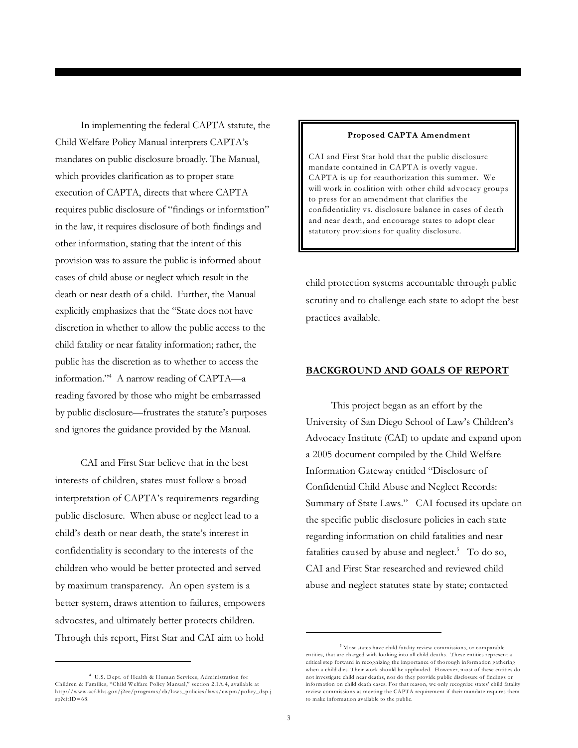In implementing the federal CAPTA statute, the Child Welfare Policy Manual interprets CAPTA's mandates on public disclosure broadly. The Manual, which provides clarification as to proper state execution of CAPTA, directs that where CAPTA requires public disclosure of "findings or information" in the law, it requires disclosure of both findings and other information, stating that the intent of this provision was to assure the public is informed about cases of child abuse or neglect which result in the death or near death of a child. Further, the Manual explicitly emphasizes that the "State does not have discretion in whether to allow the public access to the child fatality or near fatality information; rather, the public has the discretion as to whether to access the information."[4] A narrow reading of CAPTA—a reading favored by those who might be embarrassed by public disclosure—frustrates the statute's purposes and ignores the guidance provided by the Manual.

CAI and First Star believe that in the best interests of children, states must follow a broad interpretation of CAPTA's requirements regarding public disclosure. When abuse or neglect lead to a child's death or near death, the state's interest in confidentiality is secondary to the interests of the children who would be better protected and served by maximum transparency. An open system is a better system, draws attention to failures, empowers advocates, and ultimately better protects children. Through this report, First Star and CAI aim to hold child protection systems accountable through public scrutiny and to challenge each state to adopt the best practices available.

> **Proposed CAPTA Amendment**
>
> CAI and First Star hold that the public disclosure mandate contained in CAPTA is overly vague. CAPTA is up for reauthorization this summer. We will work in coalition with other child advocacy groups to press for an amendment that clarifies the confidentiality vs. disclosure balance in cases of death and near death, and encourage states to adopt clear statutory provisions for quality disclosure.

## BACKGROUND AND GOALS OF REPORT

This project began as an effort by the University of San Diego School of Law's Children's Advocacy Institute (CAI) to update and expand upon a 2005 document compiled by the Child Welfare Information Gateway entitled "Disclosure of Confidential Child Abuse and Neglect Records: Summary of State Laws." CAI focused its update on the specific public disclosure policies in each state regarding information on child fatalities and near fatalities caused by abuse and neglect.[5] To do so, CAI and First Star researched and reviewed child abuse and neglect statutes state by state; contacted

---

[4] U.S. Dept. of Health & Human Services, Administration for Children & Families, "Child Welfare Policy Manual," section 2.1A.4, available at http://www.acf.hhs.gov/j2ee/programs/cb/laws_policies/laws/cwpm/policy_dsp.jsp?citID=68.

[5] Most states have child fatality review commissions, or comparable entities, that are charged with looking into all child deaths. These entities represent a critical step forward in recognizing the importance of thorough information gathering when a child dies. Their work should be applauded. However, most of these entities do not investigate child near deaths, nor do they provide public disclosure of findings or information on child death cases. For that reason, we only recognize states' child fatality review commissions as meeting the CAPTA requirement if their mandate requires them to make information available to the public.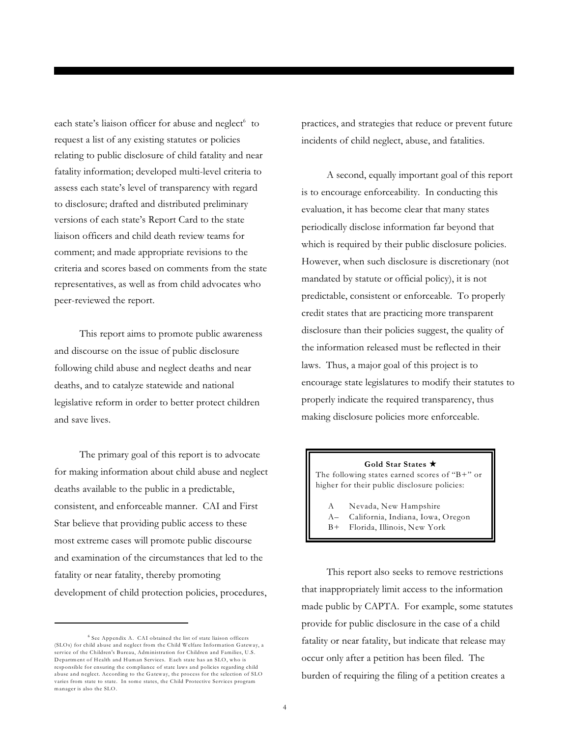each state's liaison officer for abuse and neglect[6] to request a list of any existing statutes or policies relating to public disclosure of child fatality and near fatality information; developed multi-level criteria to assess each state's level of transparency with regard to disclosure; drafted and distributed preliminary versions of each state's Report Card to the state liaison officers and child death review teams for comment; and made appropriate revisions to the criteria and scores based on comments from the state representatives, as well as from child advocates who peer-reviewed the report.

This report aims to promote public awareness and discourse on the issue of public disclosure following child abuse and neglect deaths and near deaths, and to catalyze statewide and national legislative reform in order to better protect children and save lives.

The primary goal of this report is to advocate for making information about child abuse and neglect deaths available to the public in a predictable, consistent, and enforceable manner. CAI and First Star believe that providing public access to these most extreme cases will promote public discourse and examination of the circumstances that led to the fatality or near fatality, thereby promoting development of child protection policies, procedures, practices, and strategies that reduce or prevent future incidents of child neglect, abuse, and fatalities.

A second, equally important goal of this report is to encourage enforceability. In conducting this evaluation, it has become clear that many states periodically disclose information far beyond that which is required by their public disclosure policies. However, when such disclosure is discretionary (not mandated by statute or official policy), it is not predictable, consistent or enforceable. To properly credit states that are practicing more transparent disclosure than their policies suggest, the quality of the information released must be reflected in their laws. Thus, a major goal of this project is to encourage state legislatures to modify their statutes to properly indicate the required transparency, thus making disclosure policies more enforceable.

> **Gold Star States ★**
>
> The following states earned scores of "B+" or higher for their public disclosure policies:
>
> A  Nevada, New Hampshire
> A–  California, Indiana, Iowa, Oregon
> B+  Florida, Illinois, New York

This report also seeks to remove restrictions that inappropriately limit access to the information made public by CAPTA. For example, some statutes provide for public disclosure in the case of a child fatality or near fatality, but indicate that release may occur only after a petition has been filed. The burden of requiring the filing of a petition creates a

[6] See Appendix A. CAI obtained the list of state liaison officers (SLOs) for child abuse and neglect from the Child Welfare Information Gateway, a service of the Children's Bureau, Administration for Children and Families, U.S. Department of Health and Human Services. Each state has an SLO, who is responsible for ensuring the compliance of state laws and policies regarding child abuse and neglect. According to the Gateway, the process for the selection of SLO varies from state to state. In some states, the Child Protective Services program manager is also the SLO.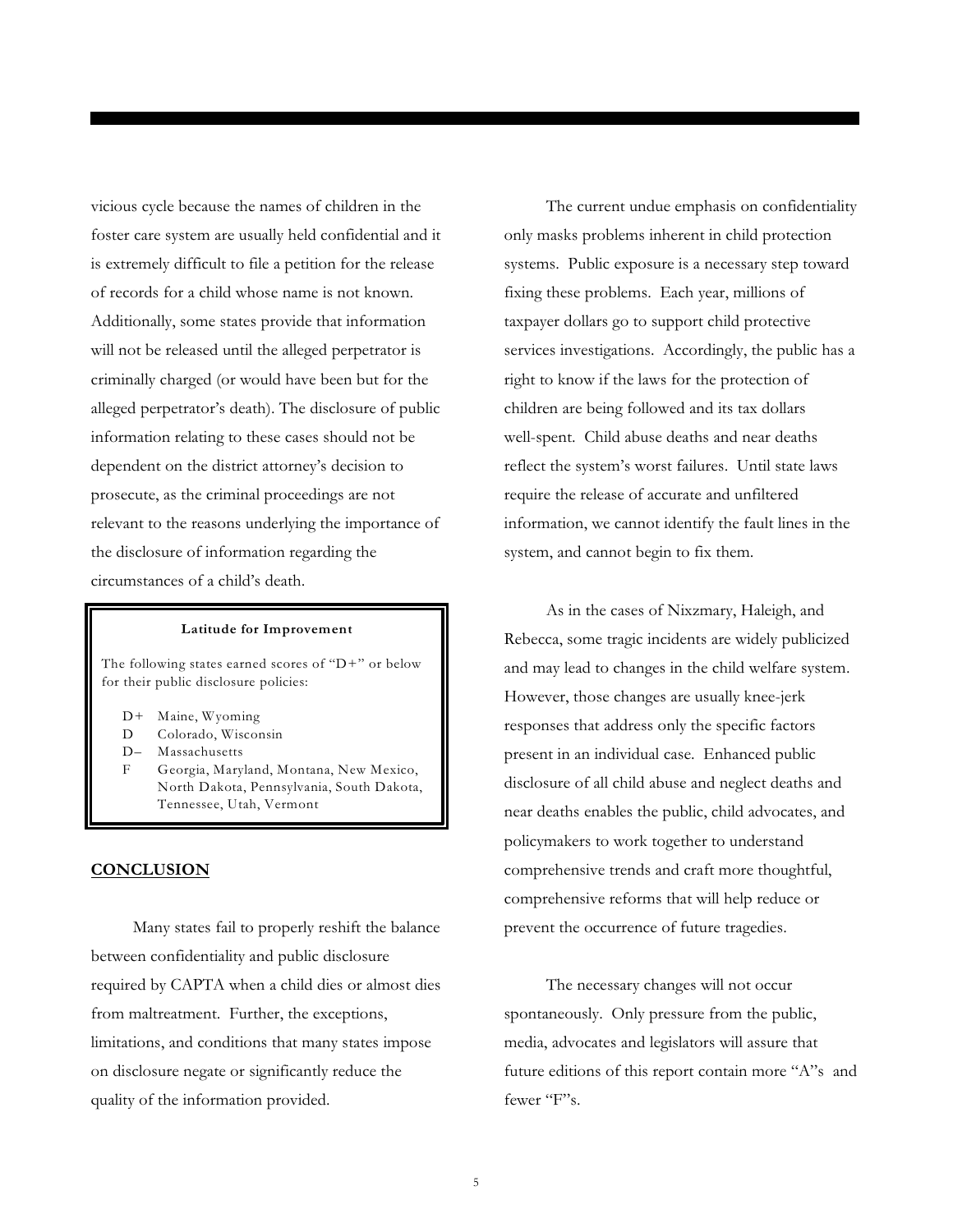vicious cycle because the names of children in the foster care system are usually held confidential and it is extremely difficult to file a petition for the release of records for a child whose name is not known. Additionally, some states provide that information will not be released until the alleged perpetrator is criminally charged (or would have been but for the alleged perpetrator's death). The disclosure of public information relating to these cases should not be dependent on the district attorney's decision to prosecute, as the criminal proceedings are not relevant to the reasons underlying the importance of the disclosure of information regarding the circumstances of a child's death.

> **Latitude for Improvement**
>
> The following states earned scores of "D+" or below for their public disclosure policies:
>
> - D+ Maine, Wyoming
> - D Colorado, Wisconsin
> - D– Massachusetts
> - F Georgia, Maryland, Montana, New Mexico, North Dakota, Pennsylvania, South Dakota, Tennessee, Utah, Vermont

## CONCLUSION

Many states fail to properly reshift the balance between confidentiality and public disclosure required by CAPTA when a child dies or almost dies from maltreatment. Further, the exceptions, limitations, and conditions that many states impose on disclosure negate or significantly reduce the quality of the information provided.

The current undue emphasis on confidentiality only masks problems inherent in child protection systems. Public exposure is a necessary step toward fixing these problems. Each year, millions of taxpayer dollars go to support child protective services investigations. Accordingly, the public has a right to know if the laws for the protection of children are being followed and its tax dollars well-spent. Child abuse deaths and near deaths reflect the system's worst failures. Until state laws require the release of accurate and unfiltered information, we cannot identify the fault lines in the system, and cannot begin to fix them.

As in the cases of Nixzmary, Haleigh, and Rebecca, some tragic incidents are widely publicized and may lead to changes in the child welfare system. However, those changes are usually knee-jerk responses that address only the specific factors present in an individual case. Enhanced public disclosure of all child abuse and neglect deaths and near deaths enables the public, child advocates, and policymakers to work together to understand comprehensive trends and craft more thoughtful, comprehensive reforms that will help reduce or prevent the occurrence of future tragedies.

The necessary changes will not occur spontaneously. Only pressure from the public, media, advocates and legislators will assure that future editions of this report contain more "A"s and fewer "F"s.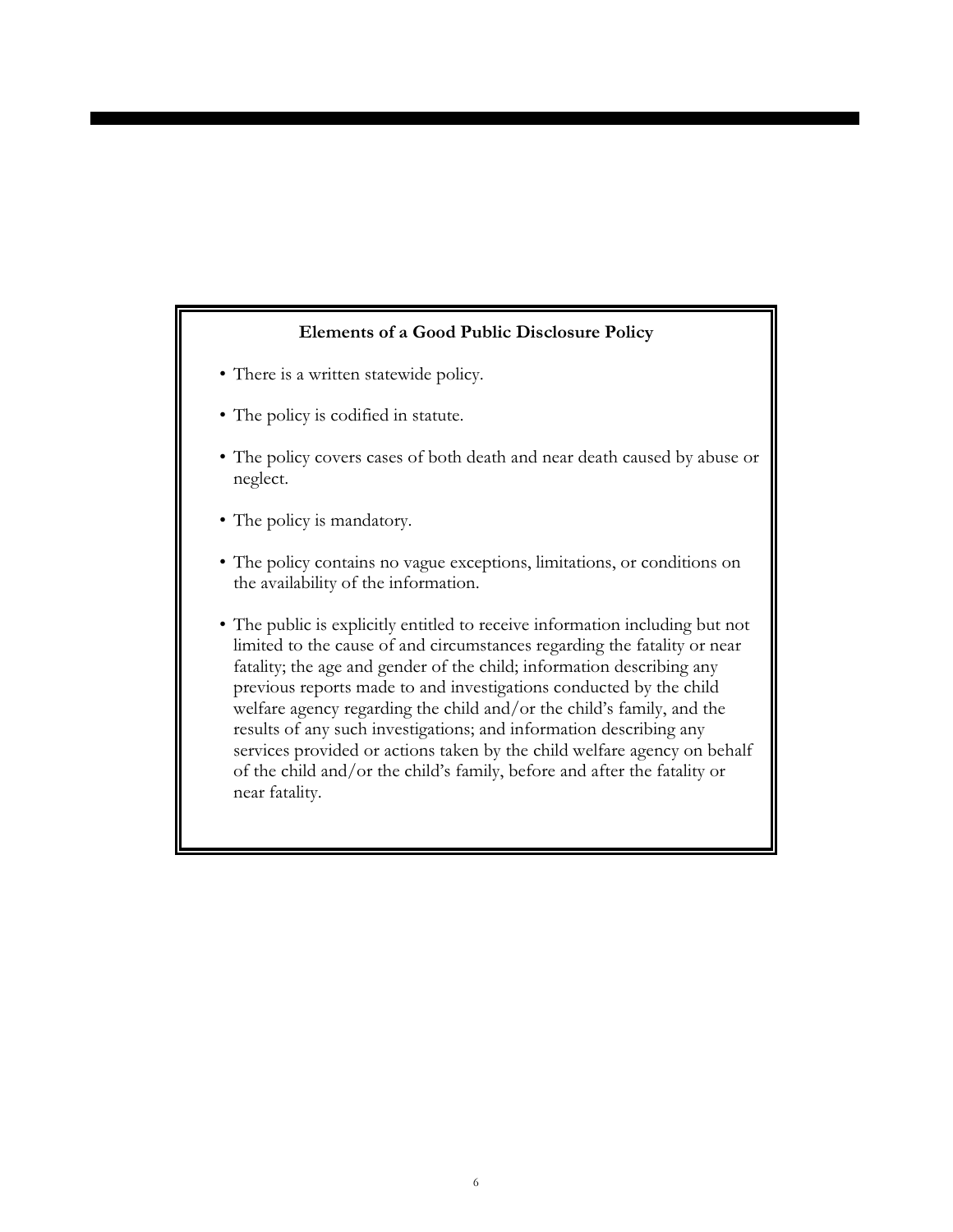**Elements of a Good Public Disclosure Policy**

- There is a written statewide policy.
- The policy is codified in statute.
- The policy covers cases of both death and near death caused by abuse or neglect.
- The policy is mandatory.
- The policy contains no vague exceptions, limitations, or conditions on the availability of the information.
- The public is explicitly entitled to receive information including but not limited to the cause of and circumstances regarding the fatality or near fatality; the age and gender of the child; information describing any previous reports made to and investigations conducted by the child welfare agency regarding the child and/or the child's family, and the results of any such investigations; and information describing any services provided or actions taken by the child welfare agency on behalf of the child and/or the child's family, before and after the fatality or near fatality.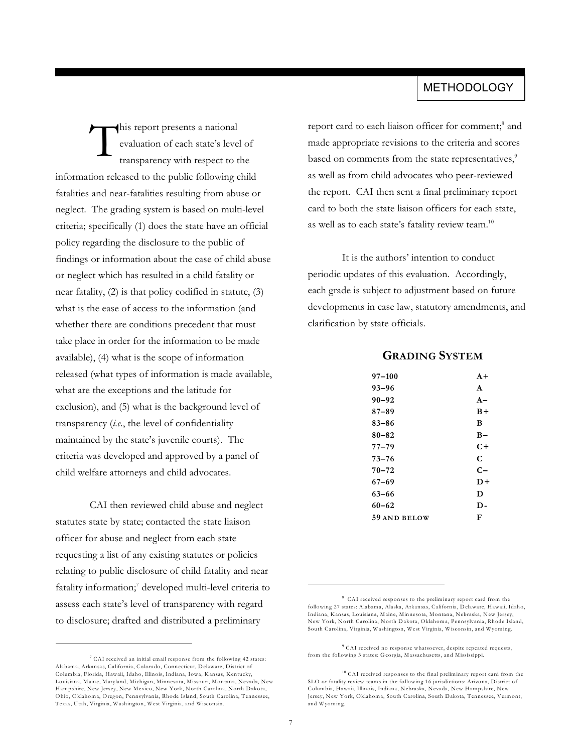## METHODOLOGY

This report presents a national evaluation of each state's level of transparency with respect to the information released to the public following child fatalities and near-fatalities resulting from abuse or neglect. The grading system is based on multi-level criteria; specifically (1) does the state have an official policy regarding the disclosure to the public of findings or information about the case of child abuse or neglect which has resulted in a child fatality or near fatality, (2) is that policy codified in statute, (3) what is the ease of access to the information (and whether there are conditions precedent that must take place in order for the information to be made available), (4) what is the scope of information released (what types of information is made available, what are the exceptions and the latitude for exclusion), and (5) what is the background level of transparency (*i.e.*, the level of confidentiality maintained by the state's juvenile courts). The criteria was developed and approved by a panel of child welfare attorneys and child advocates.

CAI then reviewed child abuse and neglect statutes state by state; contacted the state liaison officer for abuse and neglect from each state requesting a list of any existing statutes or policies relating to public disclosure of child fatality and near fatality information;[7] developed multi-level criteria to assess each state's level of transparency with regard to disclosure; drafted and distributed a preliminary report card to each liaison officer for comment;[8] and made appropriate revisions to the criteria and scores based on comments from the state representatives,[9] as well as from child advocates who peer-reviewed the report. CAI then sent a final preliminary report card to both the state liaison officers for each state, as well as to each state's fatality review team.[10]

It is the authors' intention to conduct periodic updates of this evaluation. Accordingly, each grade is subject to adjustment based on future developments in case law, statutory amendments, and clarification by state officials.

### GRADING SYSTEM

| Score | Grade |
|---|---|
| **97–100** | **A+** |
| **93–96** | **A** |
| **90–92** | **A–** |
| **87–89** | **B+** |
| **83–86** | **B** |
| **80–82** | **B–** |
| **77–79** | **C+** |
| **73–76** | **C** |
| **70–72** | **C–** |
| **67–69** | **D+** |
| **63–66** | **D** |
| **60–62** | **D-** |
| **59 AND BELOW** | **F** |

---

[7] CAI received an initial email response from the following 42 states: Alabama, Arkansas, California, Colorado, Connecticut, Delaware, District of Columbia, Florida, Hawaii, Idaho, Illinois, Indiana, Iowa, Kansas, Kentucky, Louisiana, Maine, Maryland, Michigan, Minnesota, Missouri, Montana, Nevada, New Hampshire, New Jersey, New Mexico, New York, North Carolina, North Dakota, Ohio, Oklahoma, Oregon, Pennsylvania, Rhode Island, South Carolina, Tennessee, Texas, Utah, Virginia, Washington, West Virginia, and Wisconsin.

[8] CAI received responses to the preliminary report card from the following 27 states: Alabama, Alaska, Arkansas, California, Delaware, Hawaii, Idaho, Indiana, Kansas, Louisiana, Maine, Minnesota, Montana, Nebraska, New Jersey, New York, North Carolina, North Dakota, Oklahoma, Pennsylvania, Rhode Island, South Carolina, Virginia, Washington, West Virginia, Wisconsin, and Wyoming.

[9] CAI received no response whatsoever, despite repeated requests, from the following 3 states: Georgia, Massachusetts, and Mississippi.

[10] CAI received responses to the final preliminary report card from the SLO or fatality review teams in the following 16 jurisdictions: Arizona, District of Columbia, Hawaii, Illinois, Indiana, Nebraska, Nevada, New Hampshire, New Jersey, New York, Oklahoma, South Carolina, South Dakota, Tennessee, Vermont, and Wyoming.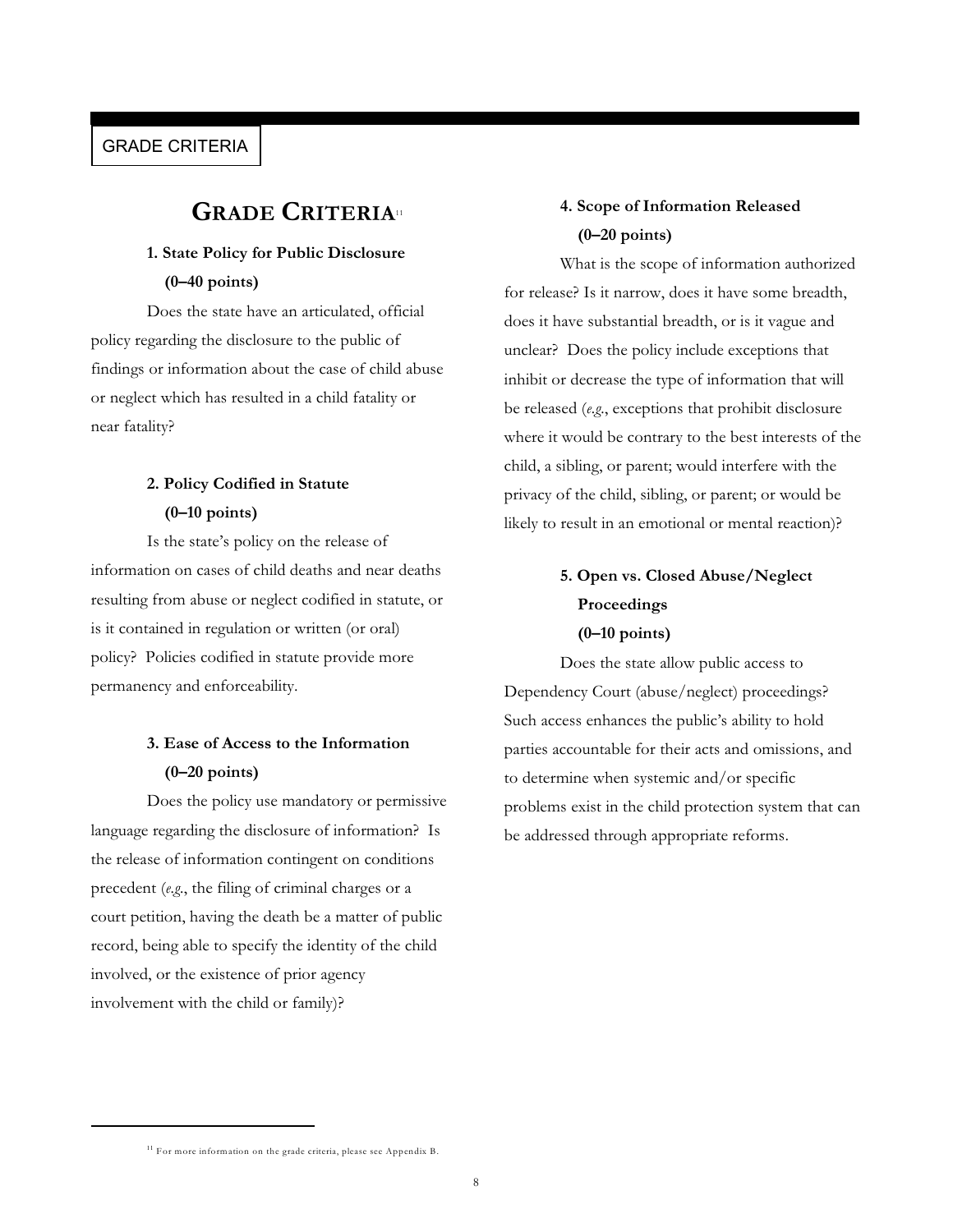# GRADE CRITERIA[11]

### 1. State Policy for Public Disclosure (0–40 points)

Does the state have an articulated, official policy regarding the disclosure to the public of findings or information about the case of child abuse or neglect which has resulted in a child fatality or near fatality?

### 2. Policy Codified in Statute (0–10 points)

Is the state's policy on the release of information on cases of child deaths and near deaths resulting from abuse or neglect codified in statute, or is it contained in regulation or written (or oral) policy? Policies codified in statute provide more permanency and enforceability.

### 3. Ease of Access to the Information (0–20 points)

Does the policy use mandatory or permissive language regarding the disclosure of information? Is the release of information contingent on conditions precedent (*e.g.*, the filing of criminal charges or a court petition, having the death be a matter of public record, being able to specify the identity of the child involved, or the existence of prior agency involvement with the child or family)?

### 4. Scope of Information Released (0–20 points)

What is the scope of information authorized for release? Is it narrow, does it have some breadth, does it have substantial breadth, or is it vague and unclear? Does the policy include exceptions that inhibit or decrease the type of information that will be released (*e.g.*, exceptions that prohibit disclosure where it would be contrary to the best interests of the child, a sibling, or parent; would interfere with the privacy of the child, sibling, or parent; or would be likely to result in an emotional or mental reaction)?

### 5. Open vs. Closed Abuse/Neglect Proceedings (0–10 points)

Does the state allow public access to Dependency Court (abuse/neglect) proceedings? Such access enhances the public's ability to hold parties accountable for their acts and omissions, and to determine when systemic and/or specific problems exist in the child protection system that can be addressed through appropriate reforms.

---

[11] For more information on the grade criteria, please see Appendix B.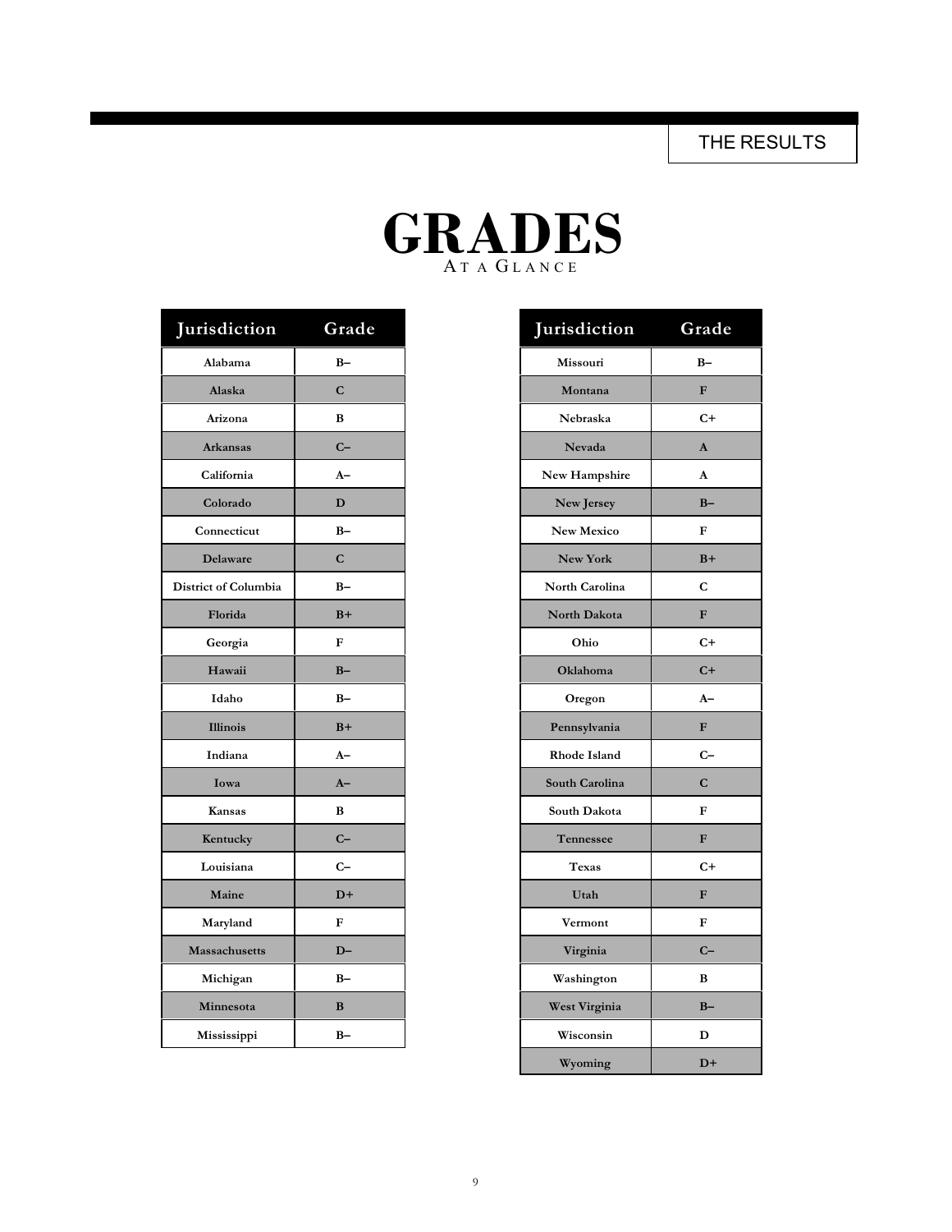THE RESULTS

# GRADES

AT A GLANCE

| Jurisdiction | Grade |
|---|---|
| Alabama | B– |
| Alaska | C |
| Arizona | B |
| Arkansas | C– |
| California | A– |
| Colorado | D |
| Connecticut | B– |
| Delaware | C |
| District of Columbia | B– |
| Florida | B+ |
| Georgia | F |
| Hawaii | B– |
| Idaho | B– |
| Illinois | B+ |
| Indiana | A– |
| Iowa | A– |
| Kansas | B |
| Kentucky | C– |
| Louisiana | C– |
| Maine | D+ |
| Maryland | F |
| Massachusetts | D– |
| Michigan | B– |
| Minnesota | B |
| Mississippi | B– |

| Jurisdiction | Grade |
|---|---|
| Missouri | B– |
| Montana | F |
| Nebraska | C+ |
| Nevada | A |
| New Hampshire | A |
| New Jersey | B– |
| New Mexico | F |
| New York | B+ |
| North Carolina | C |
| North Dakota | F |
| Ohio | C+ |
| Oklahoma | C+ |
| Oregon | A– |
| Pennsylvania | F |
| Rhode Island | C– |
| South Carolina | C |
| South Dakota | F |
| Tennessee | F |
| Texas | C+ |
| Utah | F |
| Vermont | F |
| Virginia | C– |
| Washington | B |
| West Virginia | B– |
| Wisconsin | D |
| Wyoming | D+ |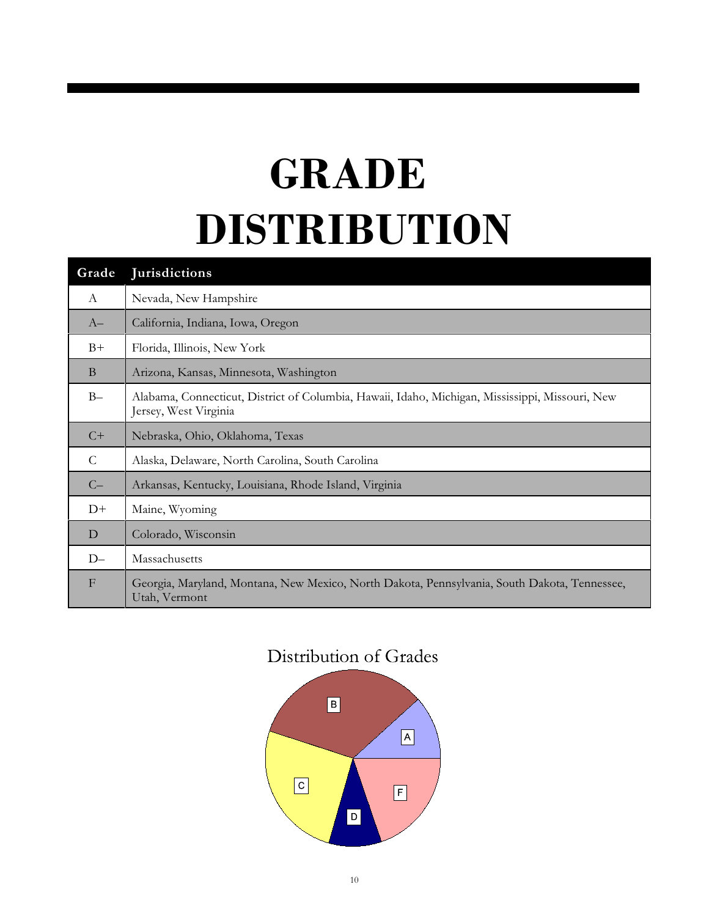# GRADE DISTRIBUTION

| Grade | Jurisdictions |
|---|---|
| A | Nevada, New Hampshire |
| A– | California, Indiana, Iowa, Oregon |
| B+ | Florida, Illinois, New York |
| B | Arizona, Kansas, Minnesota, Washington |
| B– | Alabama, Connecticut, District of Columbia, Hawaii, Idaho, Michigan, Mississippi, Missouri, New Jersey, West Virginia |
| C+ | Nebraska, Ohio, Oklahoma, Texas |
| C | Alaska, Delaware, North Carolina, South Carolina |
| C– | Arkansas, Kentucky, Louisiana, Rhode Island, Virginia |
| D+ | Maine, Wyoming |
| D | Colorado, Wisconsin |
| D– | Massachusetts |
| F | Georgia, Maryland, Montana, New Mexico, North Dakota, Pennsylvania, South Dakota, Tennessee, Utah, Vermont |

Distribution of Grades

B

A

C

F

D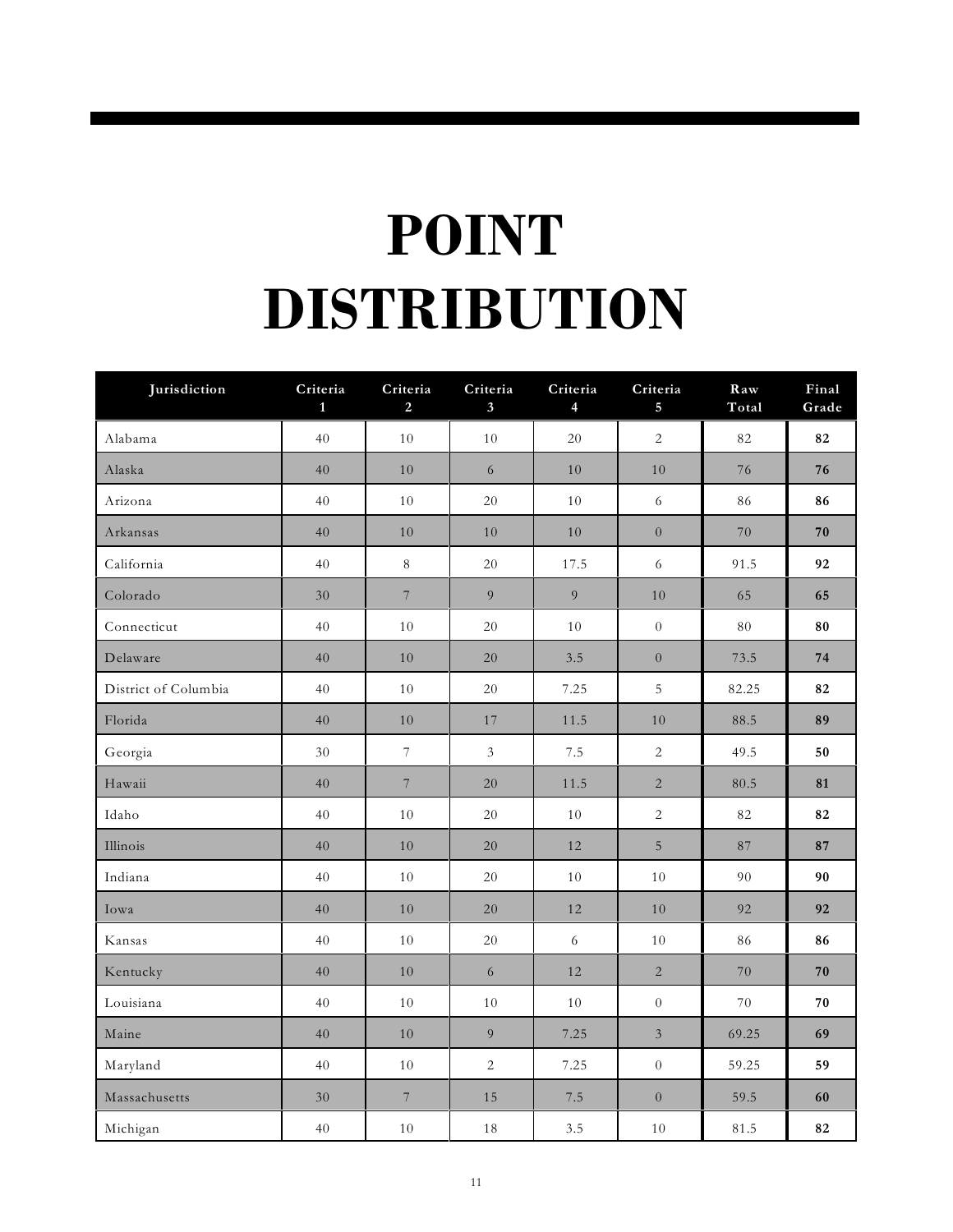# POINT DISTRIBUTION

| Jurisdiction | Criteria 1 | Criteria 2 | Criteria 3 | Criteria 4 | Criteria 5 | Raw Total | Final Grade |
|---|---|---|---|---|---|---|---|
| Alabama | 40 | 10 | 10 | 20 | 2 | 82 | **82** |
| Alaska | 40 | 10 | 6 | 10 | 10 | 76 | **76** |
| Arizona | 40 | 10 | 20 | 10 | 6 | 86 | **86** |
| Arkansas | 40 | 10 | 10 | 10 | 0 | 70 | **70** |
| California | 40 | 8 | 20 | 17.5 | 6 | 91.5 | **92** |
| Colorado | 30 | 7 | 9 | 9 | 10 | 65 | **65** |
| Connecticut | 40 | 10 | 20 | 10 | 0 | 80 | **80** |
| Delaware | 40 | 10 | 20 | 3.5 | 0 | 73.5 | **74** |
| District of Columbia | 40 | 10 | 20 | 7.25 | 5 | 82.25 | **82** |
| Florida | 40 | 10 | 17 | 11.5 | 10 | 88.5 | **89** |
| Georgia | 30 | 7 | 3 | 7.5 | 2 | 49.5 | **50** |
| Hawaii | 40 | 7 | 20 | 11.5 | 2 | 80.5 | **81** |
| Idaho | 40 | 10 | 20 | 10 | 2 | 82 | **82** |
| Illinois | 40 | 10 | 20 | 12 | 5 | 87 | **87** |
| Indiana | 40 | 10 | 20 | 10 | 10 | 90 | **90** |
| Iowa | 40 | 10 | 20 | 12 | 10 | 92 | **92** |
| Kansas | 40 | 10 | 20 | 6 | 10 | 86 | **86** |
| Kentucky | 40 | 10 | 6 | 12 | 2 | 70 | **70** |
| Louisiana | 40 | 10 | 10 | 10 | 0 | 70 | **70** |
| Maine | 40 | 10 | 9 | 7.25 | 3 | 69.25 | **69** |
| Maryland | 40 | 10 | 2 | 7.25 | 0 | 59.25 | **59** |
| Massachusetts | 30 | 7 | 15 | 7.5 | 0 | 59.5 | **60** |
| Michigan | 40 | 10 | 18 | 3.5 | 10 | 81.5 | **82** |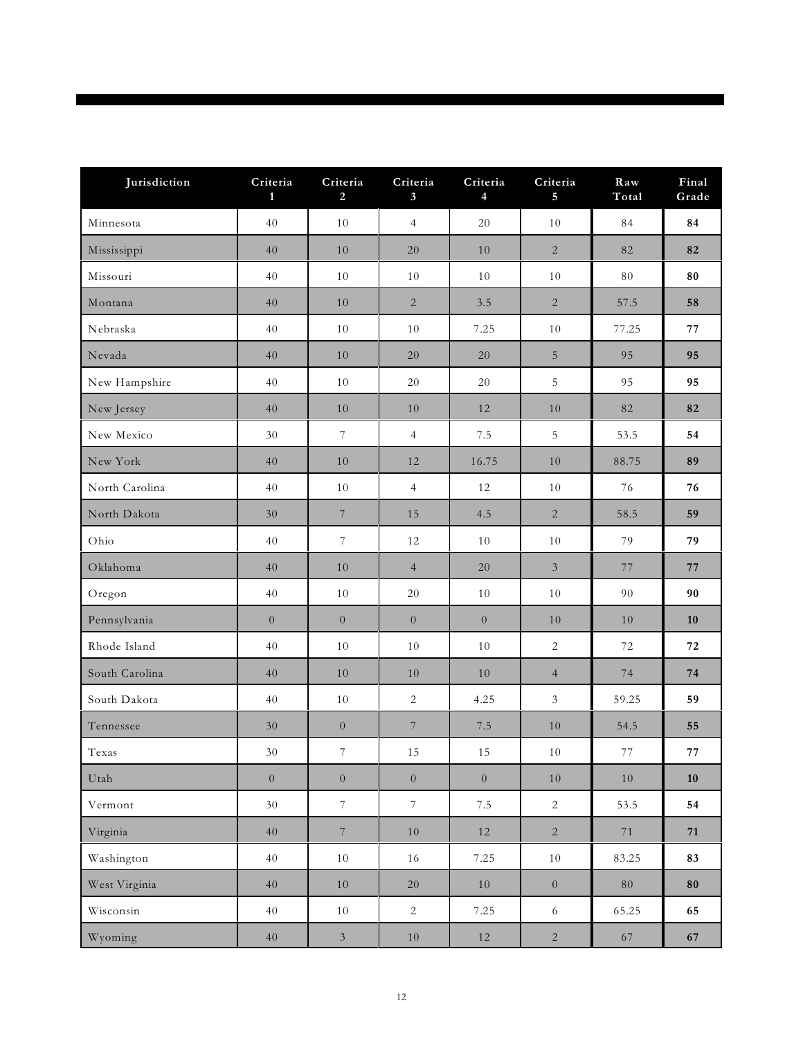| Jurisdiction | Criteria 1 | Criteria 2 | Criteria 3 | Criteria 4 | Criteria 5 | Raw Total | Final Grade |
|---|---|---|---|---|---|---|---|
| Minnesota | 40 | 10 | 4 | 20 | 10 | 84 | **84** |
| Mississippi | 40 | 10 | 20 | 10 | 2 | 82 | **82** |
| Missouri | 40 | 10 | 10 | 10 | 10 | 80 | **80** |
| Montana | 40 | 10 | 2 | 3.5 | 2 | 57.5 | **58** |
| Nebraska | 40 | 10 | 10 | 7.25 | 10 | 77.25 | **77** |
| Nevada | 40 | 10 | 20 | 20 | 5 | 95 | **95** |
| New Hampshire | 40 | 10 | 20 | 20 | 5 | 95 | **95** |
| New Jersey | 40 | 10 | 10 | 12 | 10 | 82 | **82** |
| New Mexico | 30 | 7 | 4 | 7.5 | 5 | 53.5 | **54** |
| New York | 40 | 10 | 12 | 16.75 | 10 | 88.75 | **89** |
| North Carolina | 40 | 10 | 4 | 12 | 10 | 76 | **76** |
| North Dakota | 30 | 7 | 15 | 4.5 | 2 | 58.5 | **59** |
| Ohio | 40 | 7 | 12 | 10 | 10 | 79 | **79** |
| Oklahoma | 40 | 10 | 4 | 20 | 3 | 77 | **77** |
| Oregon | 40 | 10 | 20 | 10 | 10 | 90 | **90** |
| Pennsylvania | 0 | 0 | 0 | 0 | 10 | 10 | **10** |
| Rhode Island | 40 | 10 | 10 | 10 | 2 | 72 | **72** |
| South Carolina | 40 | 10 | 10 | 10 | 4 | 74 | **74** |
| South Dakota | 40 | 10 | 2 | 4.25 | 3 | 59.25 | **59** |
| Tennessee | 30 | 0 | 7 | 7.5 | 10 | 54.5 | **55** |
| Texas | 30 | 7 | 15 | 15 | 10 | 77 | **77** |
| Utah | 0 | 0 | 0 | 0 | 10 | 10 | **10** |
| Vermont | 30 | 7 | 7 | 7.5 | 2 | 53.5 | **54** |
| Virginia | 40 | 7 | 10 | 12 | 2 | 71 | **71** |
| Washington | 40 | 10 | 16 | 7.25 | 10 | 83.25 | **83** |
| West Virginia | 40 | 10 | 20 | 10 | 0 | 80 | **80** |
| Wisconsin | 40 | 10 | 2 | 7.25 | 6 | 65.25 | **65** |
| Wyoming | 40 | 3 | 10 | 12 | 2 | 67 | **67** |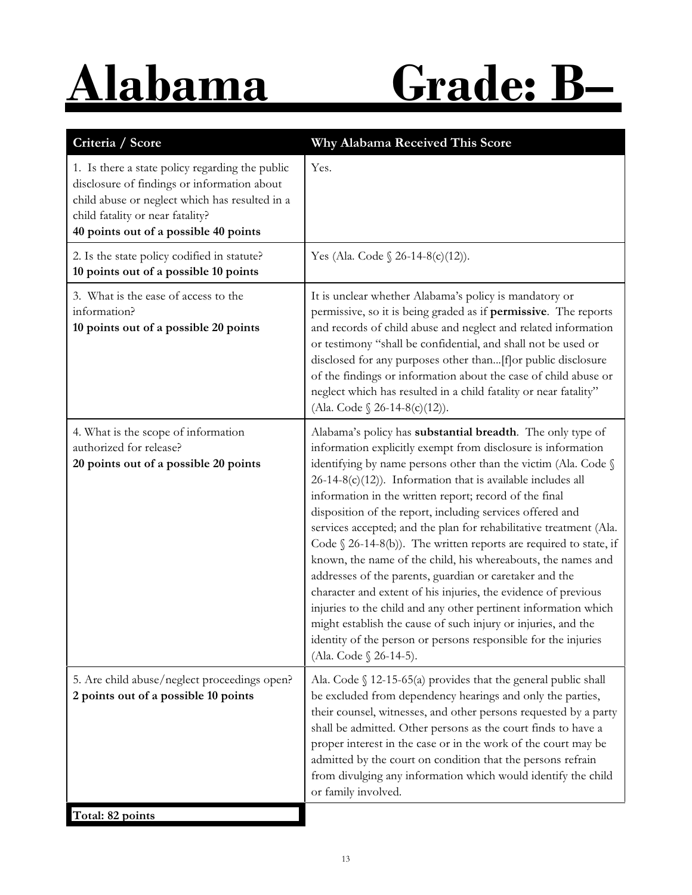# Alabama Grade: B–

| Criteria / Score | Why Alabama Received This Score |
|---|---|
| 1. Is there a state policy regarding the public disclosure of findings or information about child abuse or neglect which has resulted in a child fatality or near fatality?<br>**40 points out of a possible 40 points** | Yes. |
| 2. Is the state policy codified in statute?<br>**10 points out of a possible 10 points** | Yes (Ala. Code § 26-14-8(c)(12)). |
| 3. What is the ease of access to the information?<br>**10 points out of a possible 20 points** | It is unclear whether Alabama's policy is mandatory or permissive, so it is being graded as if **permissive**. The reports and records of child abuse and neglect and related information or testimony "shall be confidential, and shall not be used or disclosed for any purposes other than...[f]or public disclosure of the findings or information about the case of child abuse or neglect which has resulted in a child fatality or near fatality" (Ala. Code § 26-14-8(c)(12)). |
| 4. What is the scope of information authorized for release?<br>**20 points out of a possible 20 points** | Alabama's policy has **substantial breadth**. The only type of information explicitly exempt from disclosure is information identifying by name persons other than the victim (Ala. Code § 26-14-8(c)(12)). Information that is available includes all information in the written report; record of the final disposition of the report, including services offered and services accepted; and the plan for rehabilitative treatment (Ala. Code § 26-14-8(b)). The written reports are required to state, if known, the name of the child, his whereabouts, the names and addresses of the parents, guardian or caretaker and the character and extent of his injuries, the evidence of previous injuries to the child and any other pertinent information which might establish the cause of such injury or injuries, and the identity of the person or persons responsible for the injuries (Ala. Code § 26-14-5). |
| 5. Are child abuse/neglect proceedings open?<br>**2 points out of a possible 10 points** | Ala. Code § 12-15-65(a) provides that the general public shall be excluded from dependency hearings and only the parties, their counsel, witnesses, and other persons requested by a party shall be admitted. Other persons as the court finds to have a proper interest in the case or in the work of the court may be admitted by the court on condition that the persons refrain from divulging any information which would identify the child or family involved. |
| **Total: 82 points** | |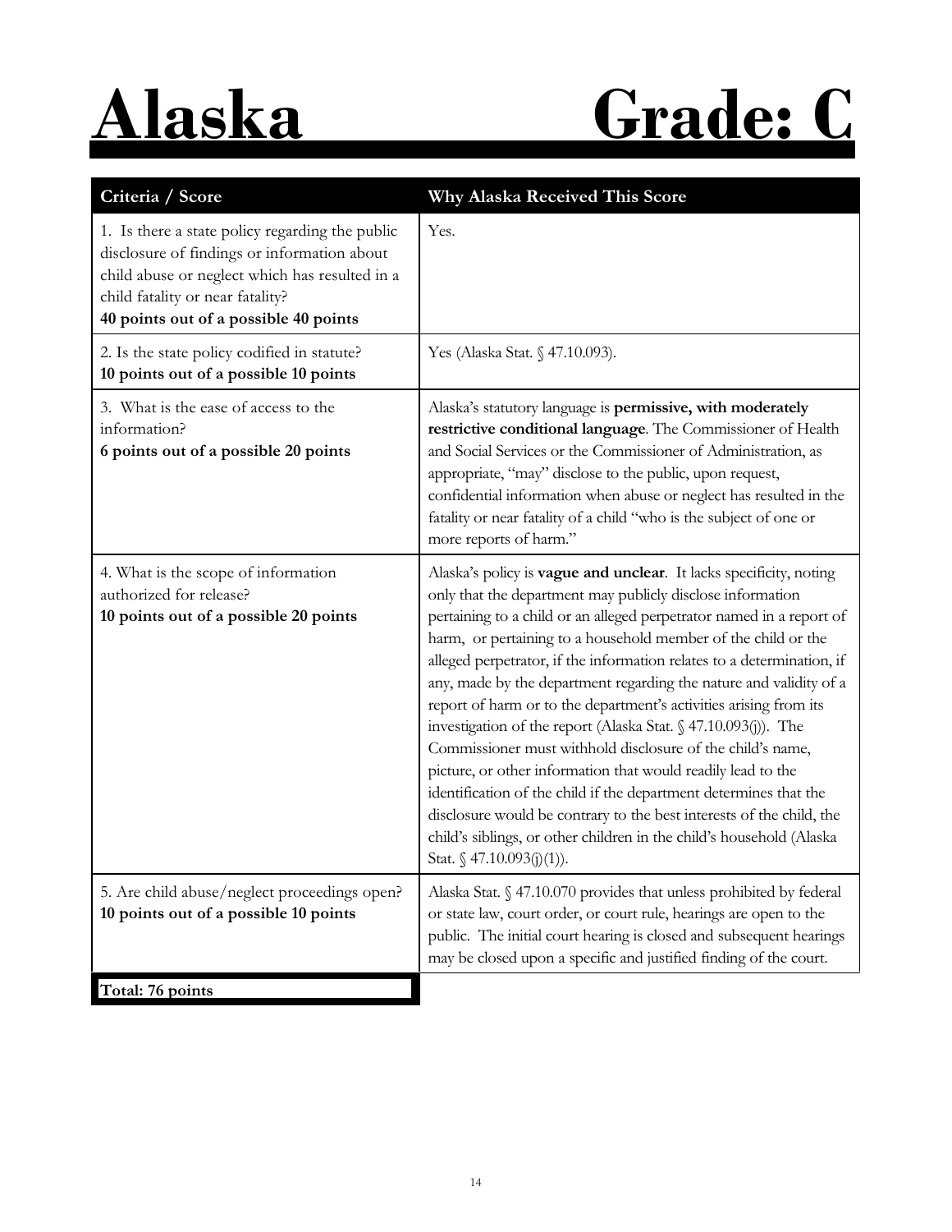# Alaska Grade: C

| Criteria / Score | Why Alaska Received This Score |
|---|---|
| 1. Is there a state policy regarding the public disclosure of findings or information about child abuse or neglect which has resulted in a child fatality or near fatality? **40 points out of a possible 40 points** | Yes. |
| 2. Is the state policy codified in statute? **10 points out of a possible 10 points** | Yes (Alaska Stat. § 47.10.093). |
| 3. What is the ease of access to the information? **6 points out of a possible 20 points** | Alaska's statutory language is **permissive, with moderately restrictive conditional language**. The Commissioner of Health and Social Services or the Commissioner of Administration, as appropriate, "may" disclose to the public, upon request, confidential information when abuse or neglect has resulted in the fatality or near fatality of a child "who is the subject of one or more reports of harm." |
| 4. What is the scope of information authorized for release? **10 points out of a possible 20 points** | Alaska's policy is **vague and unclear**. It lacks specificity, noting only that the department may publicly disclose information pertaining to a child or an alleged perpetrator named in a report of harm, or pertaining to a household member of the child or the alleged perpetrator, if the information relates to a determination, if any, made by the department regarding the nature and validity of a report of harm or to the department's activities arising from its investigation of the report (Alaska Stat. § 47.10.093(j)). The Commissioner must withhold disclosure of the child's name, picture, or other information that would readily lead to the identification of the child if the department determines that the disclosure would be contrary to the best interests of the child, the child's siblings, or other children in the child's household (Alaska Stat. § 47.10.093(j)(1)). |
| 5. Are child abuse/neglect proceedings open? **10 points out of a possible 10 points** | Alaska Stat. § 47.10.070 provides that unless prohibited by federal or state law, court order, or court rule, hearings are open to the public. The initial court hearing is closed and subsequent hearings may be closed upon a specific and justified finding of the court. |
| **Total: 76 points** | |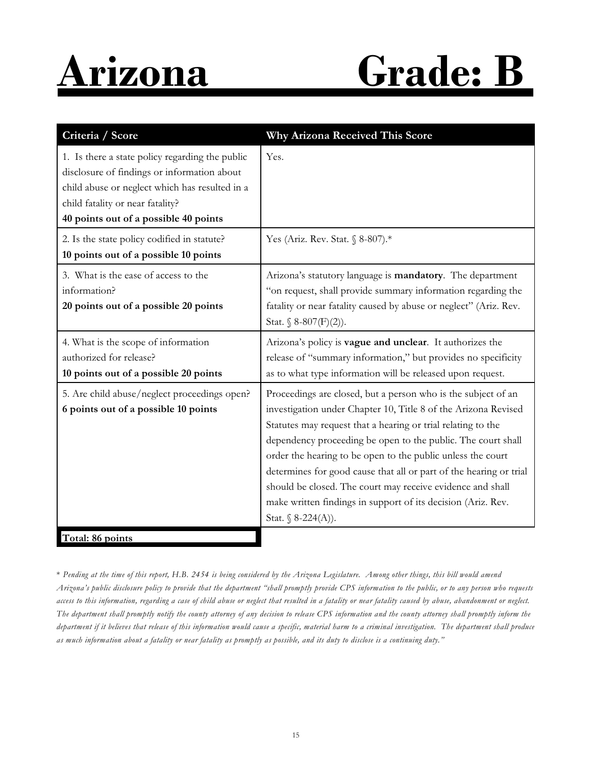# Arizona Grade: B

| Criteria / Score | Why Arizona Received This Score |
|---|---|
| 1. Is there a state policy regarding the public disclosure of findings or information about child abuse or neglect which has resulted in a child fatality or near fatality? **40 points out of a possible 40 points** | Yes. |
| 2. Is the state policy codified in statute? **10 points out of a possible 10 points** | Yes (Ariz. Rev. Stat. § 8-807).* |
| 3. What is the ease of access to the information? **20 points out of a possible 20 points** | Arizona's statutory language is **mandatory**. The department "on request, shall provide summary information regarding the fatality or near fatality caused by abuse or neglect" (Ariz. Rev. Stat. § 8-807(F)(2)). |
| 4. What is the scope of information authorized for release? **10 points out of a possible 20 points** | Arizona's policy is **vague and unclear**. It authorizes the release of "summary information," but provides no specificity as to what type information will be released upon request. |
| 5. Are child abuse/neglect proceedings open? **6 points out of a possible 10 points** | Proceedings are closed, but a person who is the subject of an investigation under Chapter 10, Title 8 of the Arizona Revised Statutes may request that a hearing or trial relating to the dependency proceeding be open to the public. The court shall order the hearing to be open to the public unless the court determines for good cause that all or part of the hearing or trial should be closed. The court may receive evidence and shall make written findings in support of its decision (Ariz. Rev. Stat. § 8-224(A)). |
| **Total: 86 points** | |

*\* Pending at the time of this report, H.B. 2454 is being considered by the Arizona Legislature. Among other things, this bill would amend Arizona's public disclosure policy to provide that the department "shall promptly provide CPS information to the public, or to any person who requests access to this information, regarding a case of child abuse or neglect that resulted in a fatality or near fatality caused by abuse, abandonment or neglect. The department shall promptly notify the county attorney of any decision to release CPS information and the county attorney shall promptly inform the department if it believes that release of this information would cause a specific, material harm to a criminal investigation. The department shall produce as much information about a fatality or near fatality as promptly as possible, and its duty to disclose is a continuing duty."*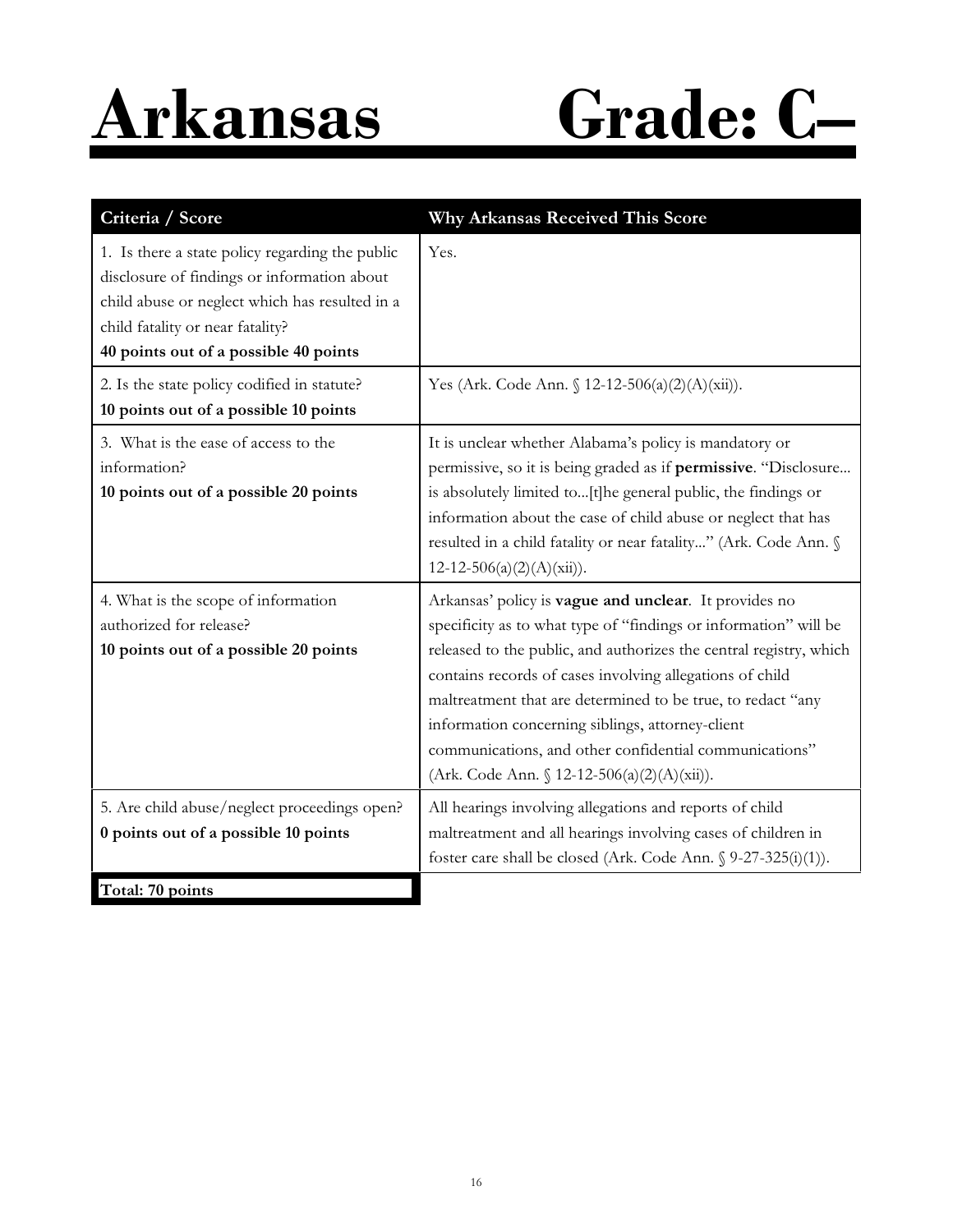# Arkansas Grade: C–

| Criteria / Score | Why Arkansas Received This Score |
|---|---|
| 1. Is there a state policy regarding the public disclosure of findings or information about child abuse or neglect which has resulted in a child fatality or near fatality? **40 points out of a possible 40 points** | Yes. |
| 2. Is the state policy codified in statute? **10 points out of a possible 10 points** | Yes (Ark. Code Ann. § 12-12-506(a)(2)(A)(xii)). |
| 3. What is the ease of access to the information? **10 points out of a possible 20 points** | It is unclear whether Alabama's policy is mandatory or permissive, so it is being graded as if **permissive**. "Disclosure... is absolutely limited to...[t]he general public, the findings or information about the case of child abuse or neglect that has resulted in a child fatality or near fatality..." (Ark. Code Ann. § 12-12-506(a)(2)(A)(xii)). |
| 4. What is the scope of information authorized for release? **10 points out of a possible 20 points** | Arkansas' policy is **vague and unclear**. It provides no specificity as to what type of "findings or information" will be released to the public, and authorizes the central registry, which contains records of cases involving allegations of child maltreatment that are determined to be true, to redact "any information concerning siblings, attorney-client communications, and other confidential communications" (Ark. Code Ann. § 12-12-506(a)(2)(A)(xii)). |
| 5. Are child abuse/neglect proceedings open? **0 points out of a possible 10 points** | All hearings involving allegations and reports of child maltreatment and all hearings involving cases of children in foster care shall be closed (Ark. Code Ann. § 9-27-325(i)(1)). |
| **Total: 70 points** | |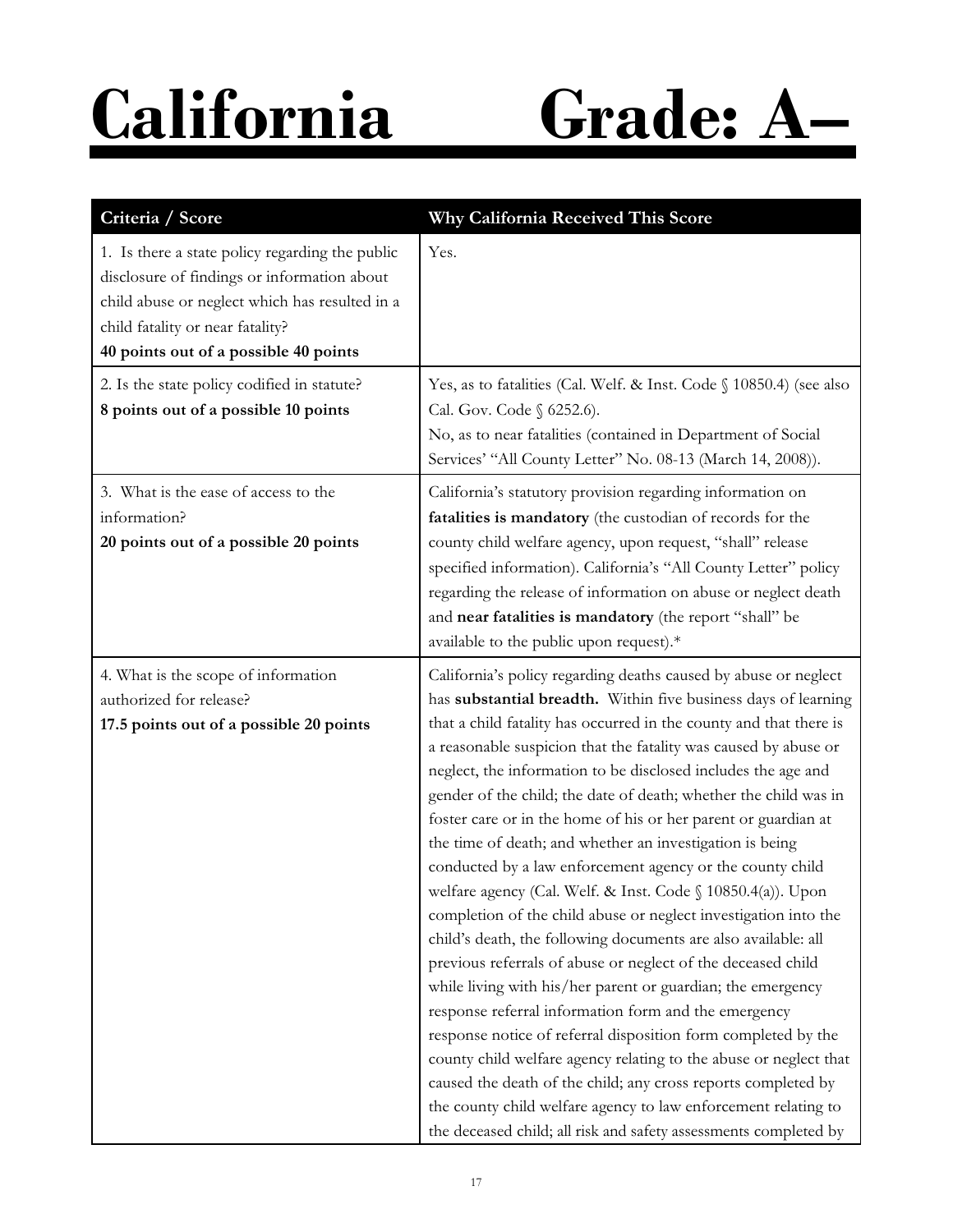# California Grade: A–

| Criteria / Score | Why California Received This Score |
|---|---|
| 1. Is there a state policy regarding the public disclosure of findings or information about child abuse or neglect which has resulted in a child fatality or near fatality? **40 points out of a possible 40 points** | Yes. |
| 2. Is the state policy codified in statute? **8 points out of a possible 10 points** | Yes, as to fatalities (Cal. Welf. & Inst. Code § 10850.4) (see also Cal. Gov. Code § 6252.6). No, as to near fatalities (contained in Department of Social Services' "All County Letter" No. 08-13 (March 14, 2008)). |
| 3. What is the ease of access to the information? **20 points out of a possible 20 points** | California's statutory provision regarding information on **fatalities is mandatory** (the custodian of records for the county child welfare agency, upon request, "shall" release specified information). California's "All County Letter" policy regarding the release of information on abuse or neglect death and **near fatalities is mandatory** (the report "shall" be available to the public upon request).* |
| 4. What is the scope of information authorized for release? **17.5 points out of a possible 20 points** | California's policy regarding deaths caused by abuse or neglect has **substantial breadth.** Within five business days of learning that a child fatality has occurred in the county and that there is a reasonable suspicion that the fatality was caused by abuse or neglect, the information to be disclosed includes the age and gender of the child; the date of death; whether the child was in foster care or in the home of his or her parent or guardian at the time of death; and whether an investigation is being conducted by a law enforcement agency or the county child welfare agency (Cal. Welf. & Inst. Code § 10850.4(a)). Upon completion of the child abuse or neglect investigation into the child's death, the following documents are also available: all previous referrals of abuse or neglect of the deceased child while living with his/her parent or guardian; the emergency response referral information form and the emergency response notice of referral disposition form completed by the county child welfare agency relating to the abuse or neglect that caused the death of the child; any cross reports completed by the county child welfare agency to law enforcement relating to the deceased child; all risk and safety assessments completed by |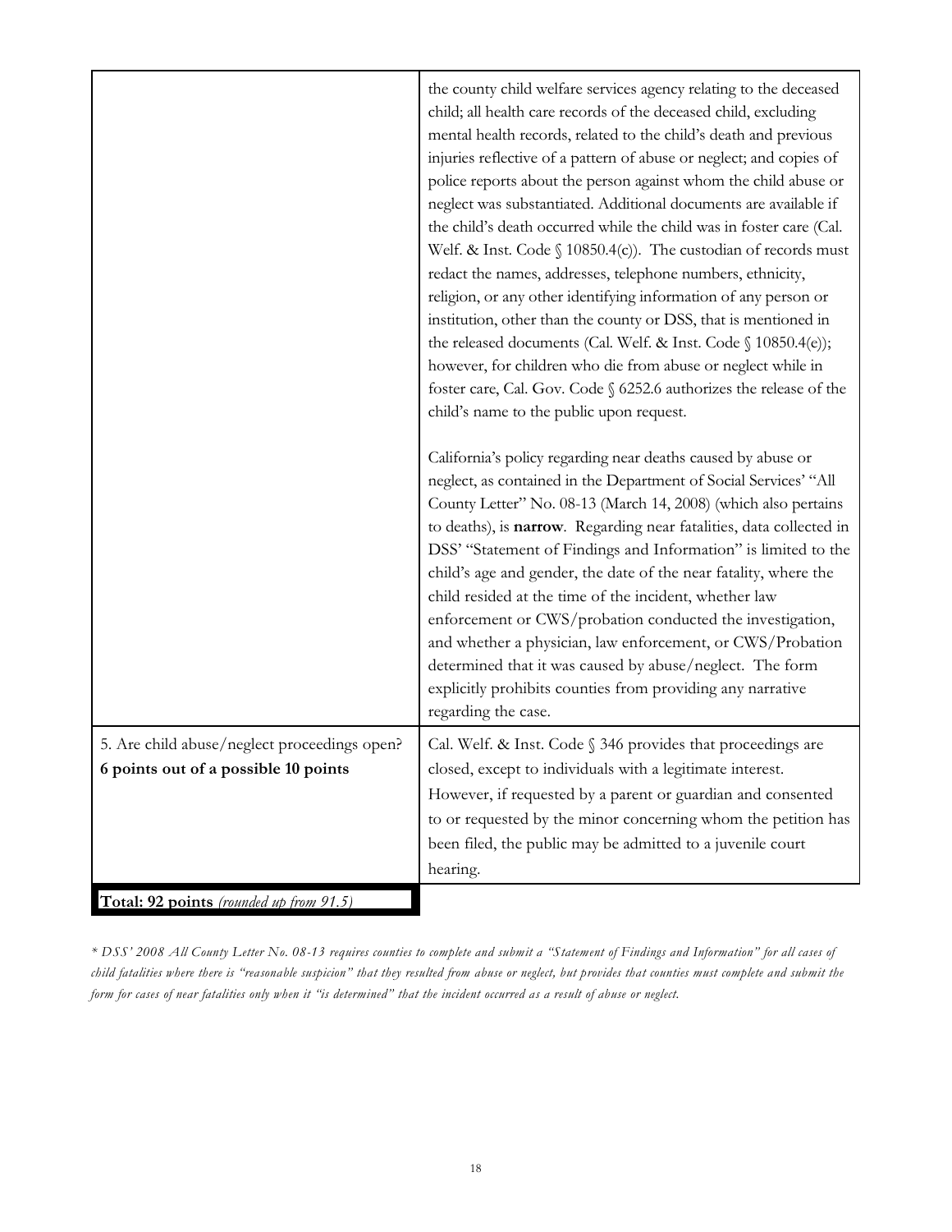| | |
|---|---|
| | the county child welfare services agency relating to the deceased child; all health care records of the deceased child, excluding mental health records, related to the child's death and previous injuries reflective of a pattern of abuse or neglect; and copies of police reports about the person against whom the child abuse or neglect was substantiated. Additional documents are available if the child's death occurred while the child was in foster care (Cal. Welf. & Inst. Code § 10850.4(c)). The custodian of records must redact the names, addresses, telephone numbers, ethnicity, religion, or any other identifying information of any person or institution, other than the county or DSS, that is mentioned in the released documents (Cal. Welf. & Inst. Code § 10850.4(e)); however, for children who die from abuse or neglect while in foster care, Cal. Gov. Code § 6252.6 authorizes the release of the child's name to the public upon request.<br><br>California's policy regarding near deaths caused by abuse or neglect, as contained in the Department of Social Services' "All County Letter" No. 08-13 (March 14, 2008) (which also pertains to deaths), is **narrow**. Regarding near fatalities, data collected in DSS' "Statement of Findings and Information" is limited to the child's age and gender, the date of the near fatality, where the child resided at the time of the incident, whether law enforcement or CWS/probation conducted the investigation, and whether a physician, law enforcement, or CWS/Probation determined that it was caused by abuse/neglect. The form explicitly prohibits counties from providing any narrative regarding the case. |
| 5. Are child abuse/neglect proceedings open?<br>**6 points out of a possible 10 points** | Cal. Welf. & Inst. Code § 346 provides that proceedings are closed, except to individuals with a legitimate interest. However, if requested by a parent or guardian and consented to or requested by the minor concerning whom the petition has been filed, the public may be admitted to a juvenile court hearing. |
| **Total: 92 points** *(rounded up from 91.5)* | |

*\* DSS' 2008 All County Letter No. 08-13 requires counties to complete and submit a "Statement of Findings and Information" for all cases of child fatalities where there is "reasonable suspicion" that they resulted from abuse or neglect, but provides that counties must complete and submit the form for cases of near fatalities only when it "is determined" that the incident occurred as a result of abuse or neglect.*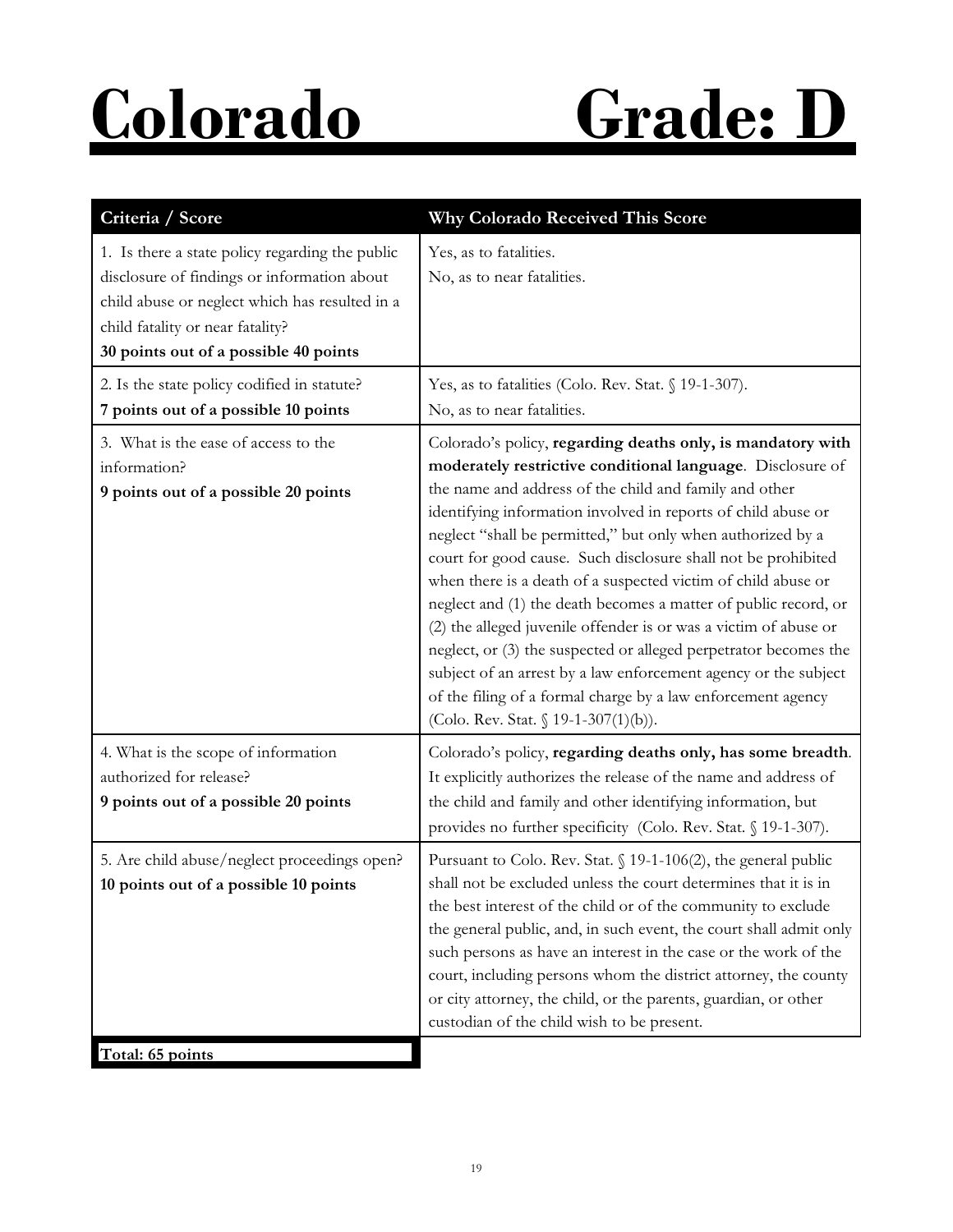# Colorado Grade: D

| Criteria / Score | Why Colorado Received This Score |
|---|---|
| 1. Is there a state policy regarding the public disclosure of findings or information about child abuse or neglect which has resulted in a child fatality or near fatality?<br>**30 points out of a possible 40 points** | Yes, as to fatalities.<br>No, as to near fatalities. |
| 2. Is the state policy codified in statute?<br>**7 points out of a possible 10 points** | Yes, as to fatalities (Colo. Rev. Stat. § 19-1-307).<br>No, as to near fatalities. |
| 3. What is the ease of access to the information?<br>**9 points out of a possible 20 points** | Colorado's policy, **regarding deaths only, is mandatory with moderately restrictive conditional language**. Disclosure of the name and address of the child and family and other identifying information involved in reports of child abuse or neglect "shall be permitted," but only when authorized by a court for good cause. Such disclosure shall not be prohibited when there is a death of a suspected victim of child abuse or neglect and (1) the death becomes a matter of public record, or (2) the alleged juvenile offender is or was a victim of abuse or neglect, or (3) the suspected or alleged perpetrator becomes the subject of an arrest by a law enforcement agency or the subject of the filing of a formal charge by a law enforcement agency (Colo. Rev. Stat. § 19-1-307(1)(b)). |
| 4. What is the scope of information authorized for release?<br>**9 points out of a possible 20 points** | Colorado's policy, **regarding deaths only, has some breadth**. It explicitly authorizes the release of the name and address of the child and family and other identifying information, but provides no further specificity (Colo. Rev. Stat. § 19-1-307). |
| 5. Are child abuse/neglect proceedings open?<br>**10 points out of a possible 10 points** | Pursuant to Colo. Rev. Stat. § 19-1-106(2), the general public shall not be excluded unless the court determines that it is in the best interest of the child or of the community to exclude the general public, and, in such event, the court shall admit only such persons as have an interest in the case or the work of the court, including persons whom the district attorney, the county or city attorney, the child, or the parents, guardian, or other custodian of the child wish to be present. |
| **Total: 65 points** | |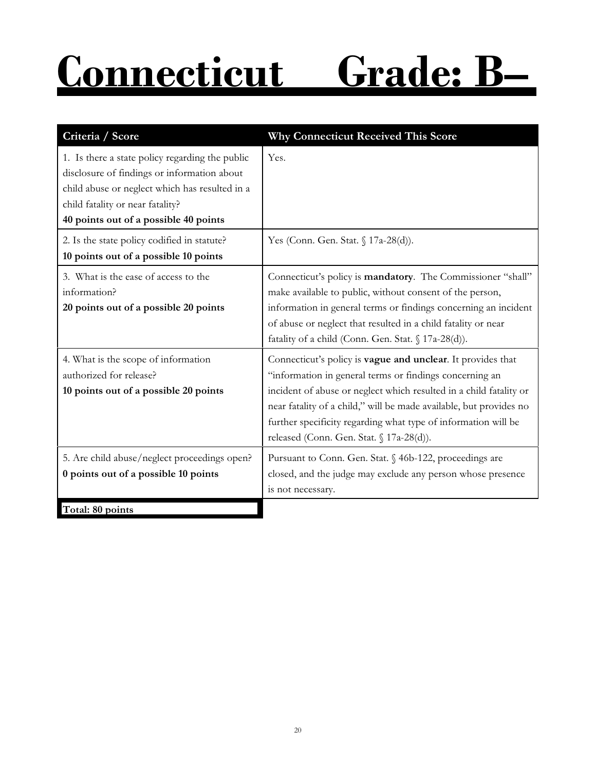# Connecticut Grade: B–

| Criteria / Score | Why Connecticut Received This Score |
| --- | --- |
| 1. Is there a state policy regarding the public disclosure of findings or information about child abuse or neglect which has resulted in a child fatality or near fatality? **40 points out of a possible 40 points** | Yes. |
| 2. Is the state policy codified in statute? **10 points out of a possible 10 points** | Yes (Conn. Gen. Stat. § 17a-28(d)). |
| 3. What is the ease of access to the information? **20 points out of a possible 20 points** | Connecticut's policy is **mandatory**. The Commissioner "shall" make available to public, without consent of the person, information in general terms or findings concerning an incident of abuse or neglect that resulted in a child fatality or near fatality of a child (Conn. Gen. Stat. § 17a-28(d)). |
| 4. What is the scope of information authorized for release? **10 points out of a possible 20 points** | Connecticut's policy is **vague and unclear**. It provides that "information in general terms or findings concerning an incident of abuse or neglect which resulted in a child fatality or near fatality of a child," will be made available, but provides no further specificity regarding what type of information will be released (Conn. Gen. Stat. § 17a-28(d)). |
| 5. Are child abuse/neglect proceedings open? **0 points out of a possible 10 points** | Pursuant to Conn. Gen. Stat. § 46b-122, proceedings are closed, and the judge may exclude any person whose presence is not necessary. |
| **Total: 80 points** | |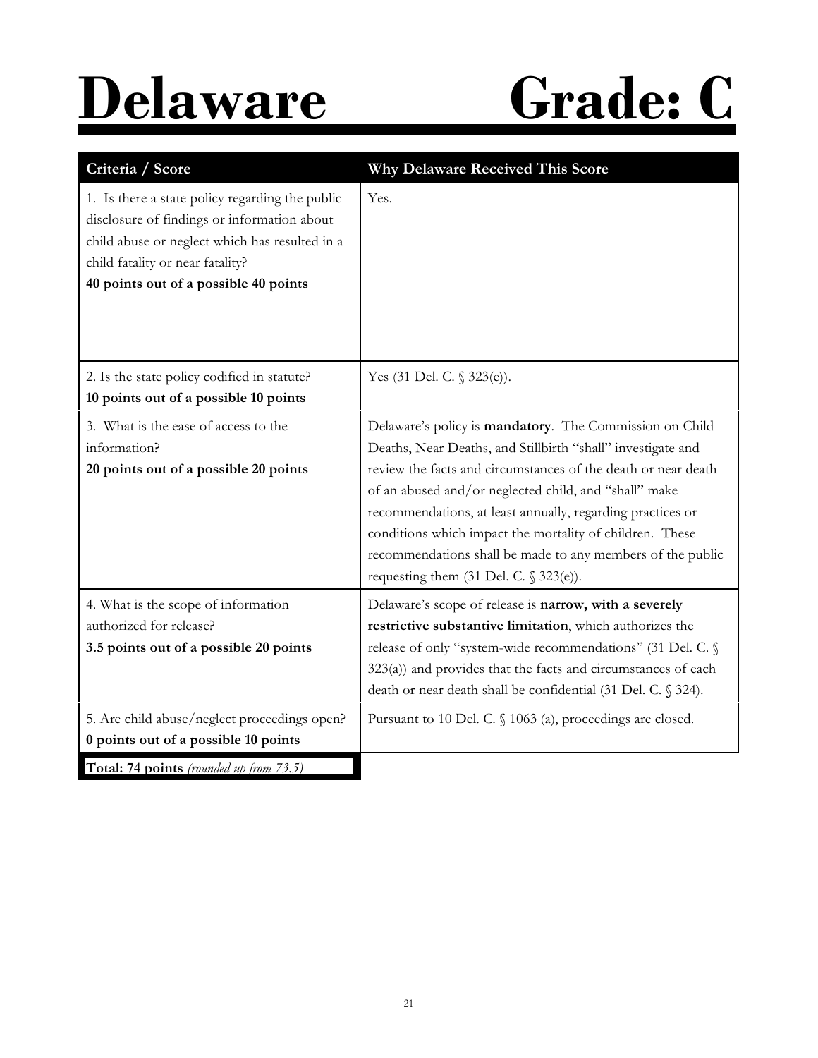# Delaware Grade: C

| Criteria / Score | Why Delaware Received This Score |
|---|---|
| 1. Is there a state policy regarding the public disclosure of findings or information about child abuse or neglect which has resulted in a child fatality or near fatality? **40 points out of a possible 40 points** | Yes. |
| 2. Is the state policy codified in statute? **10 points out of a possible 10 points** | Yes (31 Del. C. § 323(e)). |
| 3. What is the ease of access to the information? **20 points out of a possible 20 points** | Delaware's policy is **mandatory**. The Commission on Child Deaths, Near Deaths, and Stillbirth "shall" investigate and review the facts and circumstances of the death or near death of an abused and/or neglected child, and "shall" make recommendations, at least annually, regarding practices or conditions which impact the mortality of children. These recommendations shall be made to any members of the public requesting them (31 Del. C. § 323(e)). |
| 4. What is the scope of information authorized for release? **3.5 points out of a possible 20 points** | Delaware's scope of release is **narrow, with a severely restrictive substantive limitation**, which authorizes the release of only "system-wide recommendations" (31 Del. C. § 323(a)) and provides that the facts and circumstances of each death or near death shall be confidential (31 Del. C. § 324). |
| 5. Are child abuse/neglect proceedings open? **0 points out of a possible 10 points** | Pursuant to 10 Del. C. § 1063 (a), proceedings are closed. |
| **Total: 74 points** *(rounded up from 73.5)* | |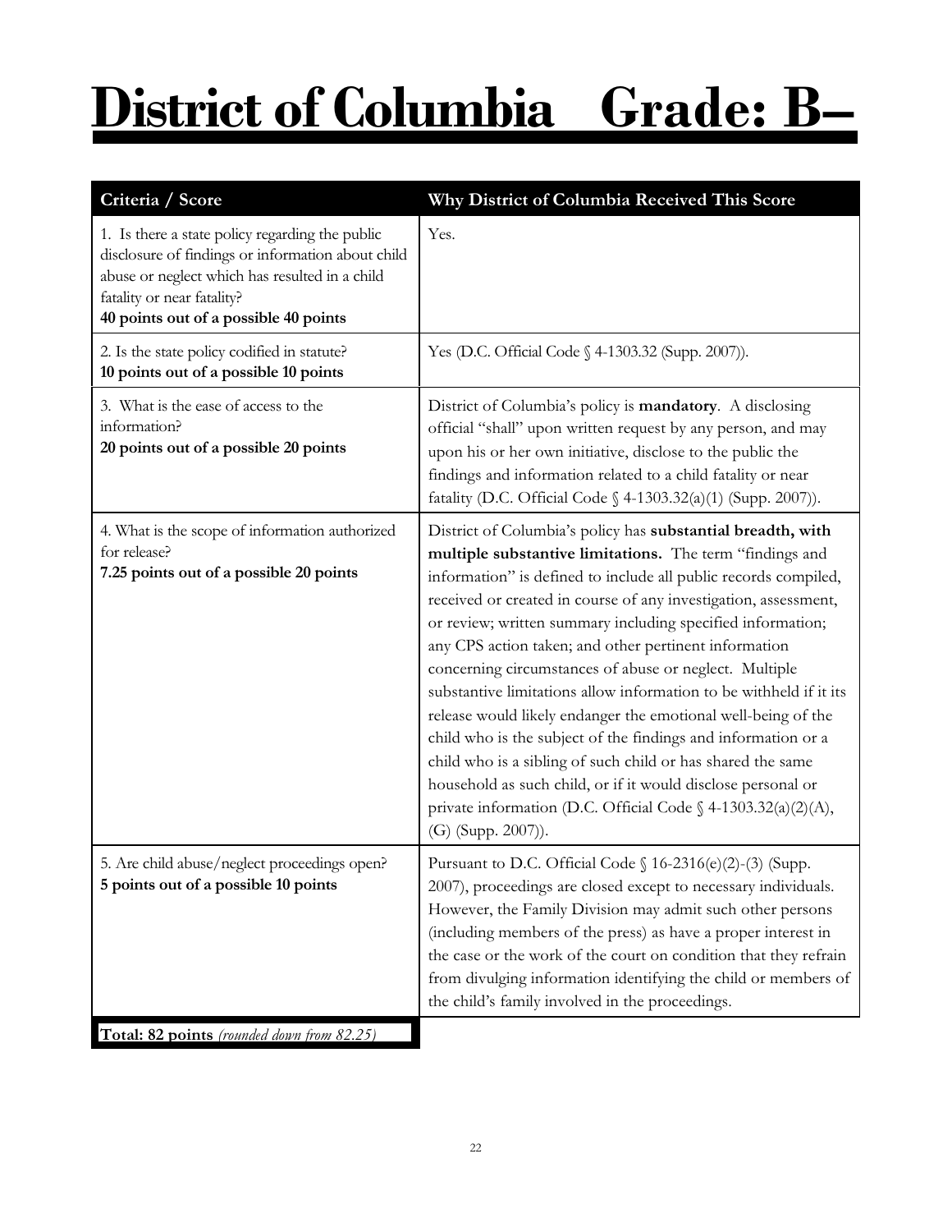# District of Columbia Grade: B–

| Criteria / Score | Why District of Columbia Received This Score |
|---|---|
| 1. Is there a state policy regarding the public disclosure of findings or information about child abuse or neglect which has resulted in a child fatality or near fatality?<br>**40 points out of a possible 40 points** | Yes. |
| 2. Is the state policy codified in statute?<br>**10 points out of a possible 10 points** | Yes (D.C. Official Code § 4-1303.32 (Supp. 2007)). |
| 3. What is the ease of access to the information?<br>**20 points out of a possible 20 points** | District of Columbia's policy is **mandatory**. A disclosing official "shall" upon written request by any person, and may upon his or her own initiative, disclose to the public the findings and information related to a child fatality or near fatality (D.C. Official Code § 4-1303.32(a)(1) (Supp. 2007)). |
| 4. What is the scope of information authorized for release?<br>**7.25 points out of a possible 20 points** | District of Columbia's policy has **substantial breadth, with multiple substantive limitations.** The term "findings and information" is defined to include all public records compiled, received or created in course of any investigation, assessment, or review; written summary including specified information; any CPS action taken; and other pertinent information concerning circumstances of abuse or neglect. Multiple substantive limitations allow information to be withheld if it its release would likely endanger the emotional well-being of the child who is the subject of the findings and information or a child who is a sibling of such child or has shared the same household as such child, or if it would disclose personal or private information (D.C. Official Code § 4-1303.32(a)(2)(A), (G) (Supp. 2007)). |
| 5. Are child abuse/neglect proceedings open?<br>**5 points out of a possible 10 points** | Pursuant to D.C. Official Code § 16-2316(e)(2)-(3) (Supp. 2007), proceedings are closed except to necessary individuals. However, the Family Division may admit such other persons (including members of the press) as have a proper interest in the case or the work of the court on condition that they refrain from divulging information identifying the child or members of the child's family involved in the proceedings. |
| **Total: 82 points** *(rounded down from 82.25)* | |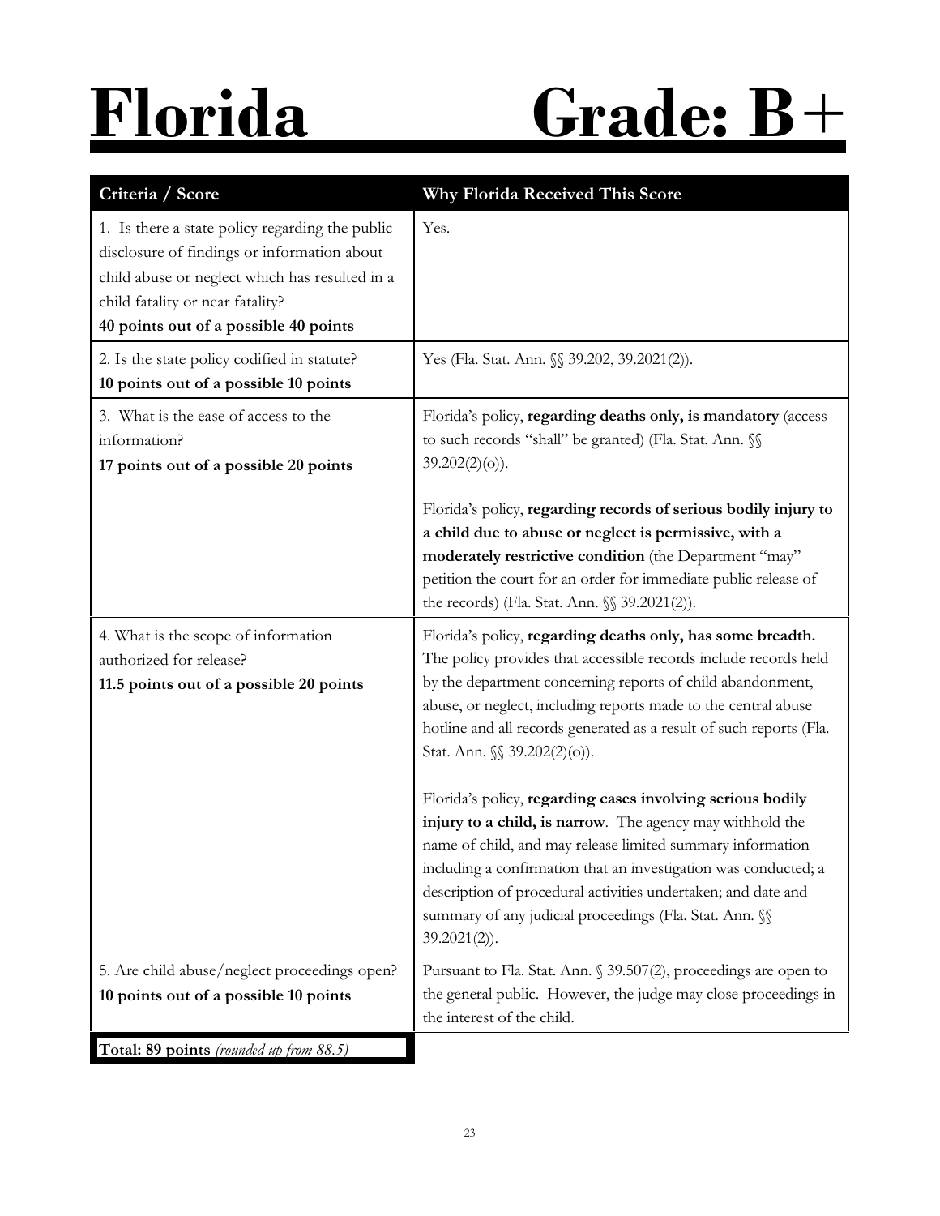# Florida Grade: B+

| Criteria / Score | Why Florida Received This Score |
|---|---|
| 1. Is there a state policy regarding the public disclosure of findings or information about child abuse or neglect which has resulted in a child fatality or near fatality? **40 points out of a possible 40 points** | Yes. |
| 2. Is the state policy codified in statute? **10 points out of a possible 10 points** | Yes (Fla. Stat. Ann. §§ 39.202, 39.2021(2)). |
| 3. What is the ease of access to the information? **17 points out of a possible 20 points** | Florida's policy, **regarding deaths only, is mandatory** (access to such records "shall" be granted) (Fla. Stat. Ann. §§ 39.202(2)(o)).<br><br>Florida's policy, **regarding records of serious bodily injury to a child due to abuse or neglect is permissive, with a moderately restrictive condition** (the Department "may" petition the court for an order for immediate public release of the records) (Fla. Stat. Ann. §§ 39.2021(2)). |
| 4. What is the scope of information authorized for release? **11.5 points out of a possible 20 points** | Florida's policy, **regarding deaths only, has some breadth.** The policy provides that accessible records include records held by the department concerning reports of child abandonment, abuse, or neglect, including reports made to the central abuse hotline and all records generated as a result of such reports (Fla. Stat. Ann. §§ 39.202(2)(o)).<br><br>Florida's policy, **regarding cases involving serious bodily injury to a child, is narrow**. The agency may withhold the name of child, and may release limited summary information including a confirmation that an investigation was conducted; a description of procedural activities undertaken; and date and summary of any judicial proceedings (Fla. Stat. Ann. §§ 39.2021(2)). |
| 5. Are child abuse/neglect proceedings open? **10 points out of a possible 10 points** | Pursuant to Fla. Stat. Ann. § 39.507(2), proceedings are open to the general public. However, the judge may close proceedings in the interest of the child. |
| **Total: 89 points** *(rounded up from 88.5)* | |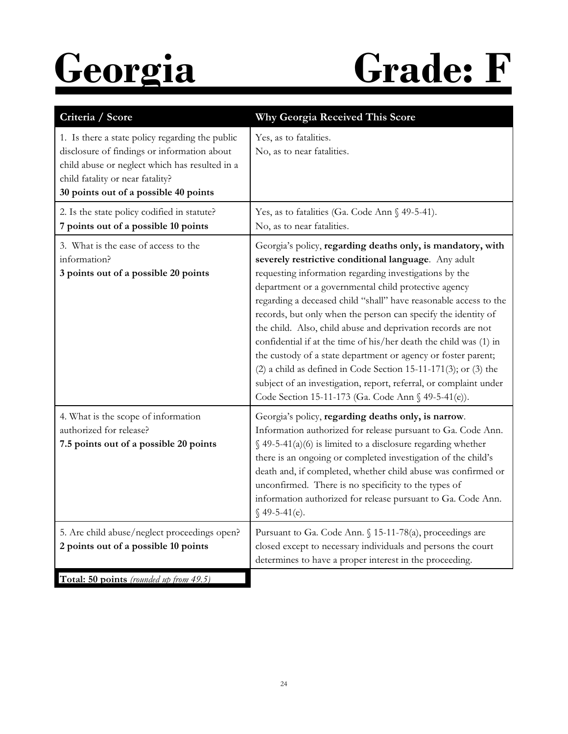# Georgia Grade: F

| Criteria / Score | Why Georgia Received This Score |
|---|---|
| 1. Is there a state policy regarding the public disclosure of findings or information about child abuse or neglect which has resulted in a child fatality or near fatality?<br>**30 points out of a possible 40 points** | Yes, as to fatalities.<br>No, as to near fatalities. |
| 2. Is the state policy codified in statute?<br>**7 points out of a possible 10 points** | Yes, as to fatalities (Ga. Code Ann § 49-5-41).<br>No, as to near fatalities. |
| 3. What is the ease of access to the information?<br>**3 points out of a possible 20 points** | Georgia's policy, **regarding deaths only, is mandatory, with severely restrictive conditional language**. Any adult requesting information regarding investigations by the department or a governmental child protective agency regarding a deceased child "shall" have reasonable access to the records, but only when the person can specify the identity of the child. Also, child abuse and deprivation records are not confidential if at the time of his/her death the child was (1) in the custody of a state department or agency or foster parent; (2) a child as defined in Code Section 15-11-171(3); or (3) the subject of an investigation, report, referral, or complaint under Code Section 15-11-173 (Ga. Code Ann § 49-5-41(e)). |
| 4. What is the scope of information authorized for release?<br>**7.5 points out of a possible 20 points** | Georgia's policy, **regarding deaths only, is narrow**. Information authorized for release pursuant to Ga. Code Ann. § 49-5-41(a)(6) is limited to a disclosure regarding whether there is an ongoing or completed investigation of the child's death and, if completed, whether child abuse was confirmed or unconfirmed. There is no specificity to the types of information authorized for release pursuant to Ga. Code Ann. § 49-5-41(e). |
| 5. Are child abuse/neglect proceedings open?<br>**2 points out of a possible 10 points** | Pursuant to Ga. Code Ann. § 15-11-78(a), proceedings are closed except to necessary individuals and persons the court determines to have a proper interest in the proceeding. |
| **Total: 50 points** *(rounded up from 49.5)* | |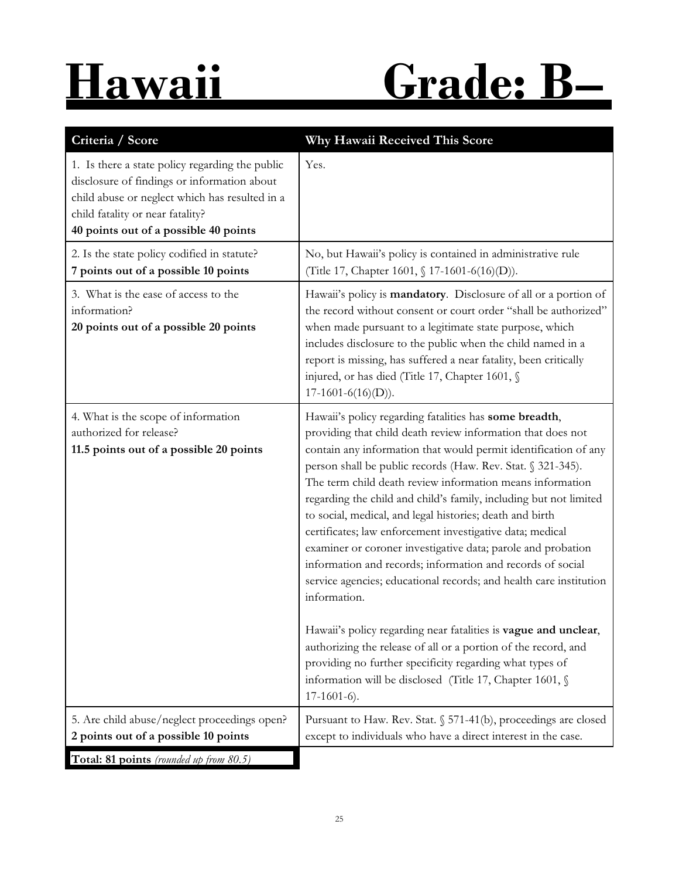# Hawaii Grade: B–

| Criteria / Score | Why Hawaii Received This Score |
|---|---|
| 1. Is there a state policy regarding the public disclosure of findings or information about child abuse or neglect which has resulted in a child fatality or near fatality?<br>**40 points out of a possible 40 points** | Yes. |
| 2. Is the state policy codified in statute?<br>**7 points out of a possible 10 points** | No, but Hawaii's policy is contained in administrative rule (Title 17, Chapter 1601, § 17-1601-6(16)(D)). |
| 3. What is the ease of access to the information?<br>**20 points out of a possible 20 points** | Hawaii's policy is **mandatory**. Disclosure of all or a portion of the record without consent or court order "shall be authorized" when made pursuant to a legitimate state purpose, which includes disclosure to the public when the child named in a report is missing, has suffered a near fatality, been critically injured, or has died (Title 17, Chapter 1601, § 17-1601-6(16)(D)). |
| 4. What is the scope of information authorized for release?<br>**11.5 points out of a possible 20 points** | Hawaii's policy regarding fatalities has **some breadth**, providing that child death review information that does not contain any information that would permit identification of any person shall be public records (Haw. Rev. Stat. § 321-345). The term child death review information means information regarding the child and child's family, including but not limited to social, medical, and legal histories; death and birth certificates; law enforcement investigative data; medical examiner or coroner investigative data; parole and probation information and records; information and records of social service agencies; educational records; and health care institution information.<br><br>Hawaii's policy regarding near fatalities is **vague and unclear**, authorizing the release of all or a portion of the record, and providing no further specificity regarding what types of information will be disclosed (Title 17, Chapter 1601, § 17-1601-6). |
| 5. Are child abuse/neglect proceedings open?<br>**2 points out of a possible 10 points** | Pursuant to Haw. Rev. Stat. § 571-41(b), proceedings are closed except to individuals who have a direct interest in the case. |
| **Total: 81 points** *(rounded up from 80.5)* | |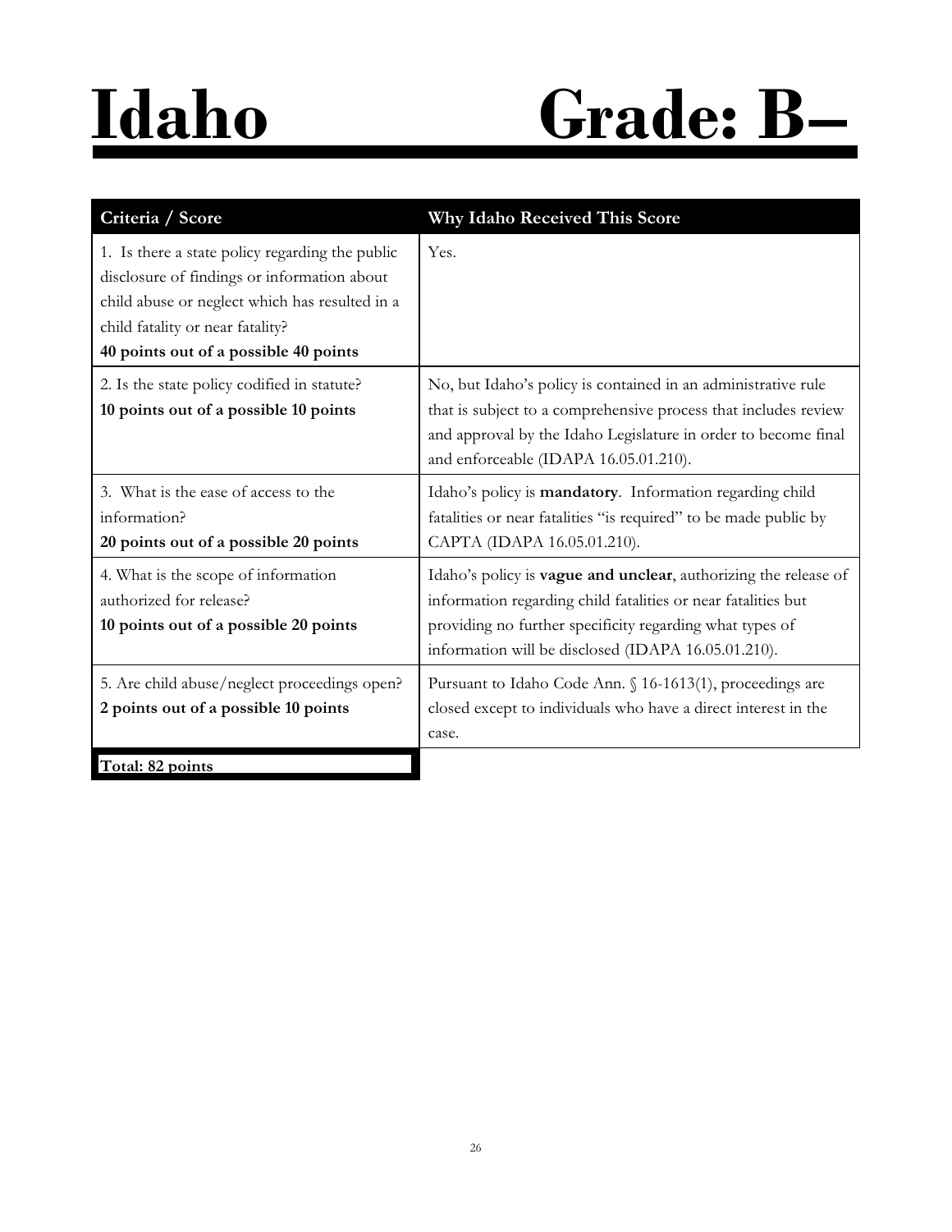# Idaho Grade: B–

| Criteria / Score | Why Idaho Received This Score |
|---|---|
| 1. Is there a state policy regarding the public disclosure of findings or information about child abuse or neglect which has resulted in a child fatality or near fatality? **40 points out of a possible 40 points** | Yes. |
| 2. Is the state policy codified in statute? **10 points out of a possible 10 points** | No, but Idaho's policy is contained in an administrative rule that is subject to a comprehensive process that includes review and approval by the Idaho Legislature in order to become final and enforceable (IDAPA 16.05.01.210). |
| 3. What is the ease of access to the information? **20 points out of a possible 20 points** | Idaho's policy is **mandatory**. Information regarding child fatalities or near fatalities "is required" to be made public by CAPTA (IDAPA 16.05.01.210). |
| 4. What is the scope of information authorized for release? **10 points out of a possible 20 points** | Idaho's policy is **vague and unclear**, authorizing the release of information regarding child fatalities or near fatalities but providing no further specificity regarding what types of information will be disclosed (IDAPA 16.05.01.210). |
| 5. Are child abuse/neglect proceedings open? **2 points out of a possible 10 points** | Pursuant to Idaho Code Ann. § 16-1613(1), proceedings are closed except to individuals who have a direct interest in the case. |
| **Total: 82 points** | |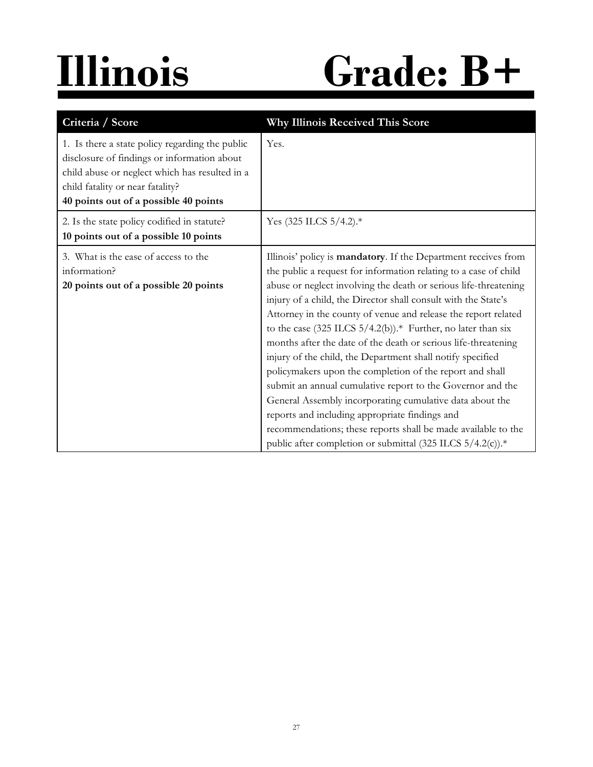# Illinois Grade: B+

| Criteria / Score | Why Illinois Received This Score |
|---|---|
| 1. Is there a state policy regarding the public disclosure of findings or information about child abuse or neglect which has resulted in a child fatality or near fatality?<br>**40 points out of a possible 40 points** | Yes. |
| 2. Is the state policy codified in statute?<br>**10 points out of a possible 10 points** | Yes (325 ILCS 5/4.2).* |
| 3. What is the ease of access to the information?<br>**20 points out of a possible 20 points** | Illinois' policy is **mandatory**. If the Department receives from the public a request for information relating to a case of child abuse or neglect involving the death or serious life-threatening injury of a child, the Director shall consult with the State's Attorney in the county of venue and release the report related to the case (325 ILCS 5/4.2(b)).* Further, no later than six months after the date of the death or serious life-threatening injury of the child, the Department shall notify specified policymakers upon the completion of the report and shall submit an annual cumulative report to the Governor and the General Assembly incorporating cumulative data about the reports and including appropriate findings and recommendations; these reports shall be made available to the public after completion or submittal (325 ILCS 5/4.2(c)).* |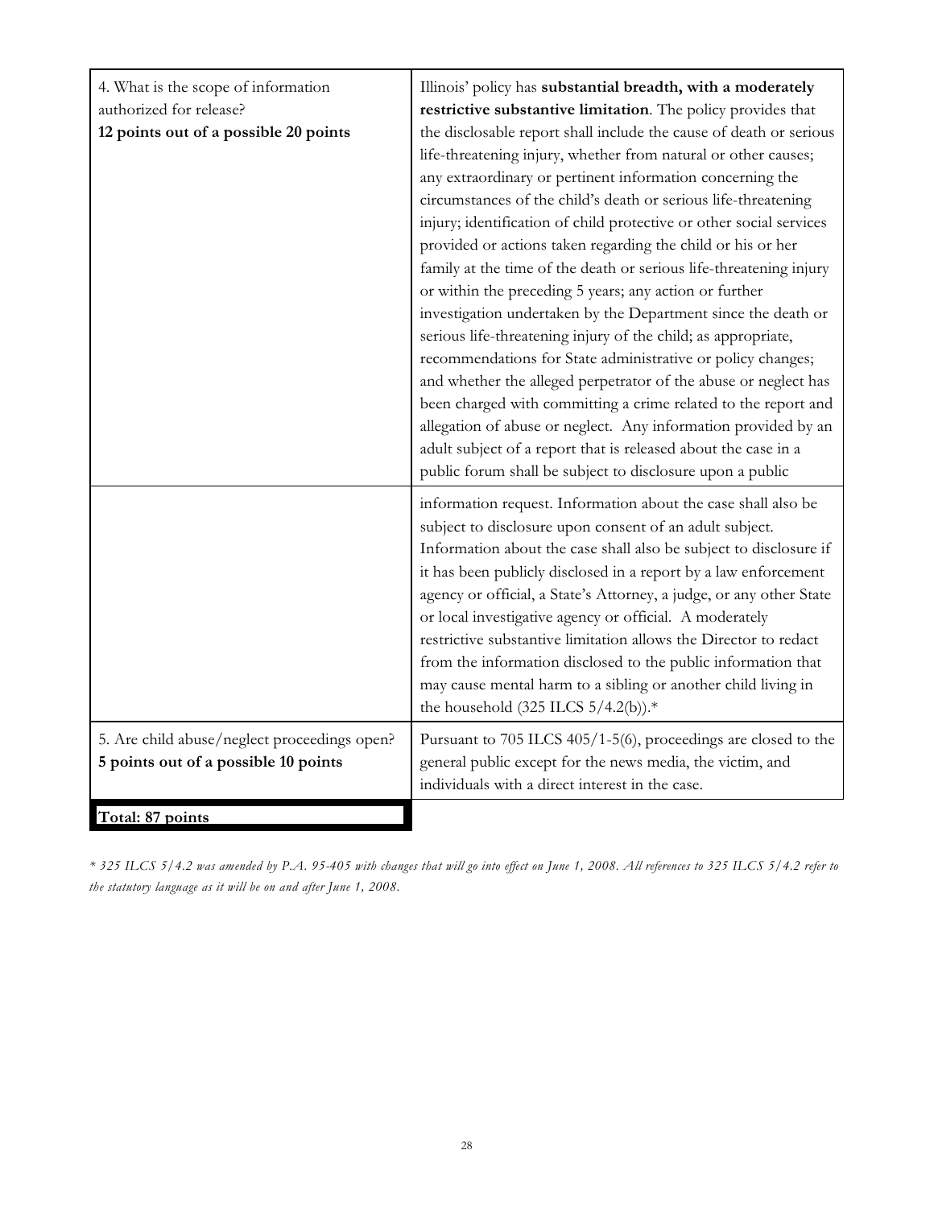| | |
|---|---|
| 4. What is the scope of information authorized for release?<br>**12 points out of a possible 20 points** | Illinois' policy has **substantial breadth, with a moderately restrictive substantive limitation**. The policy provides that the disclosable report shall include the cause of death or serious life-threatening injury, whether from natural or other causes; any extraordinary or pertinent information concerning the circumstances of the child's death or serious life-threatening injury; identification of child protective or other social services provided or actions taken regarding the child or his or her family at the time of the death or serious life-threatening injury or within the preceding 5 years; any action or further investigation undertaken by the Department since the death or serious life-threatening injury of the child; as appropriate, recommendations for State administrative or policy changes; and whether the alleged perpetrator of the abuse or neglect has been charged with committing a crime related to the report and allegation of abuse or neglect. Any information provided by an adult subject of a report that is released about the case in a public forum shall be subject to disclosure upon a public information request. Information about the case shall also be subject to disclosure upon consent of an adult subject. Information about the case shall also be subject to disclosure if it has been publicly disclosed in a report by a law enforcement agency or official, a State's Attorney, a judge, or any other State or local investigative agency or official. A moderately restrictive substantive limitation allows the Director to redact from the information disclosed to the public information that may cause mental harm to a sibling or another child living in the household (325 ILCS 5/4.2(b)).* |
| 5. Are child abuse/neglect proceedings open?<br>**5 points out of a possible 10 points** | Pursuant to 705 ILCS 405/1-5(6), proceedings are closed to the general public except for the news media, the victim, and individuals with a direct interest in the case. |
| **Total: 87 points** | |

*\* 325 ILCS 5/4.2 was amended by P.A. 95-405 with changes that will go into effect on June 1, 2008. All references to 325 ILCS 5/4.2 refer to the statutory language as it will be on and after June 1, 2008.*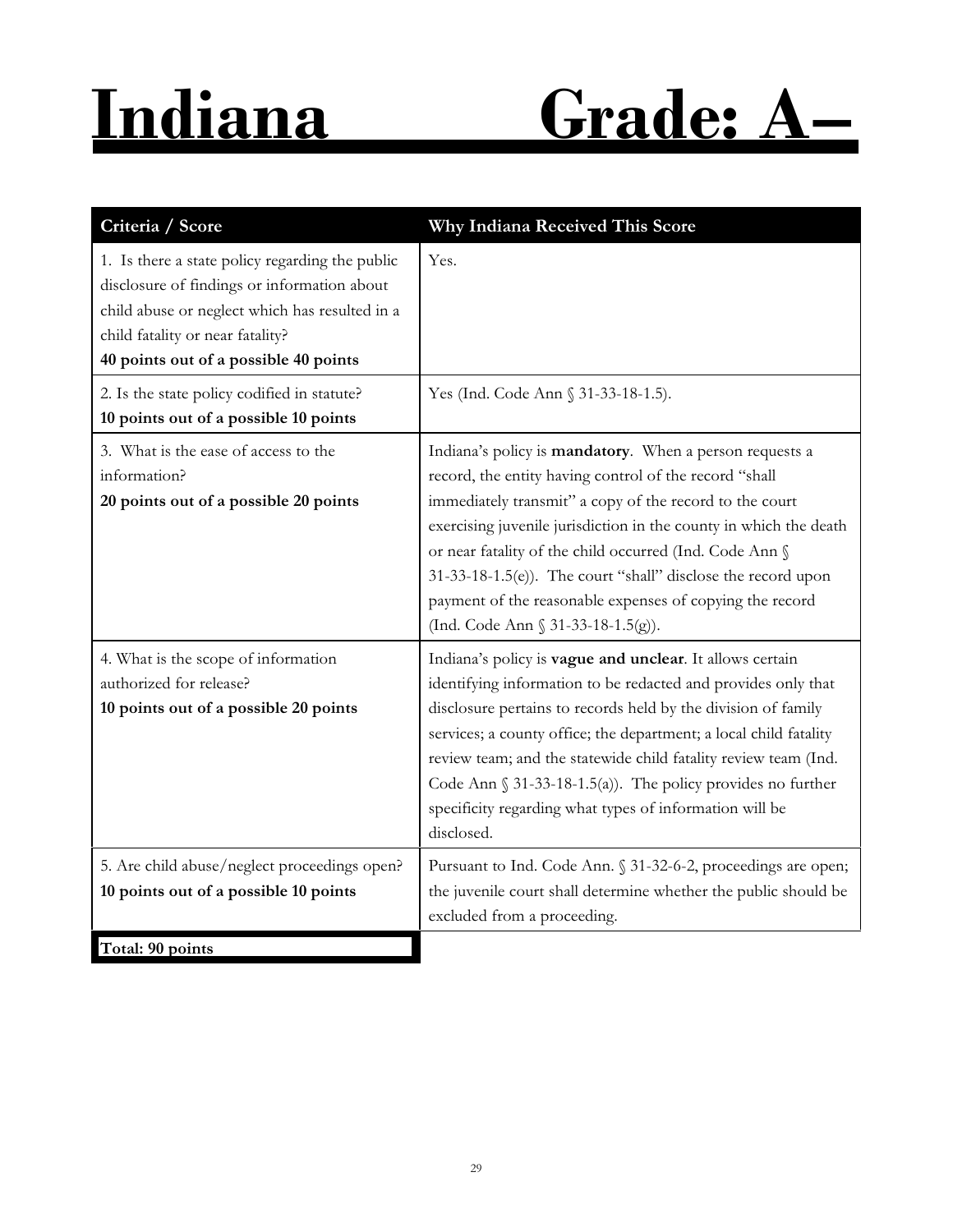# Indiana Grade: A–

| Criteria / Score | Why Indiana Received This Score |
|---|---|
| 1. Is there a state policy regarding the public disclosure of findings or information about child abuse or neglect which has resulted in a child fatality or near fatality?<br>**40 points out of a possible 40 points** | Yes. |
| 2. Is the state policy codified in statute?<br>**10 points out of a possible 10 points** | Yes (Ind. Code Ann § 31-33-18-1.5). |
| 3. What is the ease of access to the information?<br>**20 points out of a possible 20 points** | Indiana's policy is **mandatory**. When a person requests a record, the entity having control of the record "shall immediately transmit" a copy of the record to the court exercising juvenile jurisdiction in the county in which the death or near fatality of the child occurred (Ind. Code Ann § 31-33-18-1.5(e)). The court "shall" disclose the record upon payment of the reasonable expenses of copying the record (Ind. Code Ann § 31-33-18-1.5(g)). |
| 4. What is the scope of information authorized for release?<br>**10 points out of a possible 20 points** | Indiana's policy is **vague and unclear**. It allows certain identifying information to be redacted and provides only that disclosure pertains to records held by the division of family services; a county office; the department; a local child fatality review team; and the statewide child fatality review team (Ind. Code Ann § 31-33-18-1.5(a)). The policy provides no further specificity regarding what types of information will be disclosed. |
| 5. Are child abuse/neglect proceedings open?<br>**10 points out of a possible 10 points** | Pursuant to Ind. Code Ann. § 31-32-6-2, proceedings are open; the juvenile court shall determine whether the public should be excluded from a proceeding. |
| **Total: 90 points** | |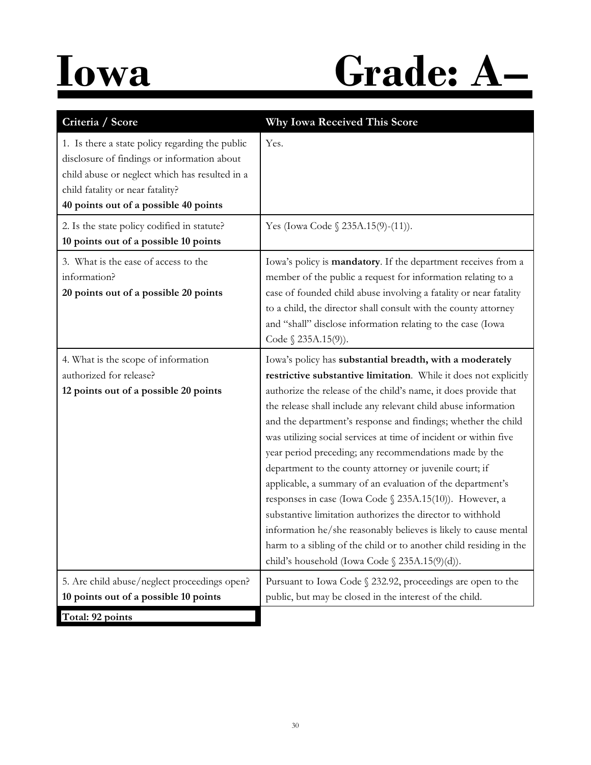# Iowa Grade: A–

| Criteria / Score | Why Iowa Received This Score |
|---|---|
| 1. Is there a state policy regarding the public disclosure of findings or information about child abuse or neglect which has resulted in a child fatality or near fatality? **40 points out of a possible 40 points** | Yes. |
| 2. Is the state policy codified in statute? **10 points out of a possible 10 points** | Yes (Iowa Code § 235A.15(9)-(11)). |
| 3. What is the ease of access to the information? **20 points out of a possible 20 points** | Iowa's policy is **mandatory**. If the department receives from a member of the public a request for information relating to a case of founded child abuse involving a fatality or near fatality to a child, the director shall consult with the county attorney and "shall" disclose information relating to the case (Iowa Code § 235A.15(9)). |
| 4. What is the scope of information authorized for release? **12 points out of a possible 20 points** | Iowa's policy has **substantial breadth, with a moderately restrictive substantive limitation**. While it does not explicitly authorize the release of the child's name, it does provide that the release shall include any relevant child abuse information and the department's response and findings; whether the child was utilizing social services at time of incident or within five year period preceding; any recommendations made by the department to the county attorney or juvenile court; if applicable, a summary of an evaluation of the department's responses in case (Iowa Code § 235A.15(10)). However, a substantive limitation authorizes the director to withhold information he/she reasonably believes is likely to cause mental harm to a sibling of the child or to another child residing in the child's household (Iowa Code § 235A.15(9)(d)). |
| 5. Are child abuse/neglect proceedings open? **10 points out of a possible 10 points** | Pursuant to Iowa Code § 232.92, proceedings are open to the public, but may be closed in the interest of the child. |
| **Total: 92 points** | |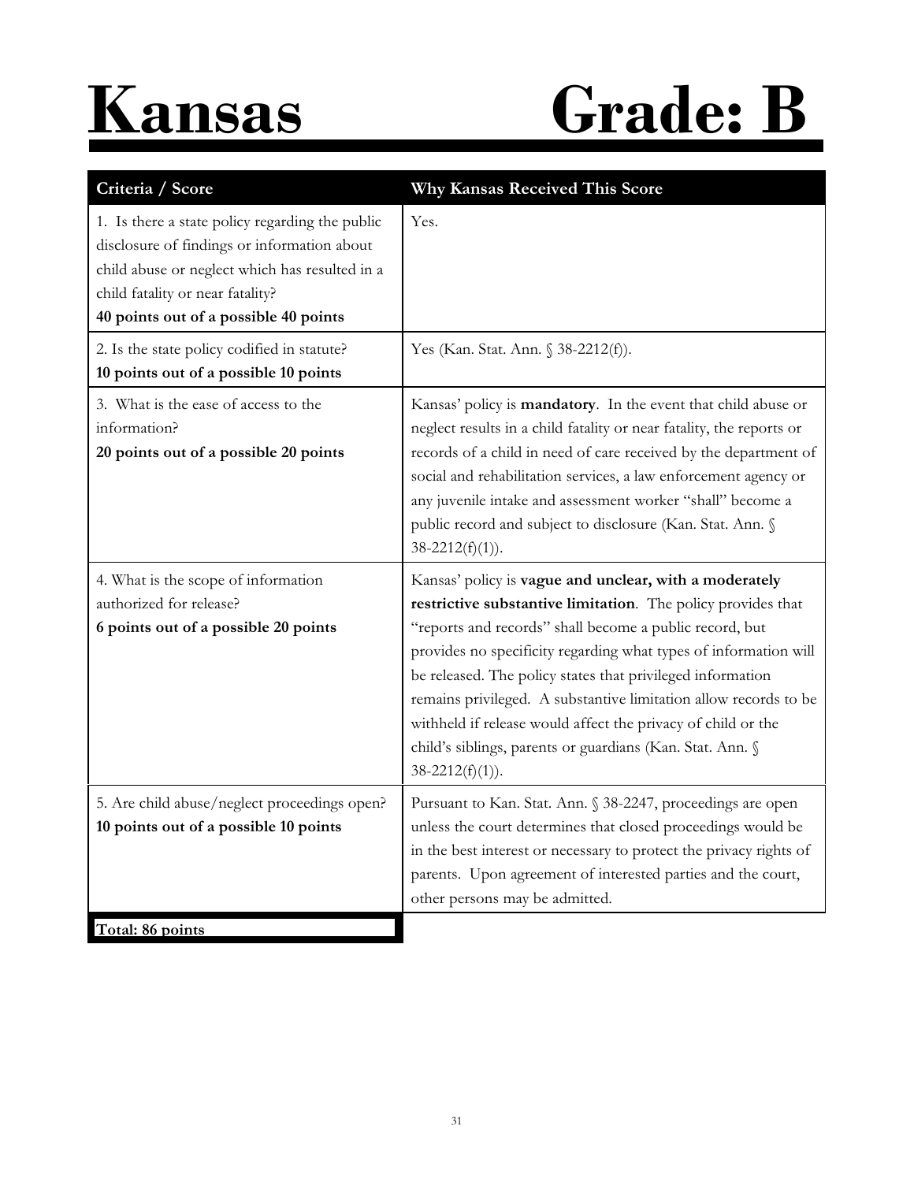# Kansas Grade: B

| Criteria / Score | Why Kansas Received This Score |
|---|---|
| 1. Is there a state policy regarding the public disclosure of findings or information about child abuse or neglect which has resulted in a child fatality or near fatality? **40 points out of a possible 40 points** | Yes. |
| 2. Is the state policy codified in statute? **10 points out of a possible 10 points** | Yes (Kan. Stat. Ann. § 38-2212(f)). |
| 3. What is the ease of access to the information? **20 points out of a possible 20 points** | Kansas' policy is **mandatory**. In the event that child abuse or neglect results in a child fatality or near fatality, the reports or records of a child in need of care received by the department of social and rehabilitation services, a law enforcement agency or any juvenile intake and assessment worker "shall" become a public record and subject to disclosure (Kan. Stat. Ann. § 38-2212(f)(1)). |
| 4. What is the scope of information authorized for release? **6 points out of a possible 20 points** | Kansas' policy is **vague and unclear, with a moderately restrictive substantive limitation**. The policy provides that "reports and records" shall become a public record, but provides no specificity regarding what types of information will be released. The policy states that privileged information remains privileged. A substantive limitation allow records to be withheld if release would affect the privacy of child or the child's siblings, parents or guardians (Kan. Stat. Ann. § 38-2212(f)(1)). |
| 5. Are child abuse/neglect proceedings open? **10 points out of a possible 10 points** | Pursuant to Kan. Stat. Ann. § 38-2247, proceedings are open unless the court determines that closed proceedings would be in the best interest or necessary to protect the privacy rights of parents. Upon agreement of interested parties and the court, other persons may be admitted. |
| **Total: 86 points** | |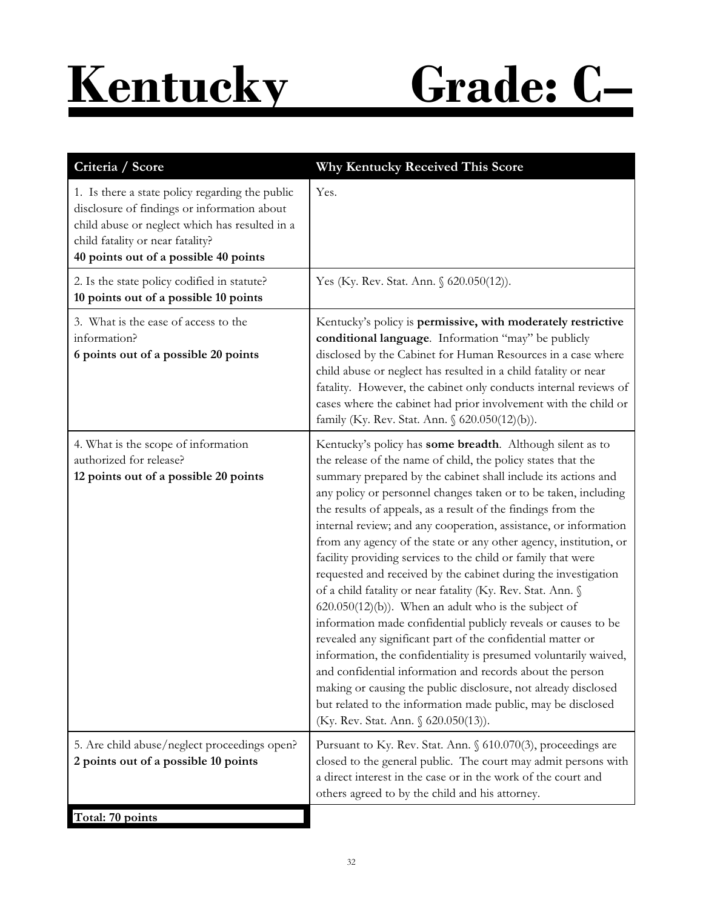# Kentucky Grade: C–

| Criteria / Score | Why Kentucky Received This Score |
|---|---|
| 1. Is there a state policy regarding the public disclosure of findings or information about child abuse or neglect which has resulted in a child fatality or near fatality? **40 points out of a possible 40 points** | Yes. |
| 2. Is the state policy codified in statute? **10 points out of a possible 10 points** | Yes (Ky. Rev. Stat. Ann. § 620.050(12)). |
| 3. What is the ease of access to the information? **6 points out of a possible 20 points** | Kentucky's policy is **permissive, with moderately restrictive conditional language**. Information "may" be publicly disclosed by the Cabinet for Human Resources in a case where child abuse or neglect has resulted in a child fatality or near fatality. However, the cabinet only conducts internal reviews of cases where the cabinet had prior involvement with the child or family (Ky. Rev. Stat. Ann. § 620.050(12)(b)). |
| 4. What is the scope of information authorized for release? **12 points out of a possible 20 points** | Kentucky's policy has **some breadth**. Although silent as to the release of the name of child, the policy states that the summary prepared by the cabinet shall include its actions and any policy or personnel changes taken or to be taken, including the results of appeals, as a result of the findings from the internal review; and any cooperation, assistance, or information from any agency of the state or any other agency, institution, or facility providing services to the child or family that were requested and received by the cabinet during the investigation of a child fatality or near fatality (Ky. Rev. Stat. Ann. § 620.050(12)(b)). When an adult who is the subject of information made confidential publicly reveals or causes to be revealed any significant part of the confidential matter or information, the confidentiality is presumed voluntarily waived, and confidential information and records about the person making or causing the public disclosure, not already disclosed but related to the information made public, may be disclosed (Ky. Rev. Stat. Ann. § 620.050(13)). |
| 5. Are child abuse/neglect proceedings open? **2 points out of a possible 10 points** | Pursuant to Ky. Rev. Stat. Ann. § 610.070(3), proceedings are closed to the general public. The court may admit persons with a direct interest in the case or in the work of the court and others agreed to by the child and his attorney. |
| **Total: 70 points** | |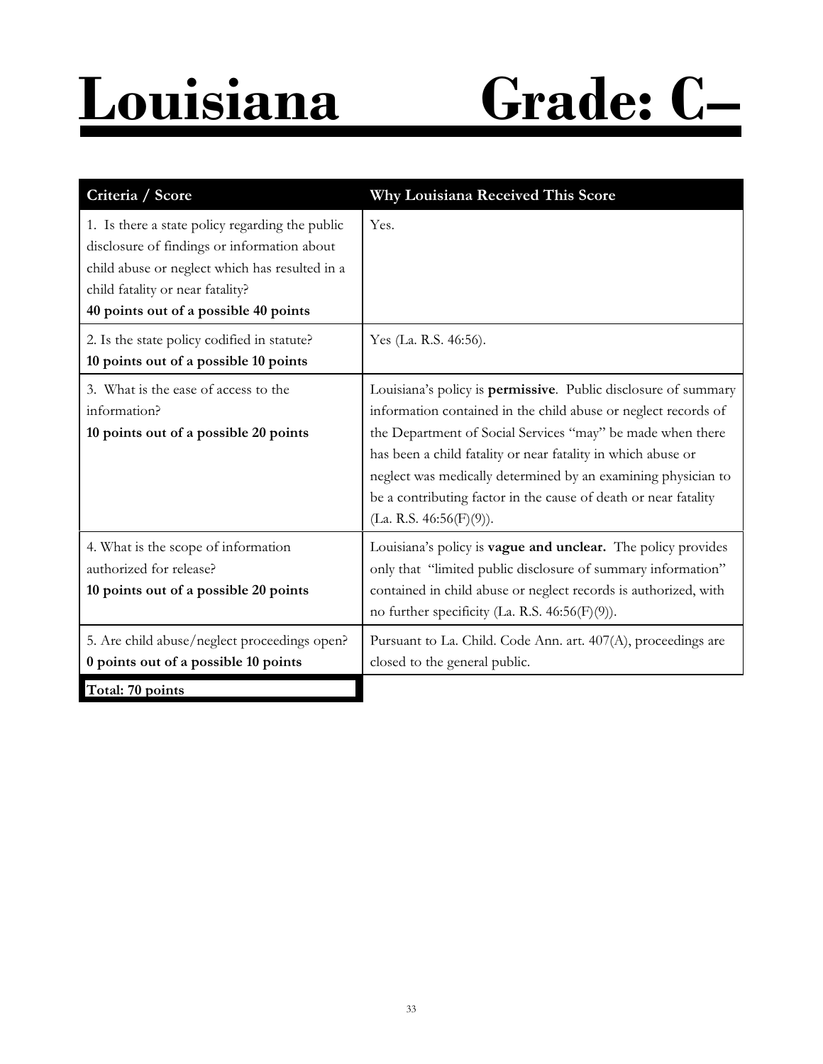# Louisiana Grade: C–

| Criteria / Score | Why Louisiana Received This Score |
|---|---|
| 1. Is there a state policy regarding the public disclosure of findings or information about child abuse or neglect which has resulted in a child fatality or near fatality?<br>**40 points out of a possible 40 points** | Yes. |
| 2. Is the state policy codified in statute?<br>**10 points out of a possible 10 points** | Yes (La. R.S. 46:56). |
| 3. What is the ease of access to the information?<br>**10 points out of a possible 20 points** | Louisiana's policy is **permissive**. Public disclosure of summary information contained in the child abuse or neglect records of the Department of Social Services "may" be made when there has been a child fatality or near fatality in which abuse or neglect was medically determined by an examining physician to be a contributing factor in the cause of death or near fatality (La. R.S. 46:56(F)(9)). |
| 4. What is the scope of information authorized for release?<br>**10 points out of a possible 20 points** | Louisiana's policy is **vague and unclear.** The policy provides only that "limited public disclosure of summary information" contained in child abuse or neglect records is authorized, with no further specificity (La. R.S. 46:56(F)(9)). |
| 5. Are child abuse/neglect proceedings open?<br>**0 points out of a possible 10 points** | Pursuant to La. Child. Code Ann. art. 407(A), proceedings are closed to the general public. |
| **Total: 70 points** | |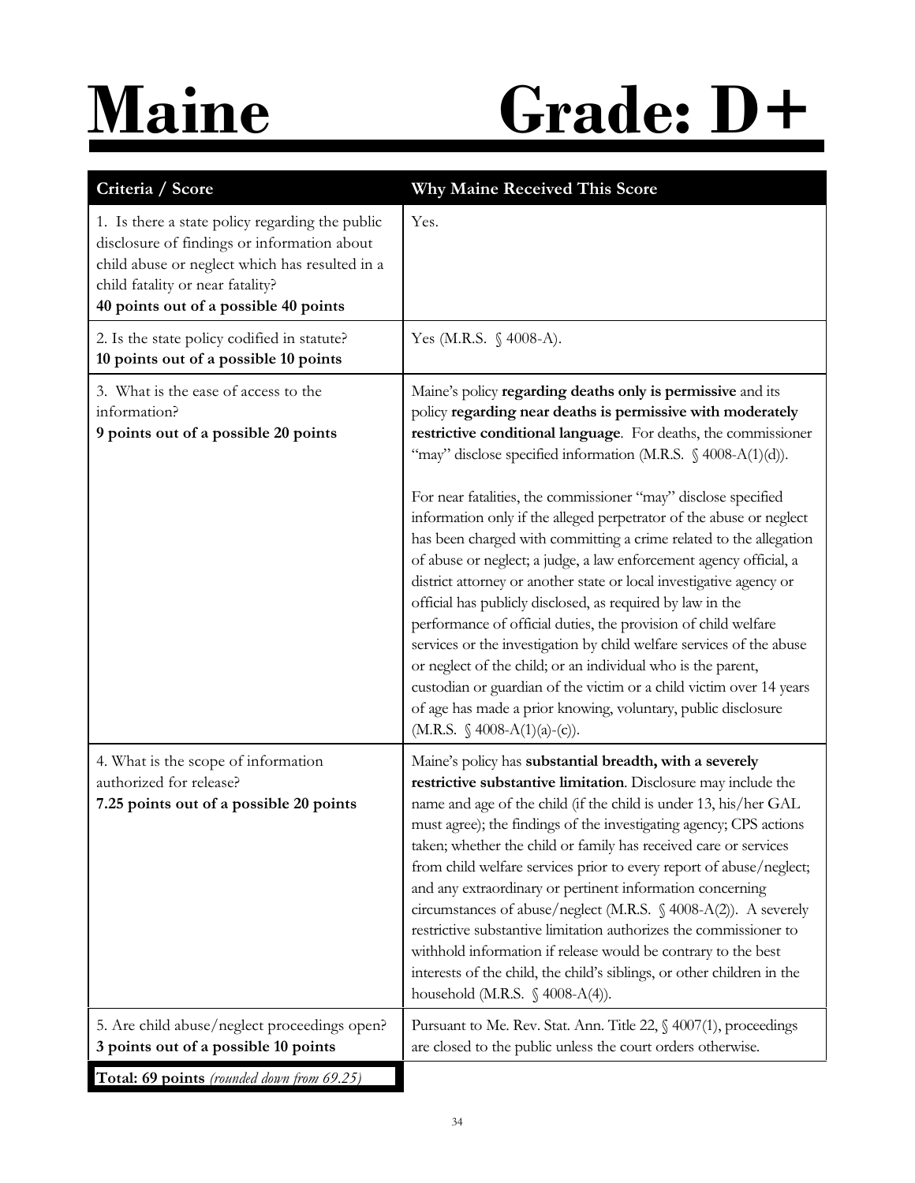# Maine Grade: D+

| Criteria / Score | Why Maine Received This Score |
|---|---|
| 1. Is there a state policy regarding the public disclosure of findings or information about child abuse or neglect which has resulted in a child fatality or near fatality?<br>**40 points out of a possible 40 points** | Yes. |
| 2. Is the state policy codified in statute?<br>**10 points out of a possible 10 points** | Yes (M.R.S. § 4008-A). |
| 3. What is the ease of access to the information?<br>**9 points out of a possible 20 points** | Maine's policy **regarding deaths only is permissive** and its policy **regarding near deaths is permissive with moderately restrictive conditional language**. For deaths, the commissioner "may" disclose specified information (M.R.S. § 4008-A(1)(d)).<br><br>For near fatalities, the commissioner "may" disclose specified information only if the alleged perpetrator of the abuse or neglect has been charged with committing a crime related to the allegation of abuse or neglect; a judge, a law enforcement agency official, a district attorney or another state or local investigative agency or official has publicly disclosed, as required by law in the performance of official duties, the provision of child welfare services or the investigation by child welfare services of the abuse or neglect of the child; or an individual who is the parent, custodian or guardian of the victim or a child victim over 14 years of age has made a prior knowing, voluntary, public disclosure (M.R.S. § 4008-A(1)(a)-(c)). |
| 4. What is the scope of information authorized for release?<br>**7.25 points out of a possible 20 points** | Maine's policy has **substantial breadth, with a severely restrictive substantive limitation**. Disclosure may include the name and age of the child (if the child is under 13, his/her GAL must agree); the findings of the investigating agency; CPS actions taken; whether the child or family has received care or services from child welfare services prior to every report of abuse/neglect; and any extraordinary or pertinent information concerning circumstances of abuse/neglect (M.R.S. § 4008-A(2)). A severely restrictive substantive limitation authorizes the commissioner to withhold information if release would be contrary to the best interests of the child, the child's siblings, or other children in the household (M.R.S. § 4008-A(4)). |
| 5. Are child abuse/neglect proceedings open?<br>**3 points out of a possible 10 points** | Pursuant to Me. Rev. Stat. Ann. Title 22, § 4007(1), proceedings are closed to the public unless the court orders otherwise. |
| **Total: 69 points** *(rounded down from 69.25)* | |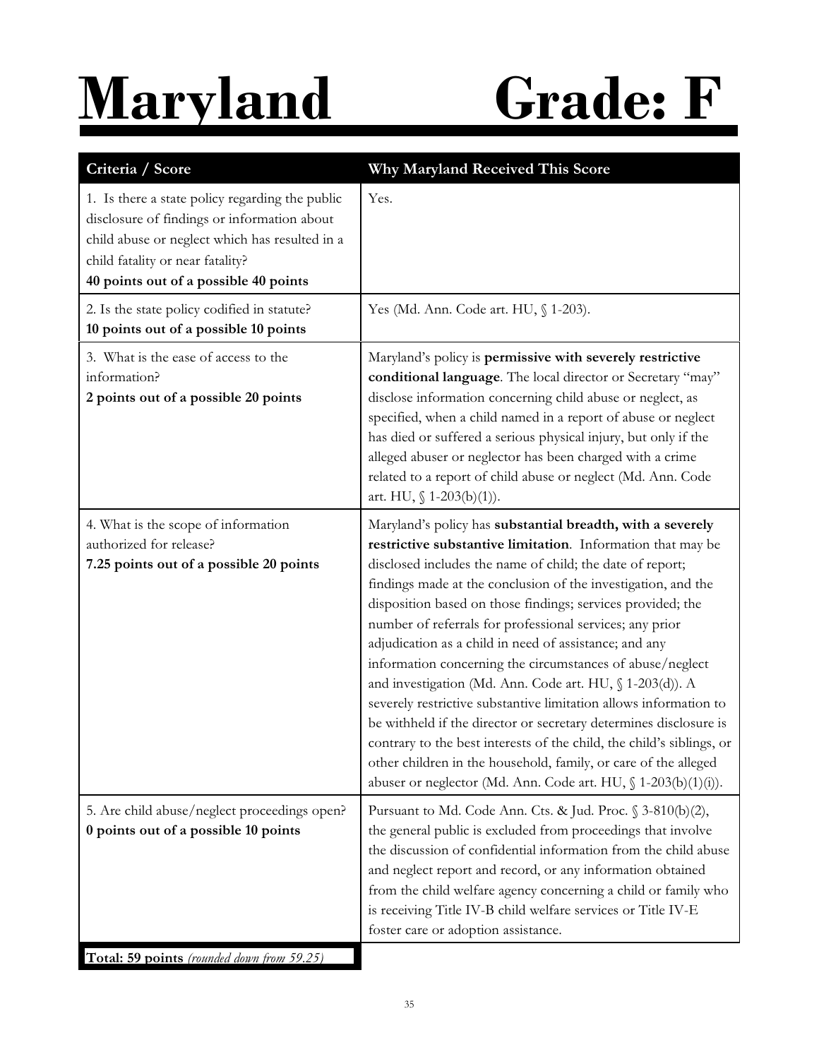# Maryland Grade: F

| Criteria / Score | Why Maryland Received This Score |
|---|---|
| 1. Is there a state policy regarding the public disclosure of findings or information about child abuse or neglect which has resulted in a child fatality or near fatality? **40 points out of a possible 40 points** | Yes. |
| 2. Is the state policy codified in statute? **10 points out of a possible 10 points** | Yes (Md. Ann. Code art. HU, § 1-203). |
| 3. What is the ease of access to the information? **2 points out of a possible 20 points** | Maryland's policy is **permissive with severely restrictive conditional language**. The local director or Secretary "may" disclose information concerning child abuse or neglect, as specified, when a child named in a report of abuse or neglect has died or suffered a serious physical injury, but only if the alleged abuser or neglector has been charged with a crime related to a report of child abuse or neglect (Md. Ann. Code art. HU, § 1-203(b)(1)). |
| 4. What is the scope of information authorized for release? **7.25 points out of a possible 20 points** | Maryland's policy has **substantial breadth, with a severely restrictive substantive limitation**. Information that may be disclosed includes the name of child; the date of report; findings made at the conclusion of the investigation, and the disposition based on those findings; services provided; the number of referrals for professional services; any prior adjudication as a child in need of assistance; and any information concerning the circumstances of abuse/neglect and investigation (Md. Ann. Code art. HU, § 1-203(d)). A severely restrictive substantive limitation allows information to be withheld if the director or secretary determines disclosure is contrary to the best interests of the child, the child's siblings, or other children in the household, family, or care of the alleged abuser or neglector (Md. Ann. Code art. HU, § 1-203(b)(1)(i)). |
| 5. Are child abuse/neglect proceedings open? **0 points out of a possible 10 points** | Pursuant to Md. Code Ann. Cts. & Jud. Proc. § 3-810(b)(2), the general public is excluded from proceedings that involve the discussion of confidential information from the child abuse and neglect report and record, or any information obtained from the child welfare agency concerning a child or family who is receiving Title IV-B child welfare services or Title IV-E foster care or adoption assistance. |
| **Total: 59 points** *(rounded down from 59.25)* | |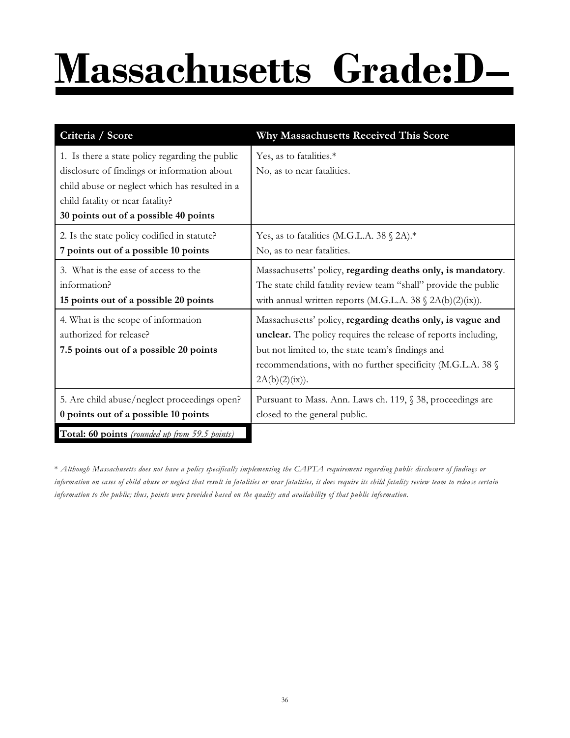# Massachusetts Grade:D–

| Criteria / Score | Why Massachusetts Received This Score |
|---|---|
| 1. Is there a state policy regarding the public disclosure of findings or information about child abuse or neglect which has resulted in a child fatality or near fatality?<br>**30 points out of a possible 40 points** | Yes, as to fatalities.*<br>No, as to near fatalities. |
| 2. Is the state policy codified in statute?<br>**7 points out of a possible 10 points** | Yes, as to fatalities (M.G.L.A. 38 § 2A).*<br>No, as to near fatalities. |
| 3. What is the ease of access to the information?<br>**15 points out of a possible 20 points** | Massachusetts' policy, **regarding deaths only, is mandatory**. The state child fatality review team "shall" provide the public with annual written reports (M.G.L.A. 38 § 2A(b)(2)(ix)). |
| 4. What is the scope of information authorized for release?<br>**7.5 points out of a possible 20 points** | Massachusetts' policy, **regarding deaths only, is vague and unclear.** The policy requires the release of reports including, but not limited to, the state team's findings and recommendations, with no further specificity (M.G.L.A. 38 § 2A(b)(2)(ix)). |
| 5. Are child abuse/neglect proceedings open?<br>**0 points out of a possible 10 points** | Pursuant to Mass. Ann. Laws ch. 119, § 38, proceedings are closed to the general public. |
| **Total: 60 points** *(rounded up from 59.5 points)* | |

* *Although Massachusetts does not have a policy specifically implementing the CAPTA requirement regarding public disclosure of findings or information on cases of child abuse or neglect that result in fatalities or near fatalities, it does require its child fatality review team to release certain information to the public; thus, points were provided based on the quality and availability of that public information.*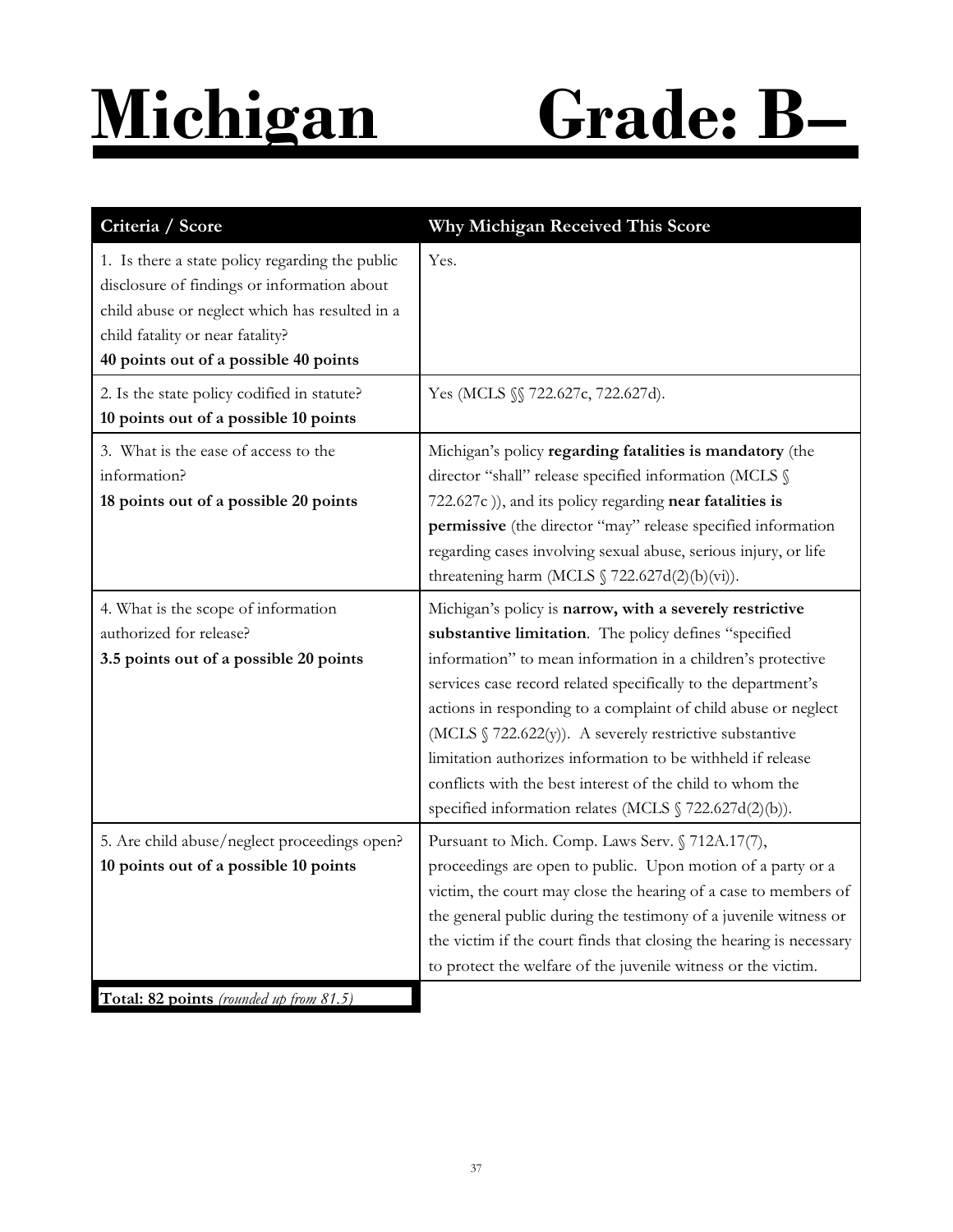# Michigan Grade: B–

| Criteria / Score | Why Michigan Received This Score |
|---|---|
| 1. Is there a state policy regarding the public disclosure of findings or information about child abuse or neglect which has resulted in a child fatality or near fatality?<br>**40 points out of a possible 40 points** | Yes. |
| 2. Is the state policy codified in statute?<br>**10 points out of a possible 10 points** | Yes (MCLS §§ 722.627c, 722.627d). |
| 3. What is the ease of access to the information?<br>**18 points out of a possible 20 points** | Michigan's policy **regarding fatalities is mandatory** (the director "shall" release specified information (MCLS § 722.627c )), and its policy regarding **near fatalities is permissive** (the director "may" release specified information regarding cases involving sexual abuse, serious injury, or life threatening harm (MCLS § 722.627d(2)(b)(vi)). |
| 4. What is the scope of information authorized for release?<br>**3.5 points out of a possible 20 points** | Michigan's policy is **narrow, with a severely restrictive substantive limitation**. The policy defines "specified information" to mean information in a children's protective services case record related specifically to the department's actions in responding to a complaint of child abuse or neglect (MCLS § 722.622(y)). A severely restrictive substantive limitation authorizes information to be withheld if release conflicts with the best interest of the child to whom the specified information relates (MCLS § 722.627d(2)(b)). |
| 5. Are child abuse/neglect proceedings open?<br>**10 points out of a possible 10 points** | Pursuant to Mich. Comp. Laws Serv. § 712A.17(7), proceedings are open to public. Upon motion of a party or a victim, the court may close the hearing of a case to members of the general public during the testimony of a juvenile witness or the victim if the court finds that closing the hearing is necessary to protect the welfare of the juvenile witness or the victim. |
| **Total: 82 points** *(rounded up from 81.5)* | |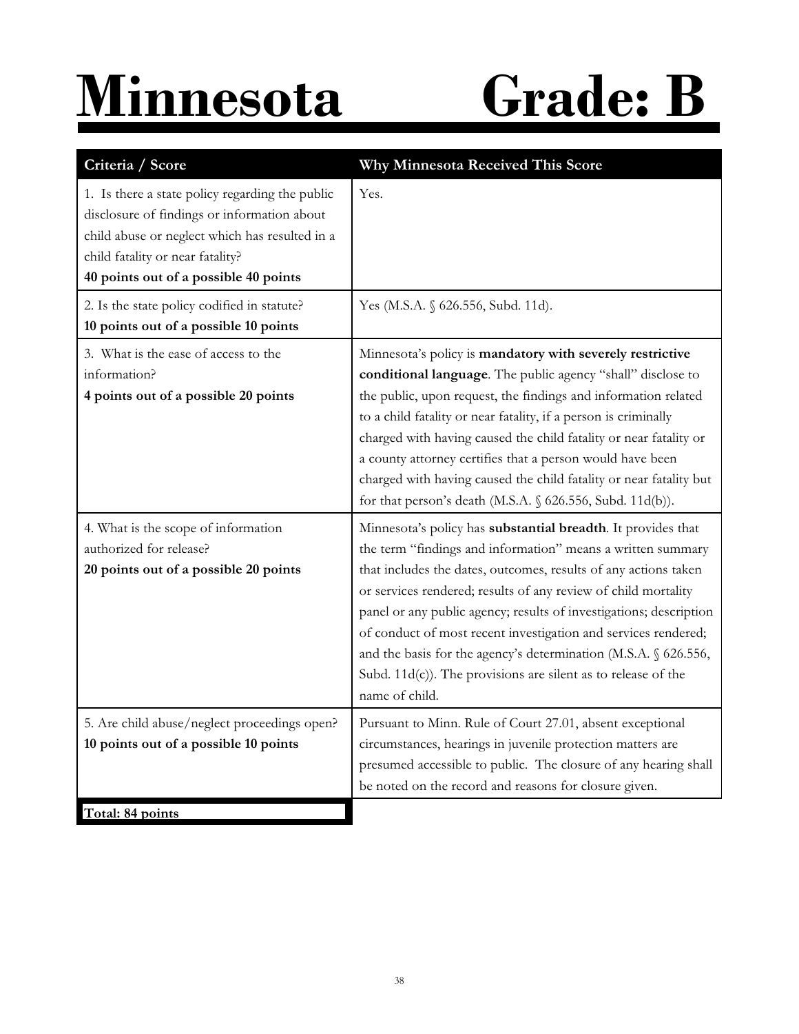# Minnesota Grade: B

| Criteria / Score | Why Minnesota Received This Score |
|---|---|
| 1. Is there a state policy regarding the public disclosure of findings or information about child abuse or neglect which has resulted in a child fatality or near fatality? **40 points out of a possible 40 points** | Yes. |
| 2. Is the state policy codified in statute? **10 points out of a possible 10 points** | Yes (M.S.A. § 626.556, Subd. 11d). |
| 3. What is the ease of access to the information? **4 points out of a possible 20 points** | Minnesota's policy is **mandatory with severely restrictive conditional language**. The public agency "shall" disclose to the public, upon request, the findings and information related to a child fatality or near fatality, if a person is criminally charged with having caused the child fatality or near fatality or a county attorney certifies that a person would have been charged with having caused the child fatality or near fatality but for that person's death (M.S.A. § 626.556, Subd. 11d(b)). |
| 4. What is the scope of information authorized for release? **20 points out of a possible 20 points** | Minnesota's policy has **substantial breadth**. It provides that the term "findings and information" means a written summary that includes the dates, outcomes, results of any actions taken or services rendered; results of any review of child mortality panel or any public agency; results of investigations; description of conduct of most recent investigation and services rendered; and the basis for the agency's determination (M.S.A. § 626.556, Subd. 11d(c)). The provisions are silent as to release of the name of child. |
| 5. Are child abuse/neglect proceedings open? **10 points out of a possible 10 points** | Pursuant to Minn. Rule of Court 27.01, absent exceptional circumstances, hearings in juvenile protection matters are presumed accessible to public. The closure of any hearing shall be noted on the record and reasons for closure given. |
| **Total: 84 points** | |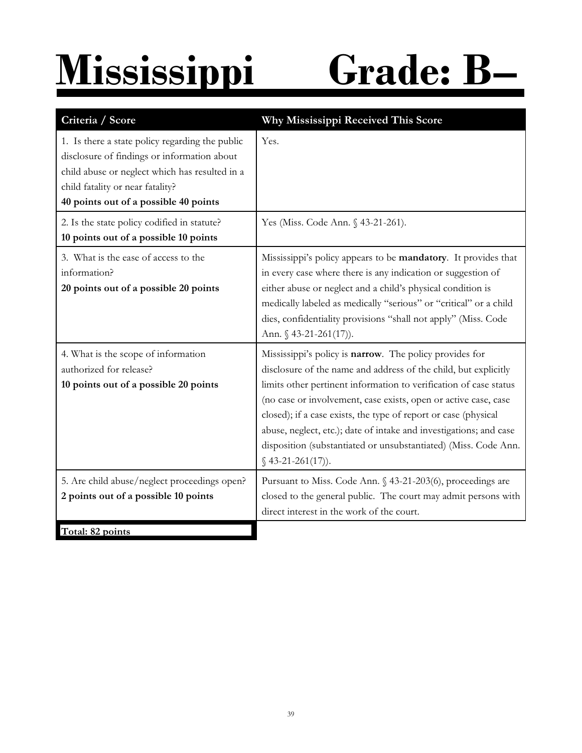# Mississippi Grade: B–

| Criteria / Score | Why Mississippi Received This Score |
|---|---|
| 1. Is there a state policy regarding the public disclosure of findings or information about child abuse or neglect which has resulted in a child fatality or near fatality? **40 points out of a possible 40 points** | Yes. |
| 2. Is the state policy codified in statute? **10 points out of a possible 10 points** | Yes (Miss. Code Ann. § 43-21-261). |
| 3. What is the ease of access to the information? **20 points out of a possible 20 points** | Mississippi's policy appears to be **mandatory**. It provides that in every case where there is any indication or suggestion of either abuse or neglect and a child's physical condition is medically labeled as medically "serious" or "critical" or a child dies, confidentiality provisions "shall not apply" (Miss. Code Ann. § 43-21-261(17)). |
| 4. What is the scope of information authorized for release? **10 points out of a possible 20 points** | Mississippi's policy is **narrow**. The policy provides for disclosure of the name and address of the child, but explicitly limits other pertinent information to verification of case status (no case or involvement, case exists, open or active case, case closed); if a case exists, the type of report or case (physical abuse, neglect, etc.); date of intake and investigations; and case disposition (substantiated or unsubstantiated) (Miss. Code Ann. § 43-21-261(17)). |
| 5. Are child abuse/neglect proceedings open? **2 points out of a possible 10 points** | Pursuant to Miss. Code Ann. § 43-21-203(6), proceedings are closed to the general public. The court may admit persons with direct interest in the work of the court. |
| **Total: 82 points** | |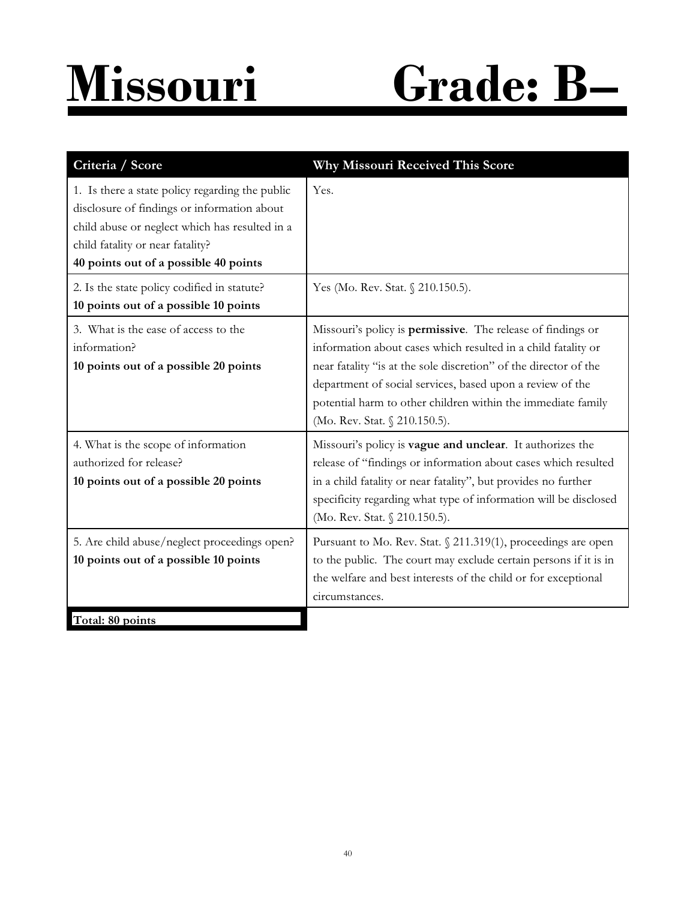# Missouri Grade: B–

| Criteria / Score | Why Missouri Received This Score |
|---|---|
| 1. Is there a state policy regarding the public disclosure of findings or information about child abuse or neglect which has resulted in a child fatality or near fatality? **40 points out of a possible 40 points** | Yes. |
| 2. Is the state policy codified in statute? **10 points out of a possible 10 points** | Yes (Mo. Rev. Stat. § 210.150.5). |
| 3. What is the ease of access to the information? **10 points out of a possible 20 points** | Missouri's policy is **permissive**. The release of findings or information about cases which resulted in a child fatality or near fatality "is at the sole discretion" of the director of the department of social services, based upon a review of the potential harm to other children within the immediate family (Mo. Rev. Stat. § 210.150.5). |
| 4. What is the scope of information authorized for release? **10 points out of a possible 20 points** | Missouri's policy is **vague and unclear**. It authorizes the release of "findings or information about cases which resulted in a child fatality or near fatality", but provides no further specificity regarding what type of information will be disclosed (Mo. Rev. Stat. § 210.150.5). |
| 5. Are child abuse/neglect proceedings open? **10 points out of a possible 10 points** | Pursuant to Mo. Rev. Stat. § 211.319(1), proceedings are open to the public. The court may exclude certain persons if it is in the welfare and best interests of the child or for exceptional circumstances. |
| **Total: 80 points** | |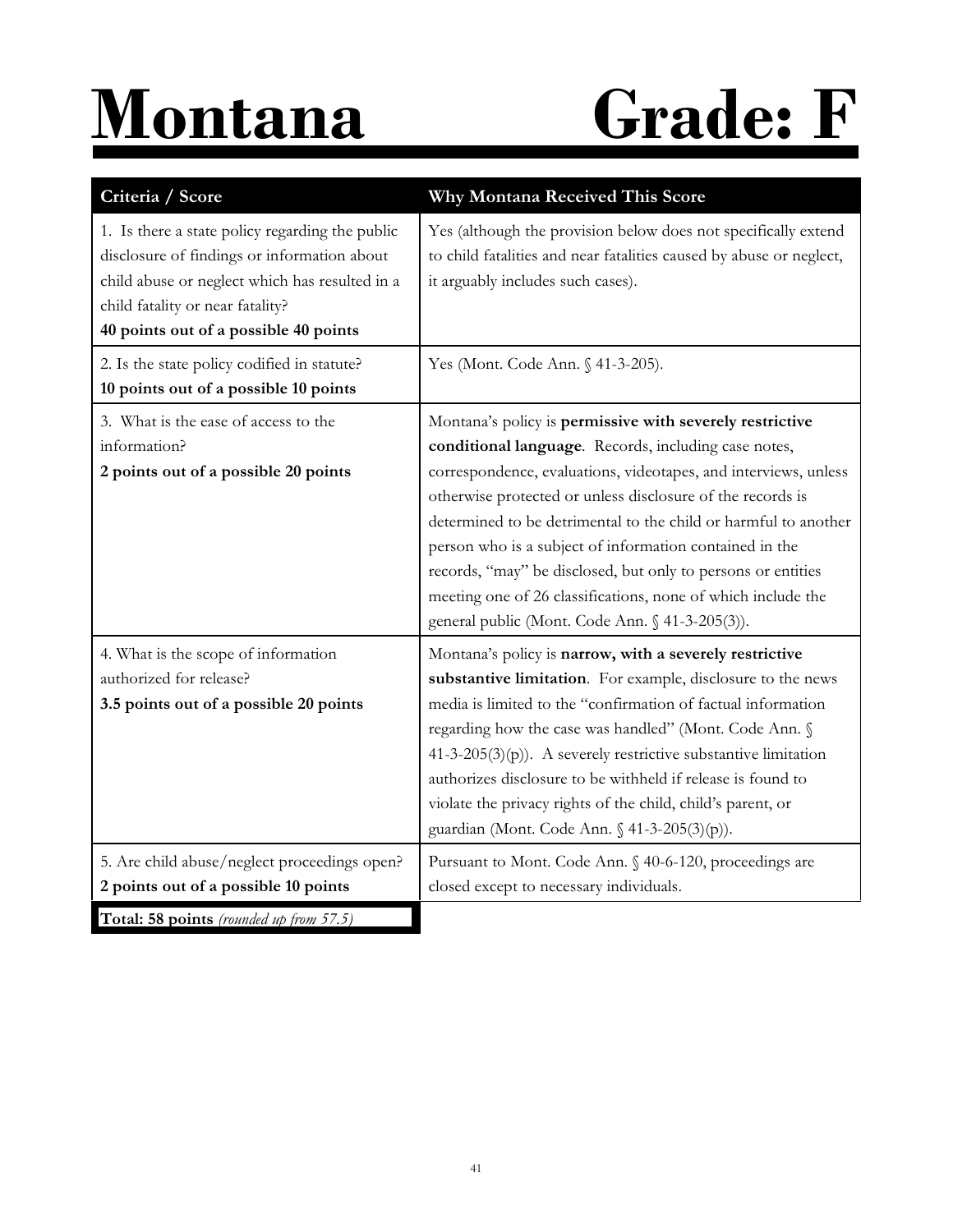# Montana Grade: F

| Criteria / Score | Why Montana Received This Score |
| --- | --- |
| 1. Is there a state policy regarding the public disclosure of findings or information about child abuse or neglect which has resulted in a child fatality or near fatality? **40 points out of a possible 40 points** | Yes (although the provision below does not specifically extend to child fatalities and near fatalities caused by abuse or neglect, it arguably includes such cases). |
| 2. Is the state policy codified in statute? **10 points out of a possible 10 points** | Yes (Mont. Code Ann. § 41-3-205). |
| 3. What is the ease of access to the information? **2 points out of a possible 20 points** | Montana's policy is **permissive with severely restrictive conditional language**. Records, including case notes, correspondence, evaluations, videotapes, and interviews, unless otherwise protected or unless disclosure of the records is determined to be detrimental to the child or harmful to another person who is a subject of information contained in the records, "may" be disclosed, but only to persons or entities meeting one of 26 classifications, none of which include the general public (Mont. Code Ann. § 41-3-205(3)). |
| 4. What is the scope of information authorized for release? **3.5 points out of a possible 20 points** | Montana's policy is **narrow, with a severely restrictive substantive limitation**. For example, disclosure to the news media is limited to the "confirmation of factual information regarding how the case was handled" (Mont. Code Ann. § 41-3-205(3)(p)). A severely restrictive substantive limitation authorizes disclosure to be withheld if release is found to violate the privacy rights of the child, child's parent, or guardian (Mont. Code Ann. § 41-3-205(3)(p)). |
| 5. Are child abuse/neglect proceedings open? **2 points out of a possible 10 points** | Pursuant to Mont. Code Ann. § 40-6-120, proceedings are closed except to necessary individuals. |
| **Total: 58 points** *(rounded up from 57.5)* | |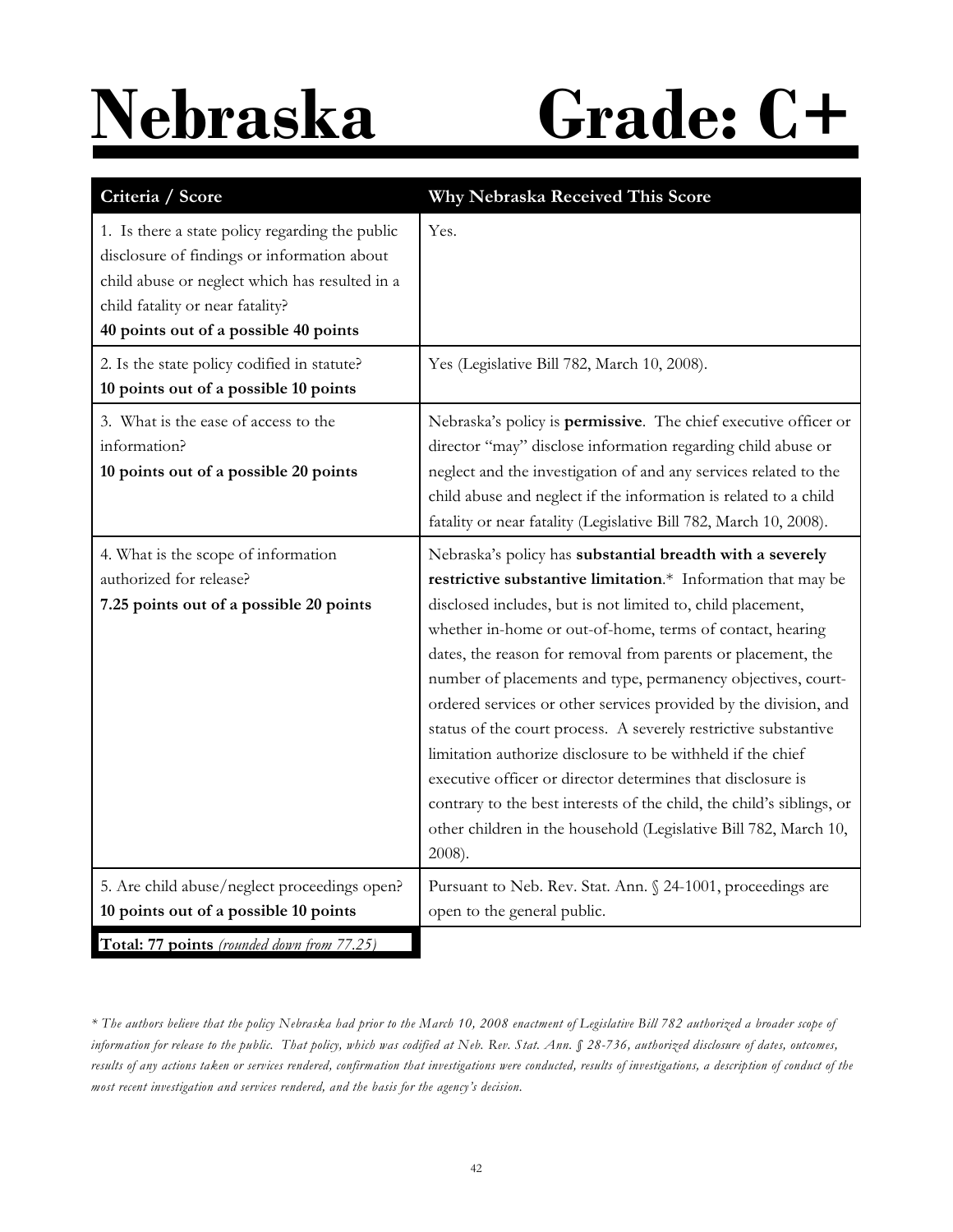# Nebraska Grade: C+

| Criteria / Score | Why Nebraska Received This Score |
|---|---|
| 1. Is there a state policy regarding the public disclosure of findings or information about child abuse or neglect which has resulted in a child fatality or near fatality? **40 points out of a possible 40 points** | Yes. |
| 2. Is the state policy codified in statute? **10 points out of a possible 10 points** | Yes (Legislative Bill 782, March 10, 2008). |
| 3. What is the ease of access to the information? **10 points out of a possible 20 points** | Nebraska's policy is **permissive**. The chief executive officer or director "may" disclose information regarding child abuse or neglect and the investigation of and any services related to the child abuse and neglect if the information is related to a child fatality or near fatality (Legislative Bill 782, March 10, 2008). |
| 4. What is the scope of information authorized for release? **7.25 points out of a possible 20 points** | Nebraska's policy has **substantial breadth with a severely restrictive substantive limitation**.* Information that may be disclosed includes, but is not limited to, child placement, whether in-home or out-of-home, terms of contact, hearing dates, the reason for removal from parents or placement, the number of placements and type, permanency objectives, court-ordered services or other services provided by the division, and status of the court process. A severely restrictive substantive limitation authorize disclosure to be withheld if the chief executive officer or director determines that disclosure is contrary to the best interests of the child, the child's siblings, or other children in the household (Legislative Bill 782, March 10, 2008). |
| 5. Are child abuse/neglect proceedings open? **10 points out of a possible 10 points** | Pursuant to Neb. Rev. Stat. Ann. § 24-1001, proceedings are open to the general public. |
| **Total: 77 points** *(rounded down from 77.25)* | |

*\* The authors believe that the policy Nebraska had prior to the March 10, 2008 enactment of Legislative Bill 782 authorized a broader scope of information for release to the public. That policy, which was codified at Neb. Rev. Stat. Ann. § 28-736, authorized disclosure of dates, outcomes, results of any actions taken or services rendered, confirmation that investigations were conducted, results of investigations, a description of conduct of the most recent investigation and services rendered, and the basis for the agency's decision.*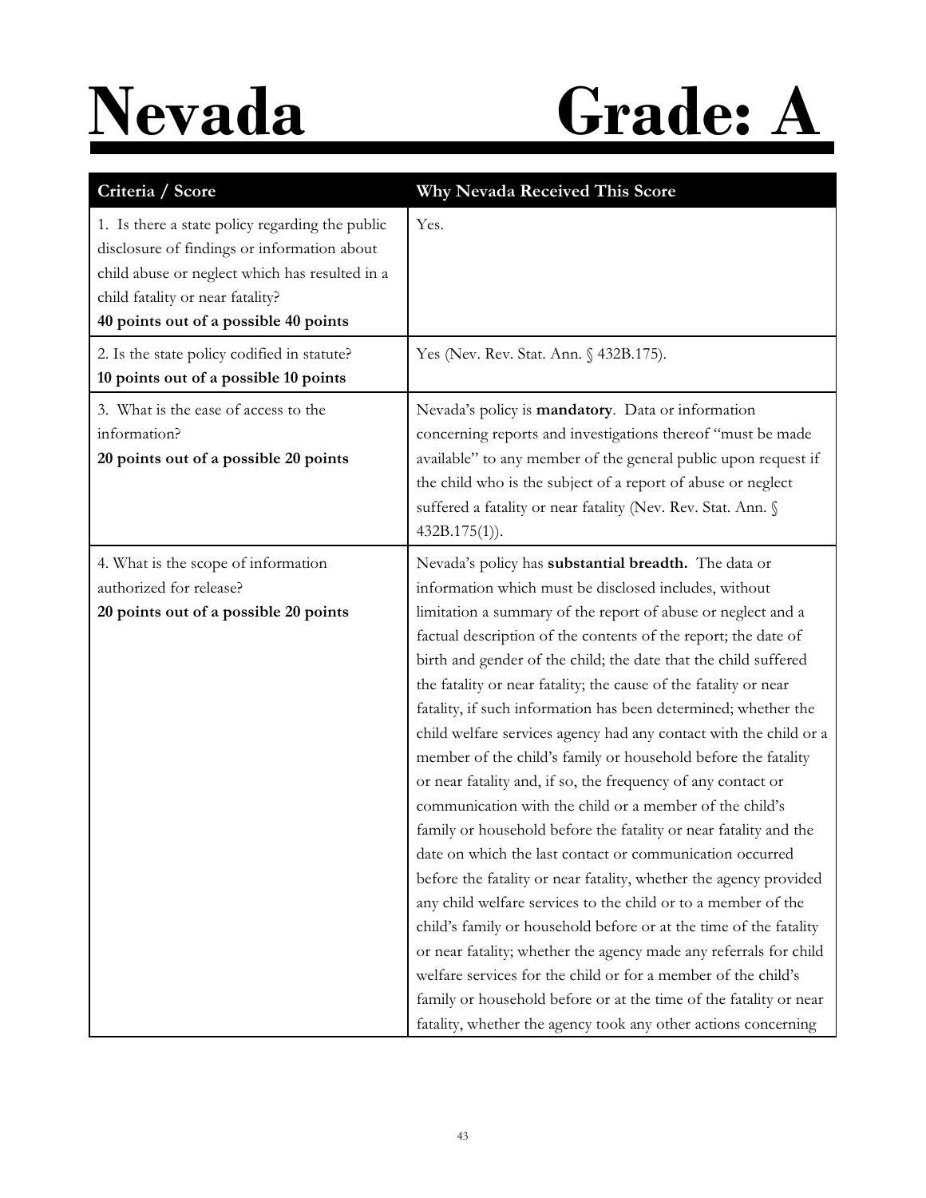# Nevada Grade: A

| Criteria / Score | Why Nevada Received This Score |
|---|---|
| 1. Is there a state policy regarding the public disclosure of findings or information about child abuse or neglect which has resulted in a child fatality or near fatality? **40 points out of a possible 40 points** | Yes. |
| 2. Is the state policy codified in statute? **10 points out of a possible 10 points** | Yes (Nev. Rev. Stat. Ann. § 432B.175). |
| 3. What is the ease of access to the information? **20 points out of a possible 20 points** | Nevada's policy is **mandatory**. Data or information concerning reports and investigations thereof "must be made available" to any member of the general public upon request if the child who is the subject of a report of abuse or neglect suffered a fatality or near fatality (Nev. Rev. Stat. Ann. § 432B.175(1)). |
| 4. What is the scope of information authorized for release? **20 points out of a possible 20 points** | Nevada's policy has **substantial breadth.** The data or information which must be disclosed includes, without limitation a summary of the report of abuse or neglect and a factual description of the contents of the report; the date of birth and gender of the child; the date that the child suffered the fatality or near fatality; the cause of the fatality or near fatality, if such information has been determined; whether the child welfare services agency had any contact with the child or a member of the child's family or household before the fatality or near fatality and, if so, the frequency of any contact or communication with the child or a member of the child's family or household before the fatality or near fatality and the date on which the last contact or communication occurred before the fatality or near fatality, whether the agency provided any child welfare services to the child or to a member of the child's family or household before or at the time of the fatality or near fatality; whether the agency made any referrals for child welfare services for the child or for a member of the child's family or household before or at the time of the fatality or near fatality, whether the agency took any other actions concerning |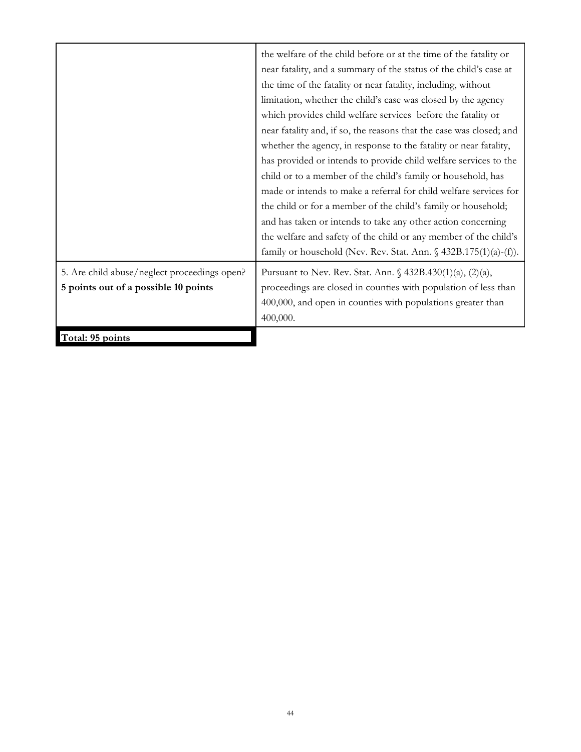| | |
|---|---|
| | the welfare of the child before or at the time of the fatality or near fatality, and a summary of the status of the child's case at the time of the fatality or near fatality, including, without limitation, whether the child's case was closed by the agency which provides child welfare services before the fatality or near fatality and, if so, the reasons that the case was closed; and whether the agency, in response to the fatality or near fatality, has provided or intends to provide child welfare services to the child or to a member of the child's family or household, has made or intends to make a referral for child welfare services for the child or for a member of the child's family or household; and has taken or intends to take any other action concerning the welfare and safety of the child or any member of the child's family or household (Nev. Rev. Stat. Ann. § 432B.175(1)(a)-(f)). |
| 5. Are child abuse/neglect proceedings open? **5 points out of a possible 10 points** | Pursuant to Nev. Rev. Stat. Ann. § 432B.430(1)(a), (2)(a), proceedings are closed in counties with population of less than 400,000, and open in counties with populations greater than 400,000. |
| **Total: 95 points** | |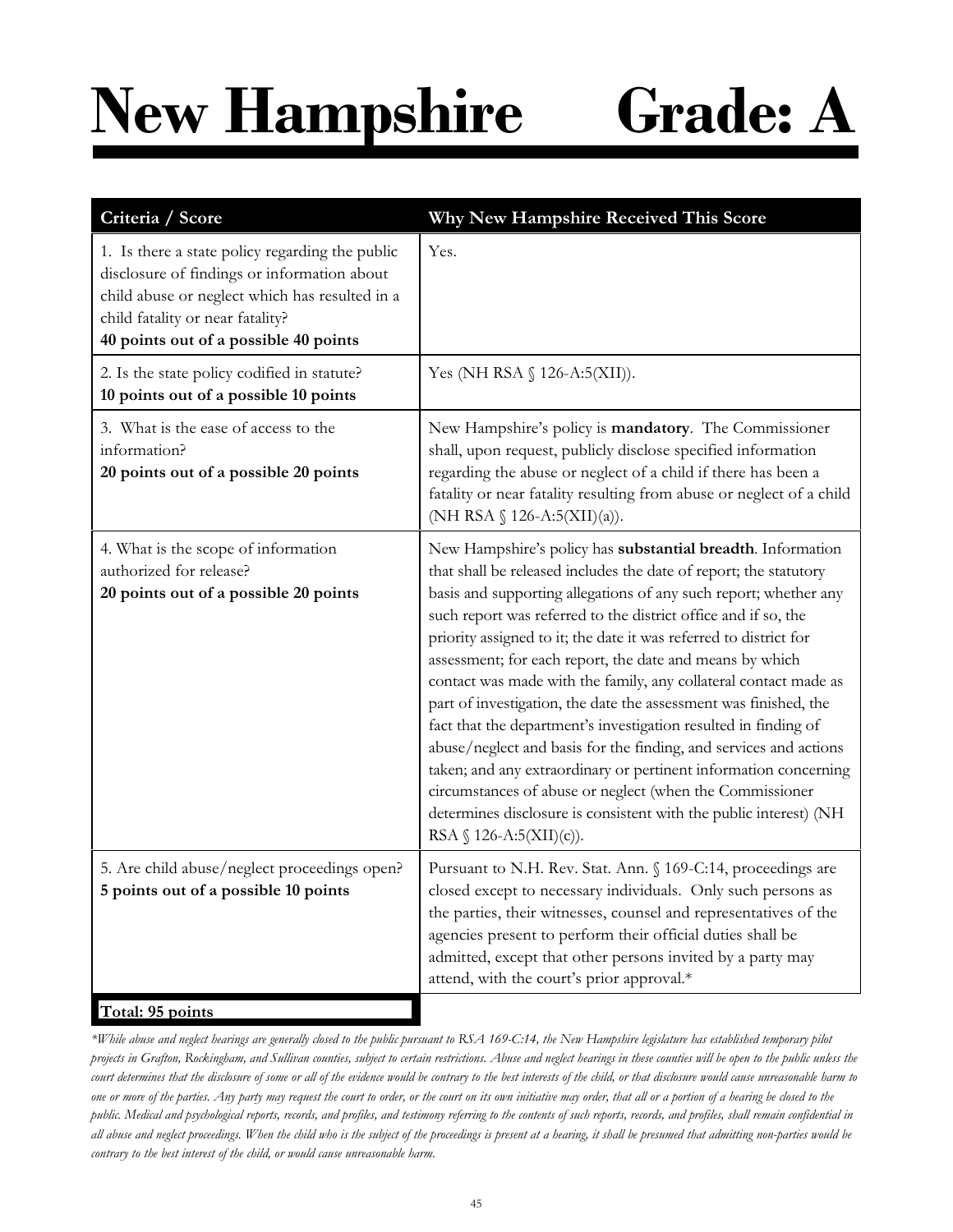# New Hampshire Grade: A

| Criteria / Score | Why New Hampshire Received This Score |
|---|---|
| 1. Is there a state policy regarding the public disclosure of findings or information about child abuse or neglect which has resulted in a child fatality or near fatality? **40 points out of a possible 40 points** | Yes. |
| 2. Is the state policy codified in statute? **10 points out of a possible 10 points** | Yes (NH RSA § 126-A:5(XII)). |
| 3. What is the ease of access to the information? **20 points out of a possible 20 points** | New Hampshire's policy is **mandatory**. The Commissioner shall, upon request, publicly disclose specified information regarding the abuse or neglect of a child if there has been a fatality or near fatality resulting from abuse or neglect of a child (NH RSA § 126-A:5(XII)(a)). |
| 4. What is the scope of information authorized for release? **20 points out of a possible 20 points** | New Hampshire's policy has **substantial breadth**. Information that shall be released includes the date of report; the statutory basis and supporting allegations of any such report; whether any such report was referred to the district office and if so, the priority assigned to it; the date it was referred to district for assessment; for each report, the date and means by which contact was made with the family, any collateral contact made as part of investigation, the date the assessment was finished, the fact that the department's investigation resulted in finding of abuse/neglect and basis for the finding, and services and actions taken; and any extraordinary or pertinent information concerning circumstances of abuse or neglect (when the Commissioner determines disclosure is consistent with the public interest) (NH RSA § 126-A:5(XII)(c)). |
| 5. Are child abuse/neglect proceedings open? **5 points out of a possible 10 points** | Pursuant to N.H. Rev. Stat. Ann. § 169-C:14, proceedings are closed except to necessary individuals. Only such persons as the parties, their witnesses, counsel and representatives of the agencies present to perform their official duties shall be admitted, except that other persons invited by a party may attend, with the court's prior approval.* |
| **Total: 95 points** | |

*\*While abuse and neglect hearings are generally closed to the public pursuant to RSA 169-C:14, the New Hampshire legislature has established temporary pilot projects in Grafton, Rockingham, and Sullivan counties, subject to certain restrictions. Abuse and neglect hearings in these counties will be open to the public unless the court determines that the disclosure of some or all of the evidence would be contrary to the best interests of the child, or that disclosure would cause unreasonable harm to one or more of the parties. Any party may request the court to order, or the court on its own initiative may order, that all or a portion of a hearing be closed to the public. Medical and psychological reports, records, and profiles, and testimony referring to the contents of such reports, records, and profiles, shall remain confidential in all abuse and neglect proceedings. When the child who is the subject of the proceedings is present at a hearing, it shall be presumed that admitting non-parties would be contrary to the best interest of the child, or would cause unreasonable harm.*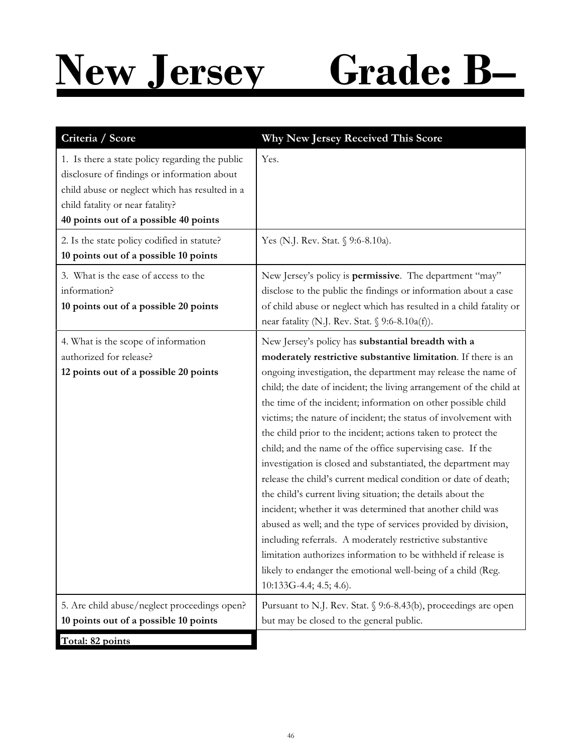# New Jersey Grade: B–

| Criteria / Score | Why New Jersey Received This Score |
|---|---|
| 1. Is there a state policy regarding the public disclosure of findings or information about child abuse or neglect which has resulted in a child fatality or near fatality? **40 points out of a possible 40 points** | Yes. |
| 2. Is the state policy codified in statute? **10 points out of a possible 10 points** | Yes (N.J. Rev. Stat. § 9:6-8.10a). |
| 3. What is the ease of access to the information? **10 points out of a possible 20 points** | New Jersey's policy is **permissive**. The department "may" disclose to the public the findings or information about a case of child abuse or neglect which has resulted in a child fatality or near fatality (N.J. Rev. Stat. § 9:6-8.10a(f)). |
| 4. What is the scope of information authorized for release? **12 points out of a possible 20 points** | New Jersey's policy has **substantial breadth with a moderately restrictive substantive limitation**. If there is an ongoing investigation, the department may release the name of child; the date of incident; the living arrangement of the child at the time of the incident; information on other possible child victims; the nature of incident; the status of involvement with the child prior to the incident; actions taken to protect the child; and the name of the office supervising case. If the investigation is closed and substantiated, the department may release the child's current medical condition or date of death; the child's current living situation; the details about the incident; whether it was determined that another child was abused as well; and the type of services provided by division, including referrals. A moderately restrictive substantive limitation authorizes information to be withheld if release is likely to endanger the emotional well-being of a child (Reg. 10:133G-4.4; 4.5; 4.6). |
| 5. Are child abuse/neglect proceedings open? **10 points out of a possible 10 points** | Pursuant to N.J. Rev. Stat. § 9:6-8.43(b), proceedings are open but may be closed to the general public. |
| **Total: 82 points** | |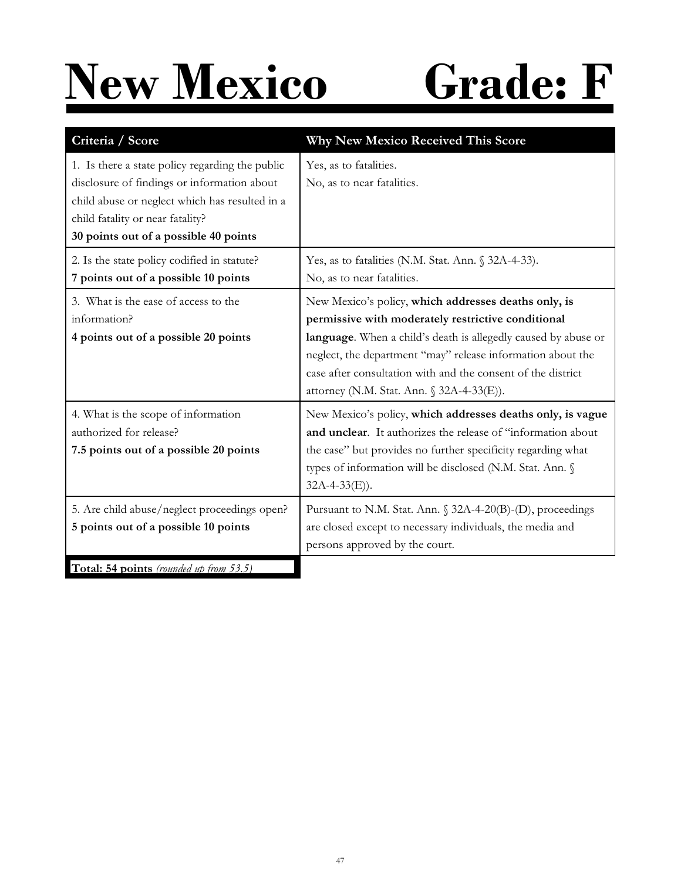# New Mexico Grade: F

| Criteria / Score | Why New Mexico Received This Score |
| --- | --- |
| 1. Is there a state policy regarding the public disclosure of findings or information about child abuse or neglect which has resulted in a child fatality or near fatality?<br>**30 points out of a possible 40 points** | Yes, as to fatalities.<br>No, as to near fatalities. |
| 2. Is the state policy codified in statute?<br>**7 points out of a possible 10 points** | Yes, as to fatalities (N.M. Stat. Ann. § 32A-4-33).<br>No, as to near fatalities. |
| 3. What is the ease of access to the information?<br>**4 points out of a possible 20 points** | New Mexico's policy, **which addresses deaths only, is permissive with moderately restrictive conditional language**. When a child's death is allegedly caused by abuse or neglect, the department "may" release information about the case after consultation with and the consent of the district attorney (N.M. Stat. Ann. § 32A-4-33(E)). |
| 4. What is the scope of information authorized for release?<br>**7.5 points out of a possible 20 points** | New Mexico's policy, **which addresses deaths only, is vague and unclear**. It authorizes the release of "information about the case" but provides no further specificity regarding what types of information will be disclosed (N.M. Stat. Ann. § 32A-4-33(E)). |
| 5. Are child abuse/neglect proceedings open?<br>**5 points out of a possible 10 points** | Pursuant to N.M. Stat. Ann. § 32A-4-20(B)-(D), proceedings are closed except to necessary individuals, the media and persons approved by the court. |
| **Total: 54 points** *(rounded up from 53.5)* | |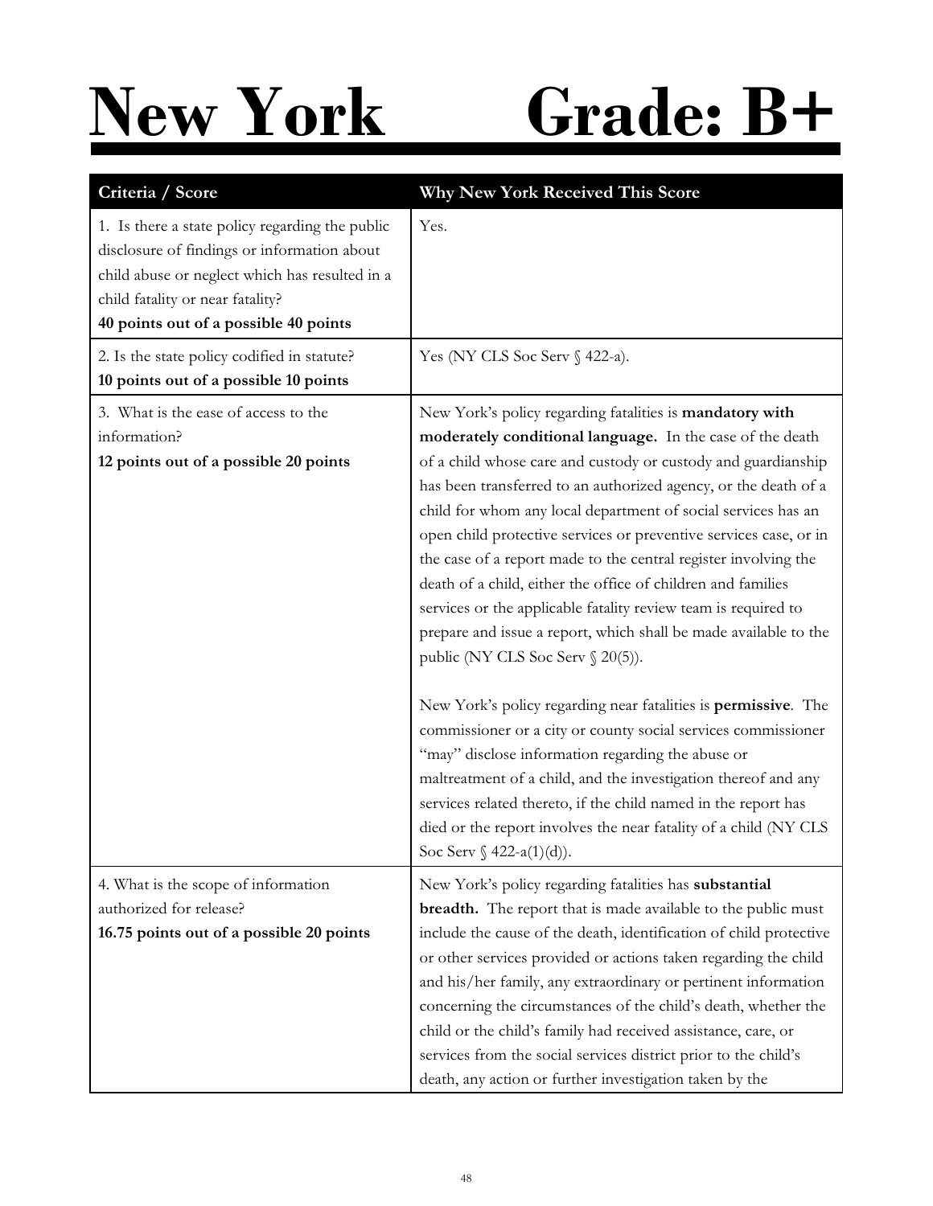# New York Grade: B+

| Criteria / Score | Why New York Received This Score |
|---|---|
| 1. Is there a state policy regarding the public disclosure of findings or information about child abuse or neglect which has resulted in a child fatality or near fatality?<br>**40 points out of a possible 40 points** | Yes. |
| 2. Is the state policy codified in statute?<br>**10 points out of a possible 10 points** | Yes (NY CLS Soc Serv § 422-a). |
| 3. What is the ease of access to the information?<br>**12 points out of a possible 20 points** | New York's policy regarding fatalities is **mandatory with moderately conditional language.** In the case of the death of a child whose care and custody or custody and guardianship has been transferred to an authorized agency, or the death of a child for whom any local department of social services has an open child protective services or preventive services case, or in the case of a report made to the central register involving the death of a child, either the office of children and families services or the applicable fatality review team is required to prepare and issue a report, which shall be made available to the public (NY CLS Soc Serv § 20(5)).<br><br>New York's policy regarding near fatalities is **permissive**. The commissioner or a city or county social services commissioner "may" disclose information regarding the abuse or maltreatment of a child, and the investigation thereof and any services related thereto, if the child named in the report has died or the report involves the near fatality of a child (NY CLS Soc Serv § 422-a(1)(d)). |
| 4. What is the scope of information authorized for release?<br>**16.75 points out of a possible 20 points** | New York's policy regarding fatalities has **substantial breadth.** The report that is made available to the public must include the cause of the death, identification of child protective or other services provided or actions taken regarding the child and his/her family, any extraordinary or pertinent information concerning the circumstances of the child's death, whether the child or the child's family had received assistance, care, or services from the social services district prior to the child's death, any action or further investigation taken by the |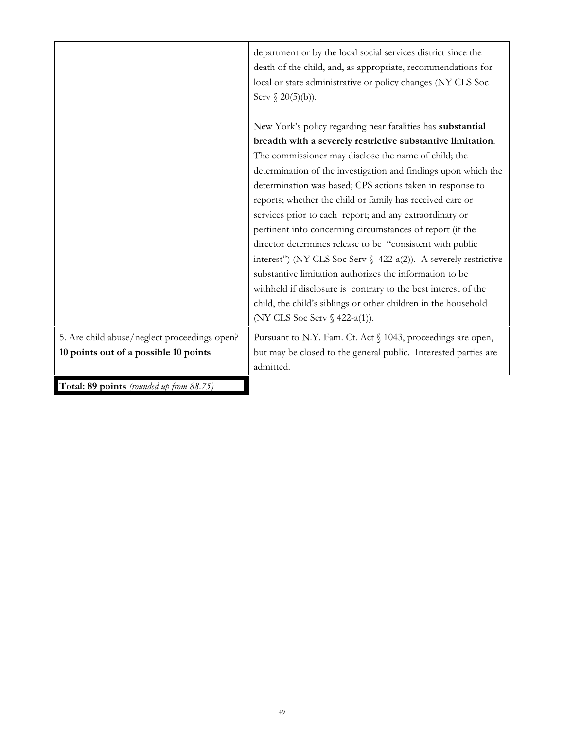| | |
|---|---|
| | department or by the local social services district since the death of the child, and, as appropriate, recommendations for local or state administrative or policy changes (NY CLS Soc Serv § 20(5)(b)).<br><br>New York's policy regarding near fatalities has **substantial breadth with a severely restrictive substantive limitation**. The commissioner may disclose the name of child; the determination of the investigation and findings upon which the determination was based; CPS actions taken in response to reports; whether the child or family has received care or services prior to each report; and any extraordinary or pertinent info concerning circumstances of report (if the director determines release to be "consistent with public interest") (NY CLS Soc Serv § 422-a(2)). A severely restrictive substantive limitation authorizes the information to be withheld if disclosure is contrary to the best interest of the child, the child's siblings or other children in the household (NY CLS Soc Serv § 422-a(1)). |
| 5. Are child abuse/neglect proceedings open?<br>**10 points out of a possible 10 points** | Pursuant to N.Y. Fam. Ct. Act § 1043, proceedings are open, but may be closed to the general public. Interested parties are admitted. |
| **Total: 89 points** *(rounded up from 88.75)* | |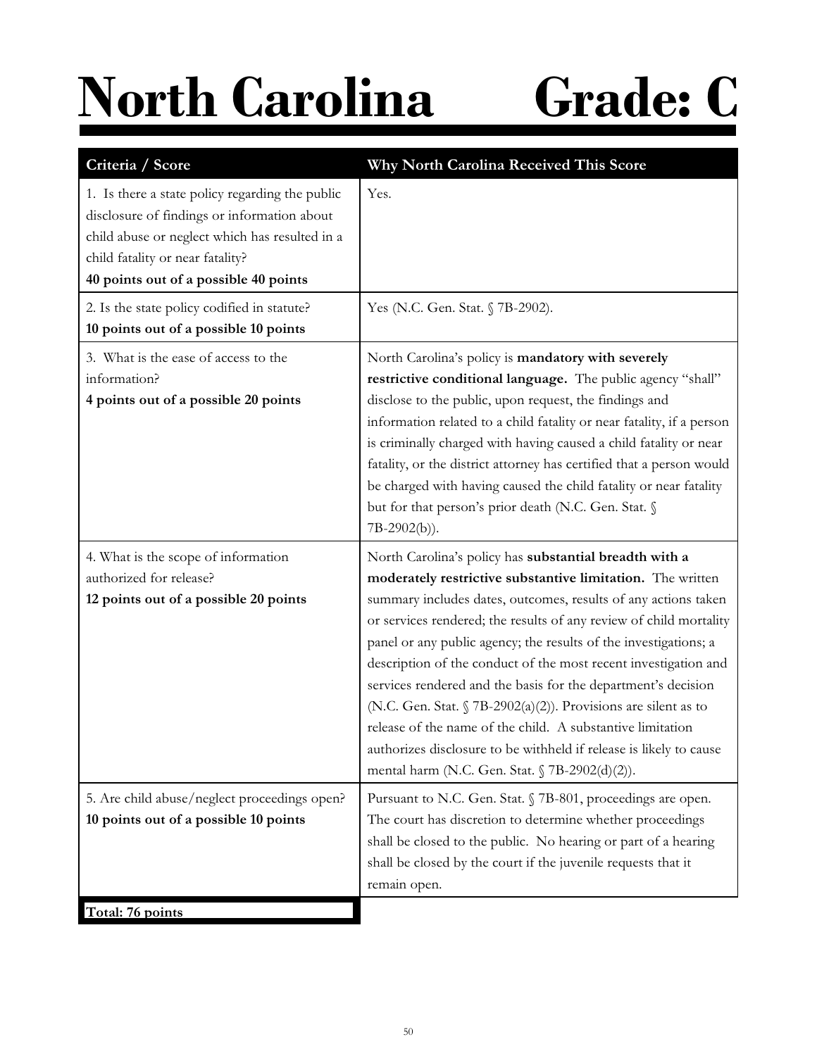# North Carolina Grade: C

| Criteria / Score | Why North Carolina Received This Score |
|---|---|
| 1. Is there a state policy regarding the public disclosure of findings or information about child abuse or neglect which has resulted in a child fatality or near fatality?<br>**40 points out of a possible 40 points** | Yes. |
| 2. Is the state policy codified in statute?<br>**10 points out of a possible 10 points** | Yes (N.C. Gen. Stat. § 7B-2902). |
| 3. What is the ease of access to the information?<br>**4 points out of a possible 20 points** | North Carolina's policy is **mandatory with severely restrictive conditional language.** The public agency "shall" disclose to the public, upon request, the findings and information related to a child fatality or near fatality, if a person is criminally charged with having caused a child fatality or near fatality, or the district attorney has certified that a person would be charged with having caused the child fatality or near fatality but for that person's prior death (N.C. Gen. Stat. § 7B-2902(b)). |
| 4. What is the scope of information authorized for release?<br>**12 points out of a possible 20 points** | North Carolina's policy has **substantial breadth with a moderately restrictive substantive limitation.** The written summary includes dates, outcomes, results of any actions taken or services rendered; the results of any review of child mortality panel or any public agency; the results of the investigations; a description of the conduct of the most recent investigation and services rendered and the basis for the department's decision (N.C. Gen. Stat. § 7B-2902(a)(2)). Provisions are silent as to release of the name of the child. A substantive limitation authorizes disclosure to be withheld if release is likely to cause mental harm (N.C. Gen. Stat. § 7B-2902(d)(2)). |
| 5. Are child abuse/neglect proceedings open?<br>**10 points out of a possible 10 points** | Pursuant to N.C. Gen. Stat. § 7B-801, proceedings are open. The court has discretion to determine whether proceedings shall be closed to the public. No hearing or part of a hearing shall be closed by the court if the juvenile requests that it remain open. |
| **Total: 76 points** | |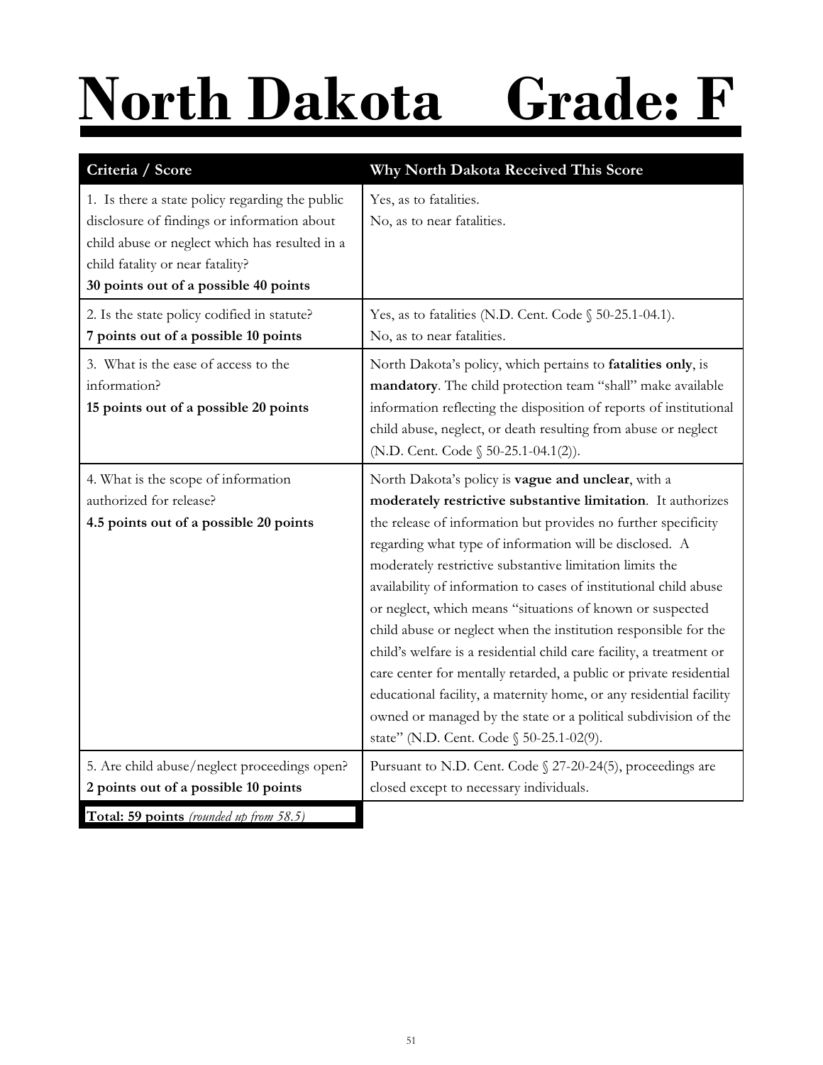# North Dakota Grade: F

| Criteria / Score | Why North Dakota Received This Score |
|---|---|
| 1. Is there a state policy regarding the public disclosure of findings or information about child abuse or neglect which has resulted in a child fatality or near fatality?<br>**30 points out of a possible 40 points** | Yes, as to fatalities.<br>No, as to near fatalities. |
| 2. Is the state policy codified in statute?<br>**7 points out of a possible 10 points** | Yes, as to fatalities (N.D. Cent. Code § 50-25.1-04.1).<br>No, as to near fatalities. |
| 3. What is the ease of access to the information?<br>**15 points out of a possible 20 points** | North Dakota's policy, which pertains to **fatalities only**, is **mandatory**. The child protection team "shall" make available information reflecting the disposition of reports of institutional child abuse, neglect, or death resulting from abuse or neglect (N.D. Cent. Code § 50-25.1-04.1(2)). |
| 4. What is the scope of information authorized for release?<br>**4.5 points out of a possible 20 points** | North Dakota's policy is **vague and unclear**, with a **moderately restrictive substantive limitation**. It authorizes the release of information but provides no further specificity regarding what type of information will be disclosed. A moderately restrictive substantive limitation limits the availability of information to cases of institutional child abuse or neglect, which means "situations of known or suspected child abuse or neglect when the institution responsible for the child's welfare is a residential child care facility, a treatment or care center for mentally retarded, a public or private residential educational facility, a maternity home, or any residential facility owned or managed by the state or a political subdivision of the state" (N.D. Cent. Code § 50-25.1-02(9). |
| 5. Are child abuse/neglect proceedings open?<br>**2 points out of a possible 10 points** | Pursuant to N.D. Cent. Code § 27-20-24(5), proceedings are closed except to necessary individuals. |
| **Total: 59 points** *(rounded up from 58.5)* | |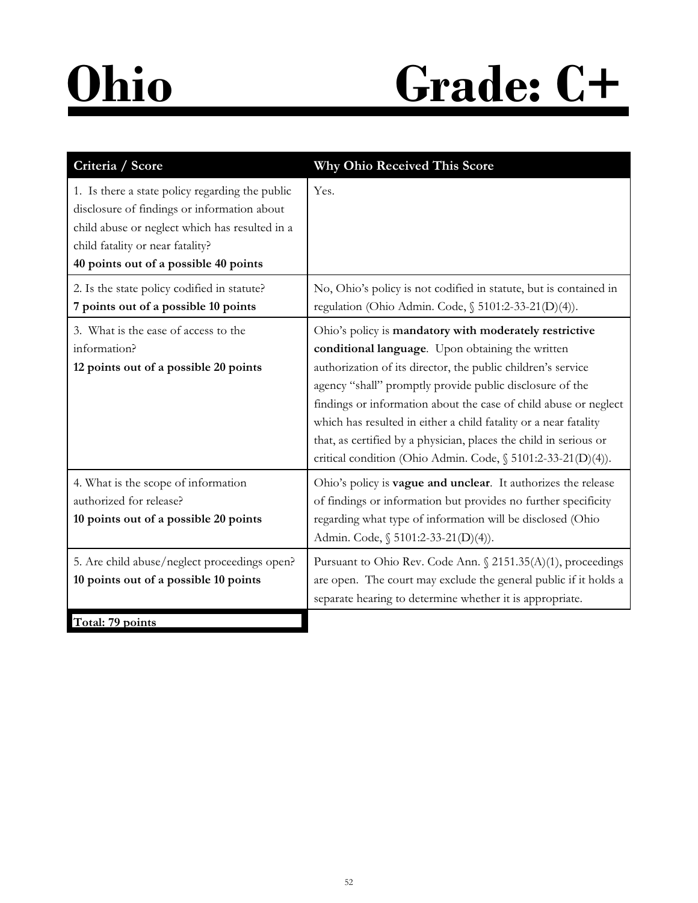# Ohio Grade: C+

| Criteria / Score | Why Ohio Received This Score |
|---|---|
| 1. Is there a state policy regarding the public disclosure of findings or information about child abuse or neglect which has resulted in a child fatality or near fatality? **40 points out of a possible 40 points** | Yes. |
| 2. Is the state policy codified in statute? **7 points out of a possible 10 points** | No, Ohio's policy is not codified in statute, but is contained in regulation (Ohio Admin. Code, § 5101:2-33-21(D)(4)). |
| 3. What is the ease of access to the information? **12 points out of a possible 20 points** | Ohio's policy is **mandatory with moderately restrictive conditional language**. Upon obtaining the written authorization of its director, the public children's service agency "shall" promptly provide public disclosure of the findings or information about the case of child abuse or neglect which has resulted in either a child fatality or a near fatality that, as certified by a physician, places the child in serious or critical condition (Ohio Admin. Code, § 5101:2-33-21(D)(4)). |
| 4. What is the scope of information authorized for release? **10 points out of a possible 20 points** | Ohio's policy is **vague and unclear**. It authorizes the release of findings or information but provides no further specificity regarding what type of information will be disclosed (Ohio Admin. Code, § 5101:2-33-21(D)(4)). |
| 5. Are child abuse/neglect proceedings open? **10 points out of a possible 10 points** | Pursuant to Ohio Rev. Code Ann. § 2151.35(A)(1), proceedings are open. The court may exclude the general public if it holds a separate hearing to determine whether it is appropriate. |
| **Total: 79 points** | |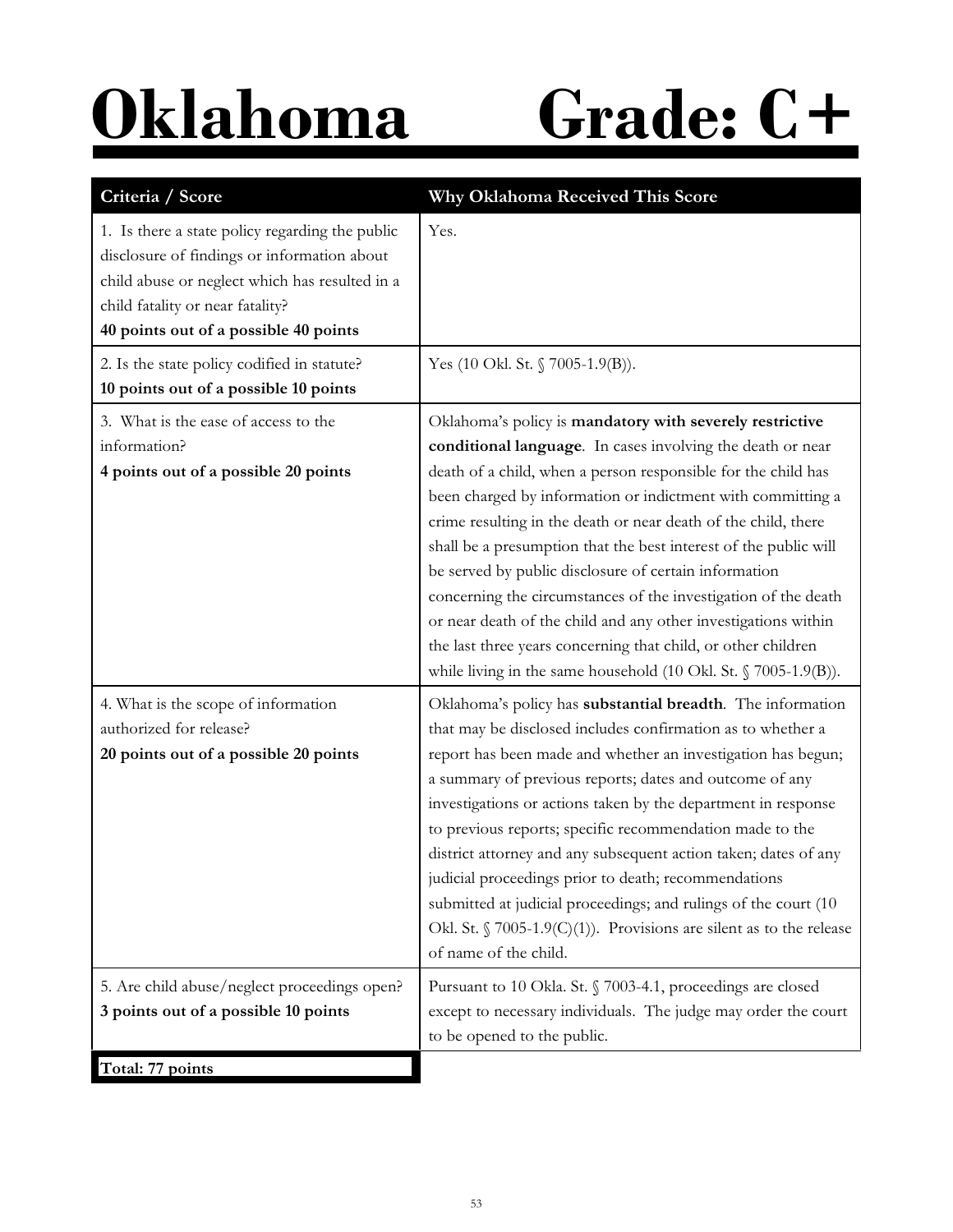# Oklahoma Grade: C+

| Criteria / Score | Why Oklahoma Received This Score |
|---|---|
| 1. Is there a state policy regarding the public disclosure of findings or information about child abuse or neglect which has resulted in a child fatality or near fatality? **40 points out of a possible 40 points** | Yes. |
| 2. Is the state policy codified in statute? **10 points out of a possible 10 points** | Yes (10 Okl. St. § 7005-1.9(B)). |
| 3. What is the ease of access to the information? **4 points out of a possible 20 points** | Oklahoma's policy is **mandatory with severely restrictive conditional language**. In cases involving the death or near death of a child, when a person responsible for the child has been charged by information or indictment with committing a crime resulting in the death or near death of the child, there shall be a presumption that the best interest of the public will be served by public disclosure of certain information concerning the circumstances of the investigation of the death or near death of the child and any other investigations within the last three years concerning that child, or other children while living in the same household (10 Okl. St. § 7005-1.9(B)). |
| 4. What is the scope of information authorized for release? **20 points out of a possible 20 points** | Oklahoma's policy has **substantial breadth**. The information that may be disclosed includes confirmation as to whether a report has been made and whether an investigation has begun; a summary of previous reports; dates and outcome of any investigations or actions taken by the department in response to previous reports; specific recommendation made to the district attorney and any subsequent action taken; dates of any judicial proceedings prior to death; recommendations submitted at judicial proceedings; and rulings of the court (10 Okl. St. § 7005-1.9(C)(1)). Provisions are silent as to the release of name of the child. |
| 5. Are child abuse/neglect proceedings open? **3 points out of a possible 10 points** | Pursuant to 10 Okla. St. § 7003-4.1, proceedings are closed except to necessary individuals. The judge may order the court to be opened to the public. |
| **Total: 77 points** | |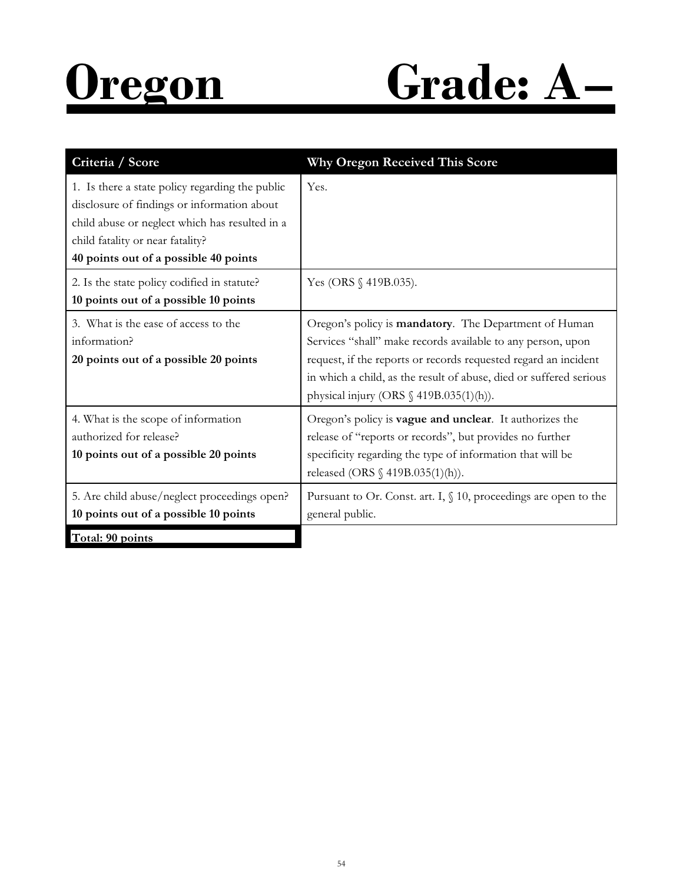# Oregon Grade: A–

| Criteria / Score | Why Oregon Received This Score |
|---|---|
| 1. Is there a state policy regarding the public disclosure of findings or information about child abuse or neglect which has resulted in a child fatality or near fatality?<br>**40 points out of a possible 40 points** | Yes. |
| 2. Is the state policy codified in statute?<br>**10 points out of a possible 10 points** | Yes (ORS § 419B.035). |
| 3. What is the ease of access to the information?<br>**20 points out of a possible 20 points** | Oregon's policy is **mandatory**. The Department of Human Services "shall" make records available to any person, upon request, if the reports or records requested regard an incident in which a child, as the result of abuse, died or suffered serious physical injury (ORS § 419B.035(1)(h)). |
| 4. What is the scope of information authorized for release?<br>**10 points out of a possible 20 points** | Oregon's policy is **vague and unclear**. It authorizes the release of "reports or records", but provides no further specificity regarding the type of information that will be released (ORS § 419B.035(1)(h)). |
| 5. Are child abuse/neglect proceedings open?<br>**10 points out of a possible 10 points** | Pursuant to Or. Const. art. I, § 10, proceedings are open to the general public. |
| **Total: 90 points** | |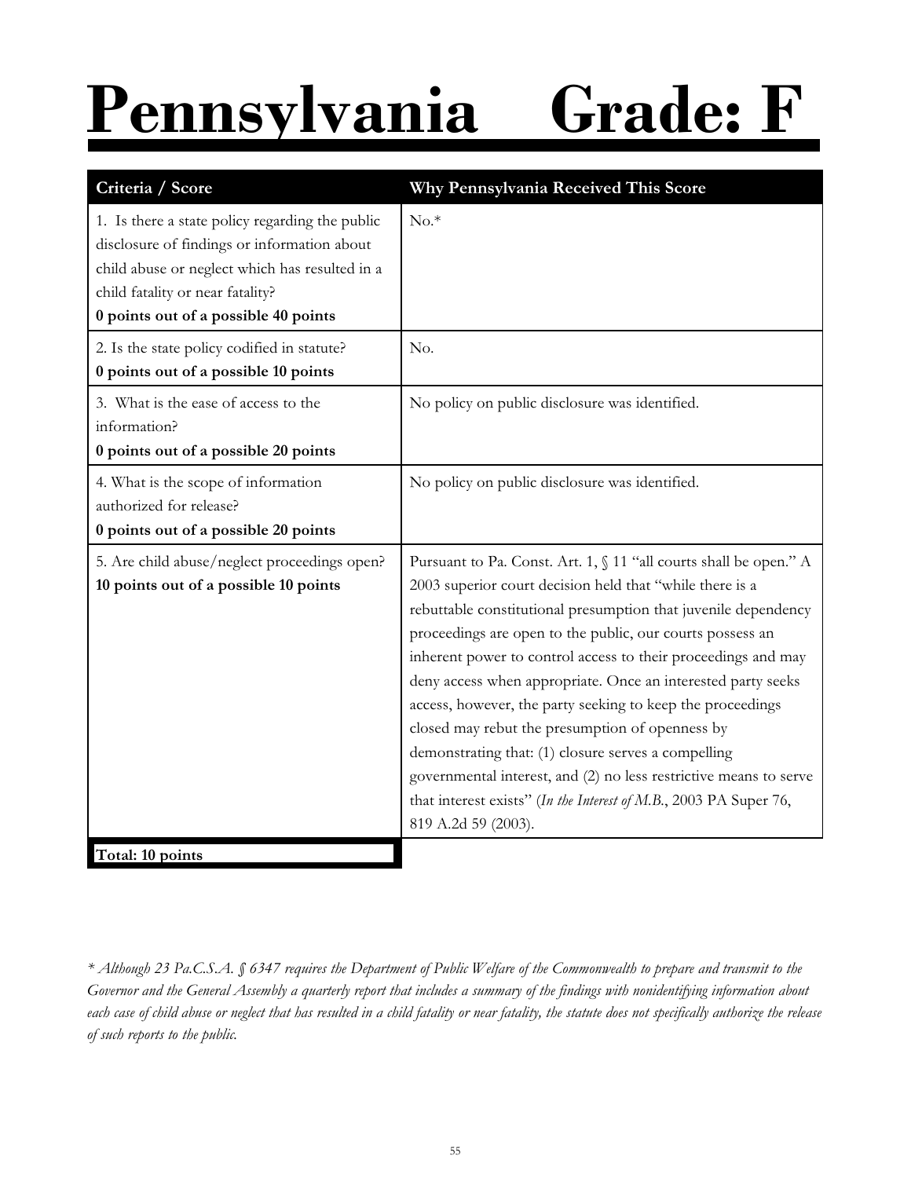# Pennsylvania Grade: F

| Criteria / Score | Why Pennsylvania Received This Score |
|---|---|
| 1. Is there a state policy regarding the public disclosure of findings or information about child abuse or neglect which has resulted in a child fatality or near fatality? **0 points out of a possible 40 points** | No.* |
| 2. Is the state policy codified in statute? **0 points out of a possible 10 points** | No. |
| 3. What is the ease of access to the information? **0 points out of a possible 20 points** | No policy on public disclosure was identified. |
| 4. What is the scope of information authorized for release? **0 points out of a possible 20 points** | No policy on public disclosure was identified. |
| 5. Are child abuse/neglect proceedings open? **10 points out of a possible 10 points** | Pursuant to Pa. Const. Art. 1, § 11 "all courts shall be open." A 2003 superior court decision held that "while there is a rebuttable constitutional presumption that juvenile dependency proceedings are open to the public, our courts possess an inherent power to control access to their proceedings and may deny access when appropriate. Once an interested party seeks access, however, the party seeking to keep the proceedings closed may rebut the presumption of openness by demonstrating that: (1) closure serves a compelling governmental interest, and (2) no less restrictive means to serve that interest exists" (*In the Interest of M.B.*, 2003 PA Super 76, 819 A.2d 59 (2003). |
| **Total: 10 points** | |

*\* Although 23 Pa.C.S.A. § 6347 requires the Department of Public Welfare of the Commonwealth to prepare and transmit to the Governor and the General Assembly a quarterly report that includes a summary of the findings with nonidentifying information about each case of child abuse or neglect that has resulted in a child fatality or near fatality, the statute does not specifically authorize the release of such reports to the public.*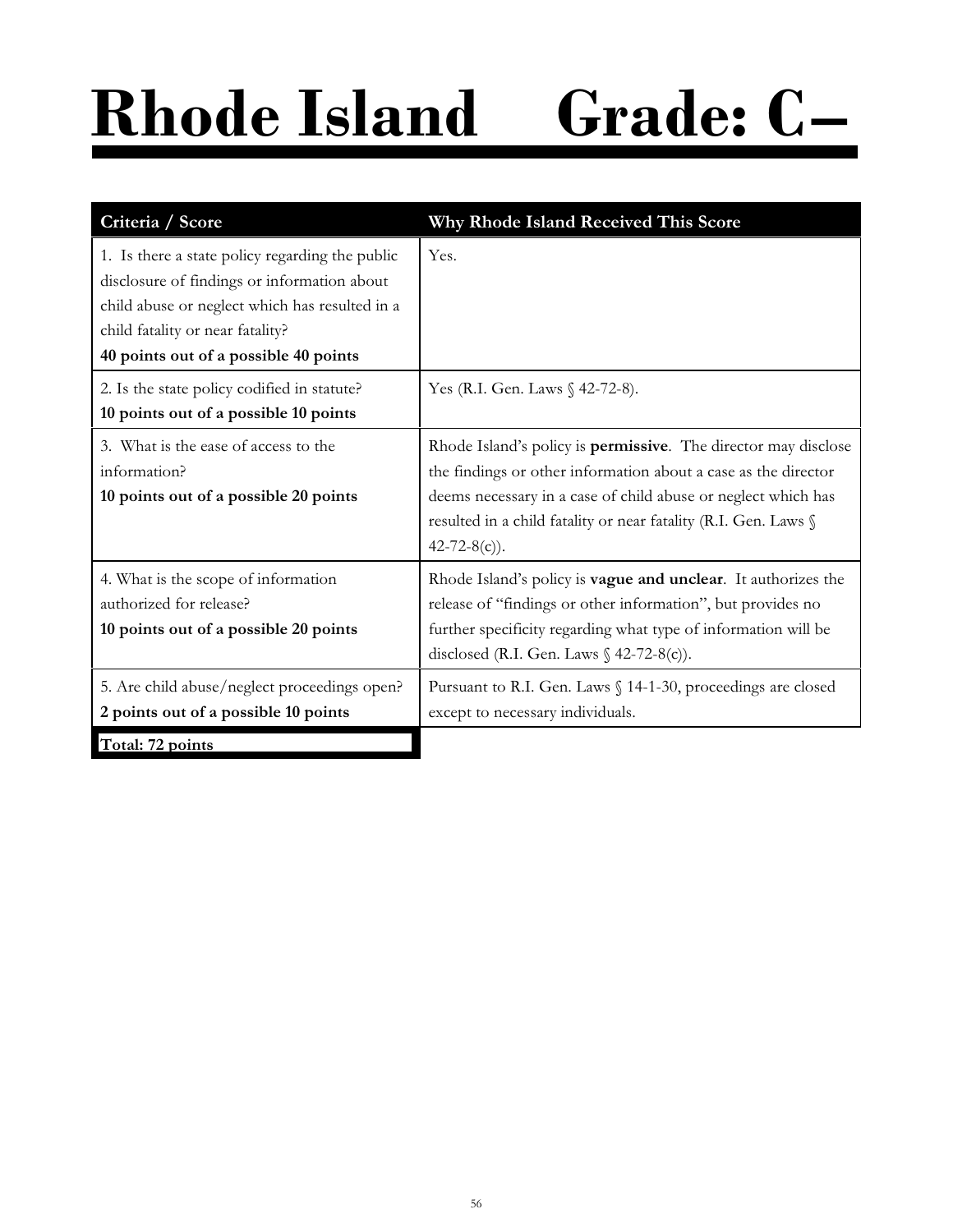# Rhode Island Grade: C–

| Criteria / Score | Why Rhode Island Received This Score |
|---|---|
| 1. Is there a state policy regarding the public disclosure of findings or information about child abuse or neglect which has resulted in a child fatality or near fatality? **40 points out of a possible 40 points** | Yes. |
| 2. Is the state policy codified in statute? **10 points out of a possible 10 points** | Yes (R.I. Gen. Laws § 42-72-8). |
| 3. What is the ease of access to the information? **10 points out of a possible 20 points** | Rhode Island's policy is **permissive**. The director may disclose the findings or other information about a case as the director deems necessary in a case of child abuse or neglect which has resulted in a child fatality or near fatality (R.I. Gen. Laws § 42-72-8(c)). |
| 4. What is the scope of information authorized for release? **10 points out of a possible 20 points** | Rhode Island's policy is **vague and unclear**. It authorizes the release of "findings or other information", but provides no further specificity regarding what type of information will be disclosed (R.I. Gen. Laws § 42-72-8(c)). |
| 5. Are child abuse/neglect proceedings open? **2 points out of a possible 10 points** | Pursuant to R.I. Gen. Laws § 14-1-30, proceedings are closed except to necessary individuals. |
| **Total: 72 points** | |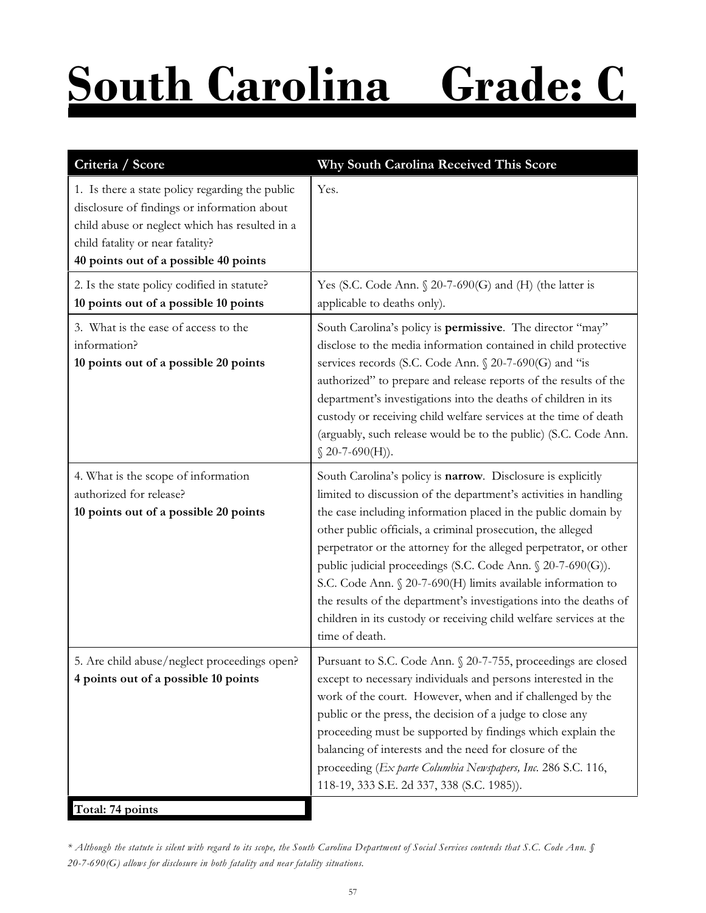# South Carolina Grade: C

| Criteria / Score | Why South Carolina Received This Score |
|---|---|
| 1. Is there a state policy regarding the public disclosure of findings or information about child abuse or neglect which has resulted in a child fatality or near fatality? **40 points out of a possible 40 points** | Yes. |
| 2. Is the state policy codified in statute? **10 points out of a possible 10 points** | Yes (S.C. Code Ann. § 20-7-690(G) and (H) (the latter is applicable to deaths only). |
| 3. What is the ease of access to the information? **10 points out of a possible 20 points** | South Carolina's policy is **permissive**. The director "may" disclose to the media information contained in child protective services records (S.C. Code Ann. § 20-7-690(G) and "is authorized" to prepare and release reports of the results of the department's investigations into the deaths of children in its custody or receiving child welfare services at the time of death (arguably, such release would be to the public) (S.C. Code Ann. § 20-7-690(H)). |
| 4. What is the scope of information authorized for release? **10 points out of a possible 20 points** | South Carolina's policy is **narrow**. Disclosure is explicitly limited to discussion of the department's activities in handling the case including information placed in the public domain by other public officials, a criminal prosecution, the alleged perpetrator or the attorney for the alleged perpetrator, or other public judicial proceedings (S.C. Code Ann. § 20-7-690(G)). S.C. Code Ann. § 20-7-690(H) limits available information to the results of the department's investigations into the deaths of children in its custody or receiving child welfare services at the time of death. |
| 5. Are child abuse/neglect proceedings open? **4 points out of a possible 10 points** | Pursuant to S.C. Code Ann. § 20-7-755, proceedings are closed except to necessary individuals and persons interested in the work of the court. However, when and if challenged by the public or the press, the decision of a judge to close any proceeding must be supported by findings which explain the balancing of interests and the need for closure of the proceeding (*Ex parte Columbia Newspapers, Inc.* 286 S.C. 116, 118-19, 333 S.E. 2d 337, 338 (S.C. 1985)). |
| **Total: 74 points** | |

*\* Although the statute is silent with regard to its scope, the South Carolina Department of Social Services contends that S.C. Code Ann. § 20-7-690(G) allows for disclosure in both fatality and near fatality situations.*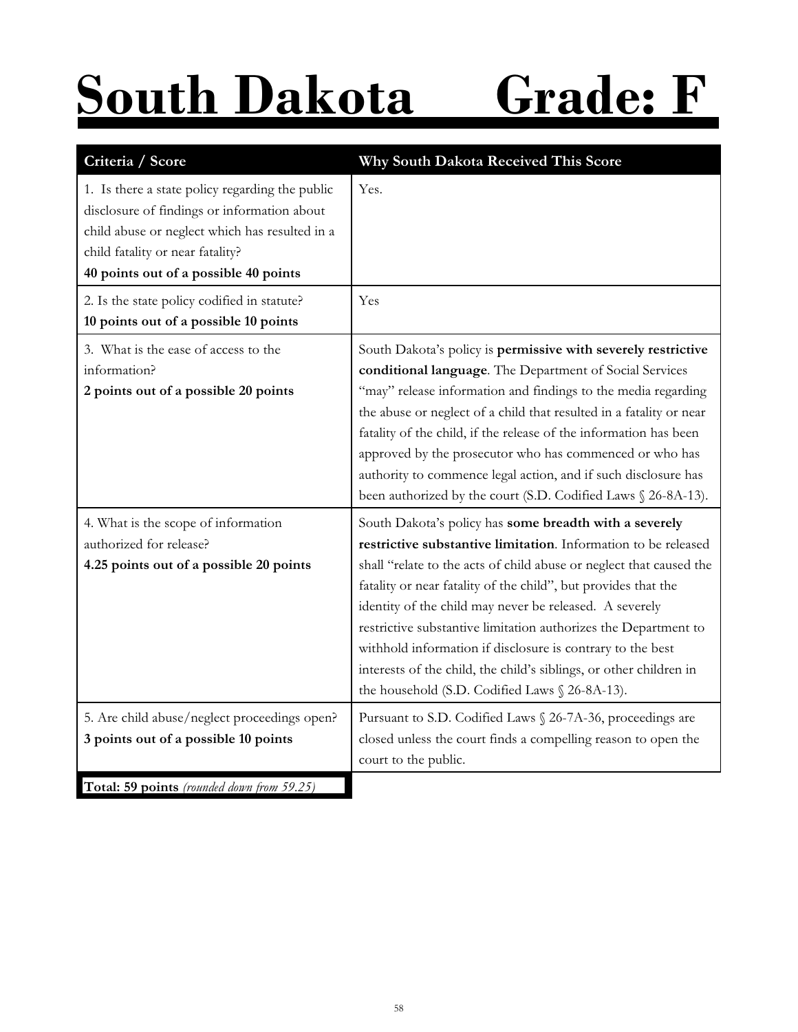# South Dakota Grade: F

| Criteria / Score | Why South Dakota Received This Score |
|---|---|
| 1. Is there a state policy regarding the public disclosure of findings or information about child abuse or neglect which has resulted in a child fatality or near fatality?<br>**40 points out of a possible 40 points** | Yes. |
| 2. Is the state policy codified in statute?<br>**10 points out of a possible 10 points** | Yes |
| 3. What is the ease of access to the information?<br>**2 points out of a possible 20 points** | South Dakota's policy is **permissive with severely restrictive conditional language**. The Department of Social Services "may" release information and findings to the media regarding the abuse or neglect of a child that resulted in a fatality or near fatality of the child, if the release of the information has been approved by the prosecutor who has commenced or who has authority to commence legal action, and if such disclosure has been authorized by the court (S.D. Codified Laws § 26-8A-13). |
| 4. What is the scope of information authorized for release?<br>**4.25 points out of a possible 20 points** | South Dakota's policy has **some breadth with a severely restrictive substantive limitation**. Information to be released shall "relate to the acts of child abuse or neglect that caused the fatality or near fatality of the child", but provides that the identity of the child may never be released. A severely restrictive substantive limitation authorizes the Department to withhold information if disclosure is contrary to the best interests of the child, the child's siblings, or other children in the household (S.D. Codified Laws § 26-8A-13). |
| 5. Are child abuse/neglect proceedings open?<br>**3 points out of a possible 10 points** | Pursuant to S.D. Codified Laws § 26-7A-36, proceedings are closed unless the court finds a compelling reason to open the court to the public. |
| **Total: 59 points** *(rounded down from 59.25)* | |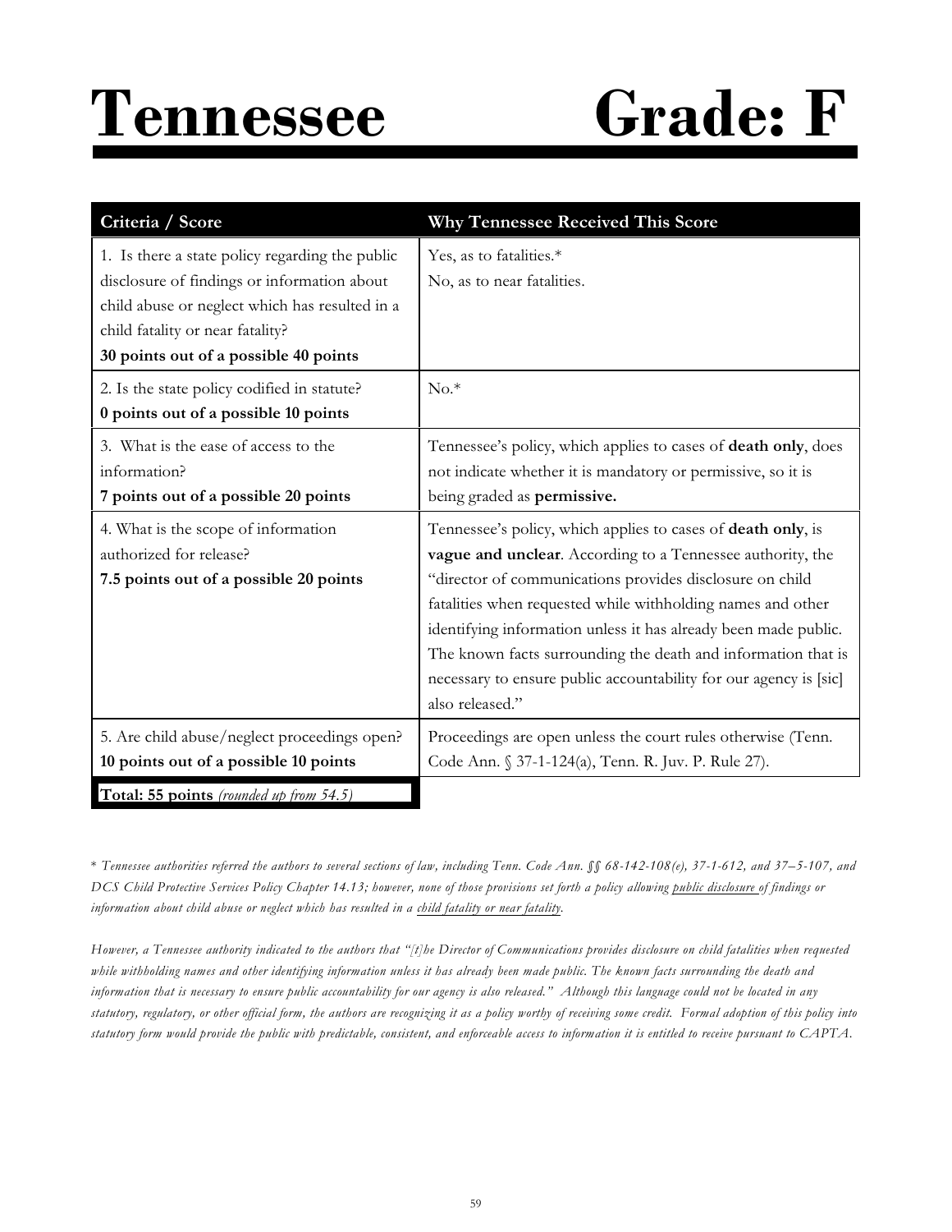# Tennessee Grade: F

| Criteria / Score | Why Tennessee Received This Score |
|---|---|
| 1. Is there a state policy regarding the public disclosure of findings or information about child abuse or neglect which has resulted in a child fatality or near fatality? **30 points out of a possible 40 points** | Yes, as to fatalities.* No, as to near fatalities. |
| 2. Is the state policy codified in statute? **0 points out of a possible 10 points** | No.* |
| 3. What is the ease of access to the information? **7 points out of a possible 20 points** | Tennessee's policy, which applies to cases of **death only**, does not indicate whether it is mandatory or permissive, so it is being graded as **permissive.** |
| 4. What is the scope of information authorized for release? **7.5 points out of a possible 20 points** | Tennessee's policy, which applies to cases of **death only**, is **vague and unclear**. According to a Tennessee authority, the "director of communications provides disclosure on child fatalities when requested while withholding names and other identifying information unless it has already been made public. The known facts surrounding the death and information that is necessary to ensure public accountability for our agency is [sic] also released." |
| 5. Are child abuse/neglect proceedings open? **10 points out of a possible 10 points** | Proceedings are open unless the court rules otherwise (Tenn. Code Ann. § 37-1-124(a), Tenn. R. Juv. P. Rule 27). |
| **Total: 55 points** *(rounded up from 54.5)* | |

\* *Tennessee authorities referred the authors to several sections of law, including Tenn. Code Ann. §§ 68-142-108(e), 37-1-612, and 37–5-107, and DCS Child Protective Services Policy Chapter 14.13; however, none of those provisions set forth a policy allowing public disclosure of findings or information about child abuse or neglect which has resulted in a child fatality or near fatality.*

*However, a Tennessee authority indicated to the authors that "[t]he Director of Communications provides disclosure on child fatalities when requested while withholding names and other identifying information unless it has already been made public. The known facts surrounding the death and information that is necessary to ensure public accountability for our agency is also released." Although this language could not be located in any statutory, regulatory, or other official form, the authors are recognizing it as a policy worthy of receiving some credit. Formal adoption of this policy into statutory form would provide the public with predictable, consistent, and enforceable access to information it is entitled to receive pursuant to CAPTA.*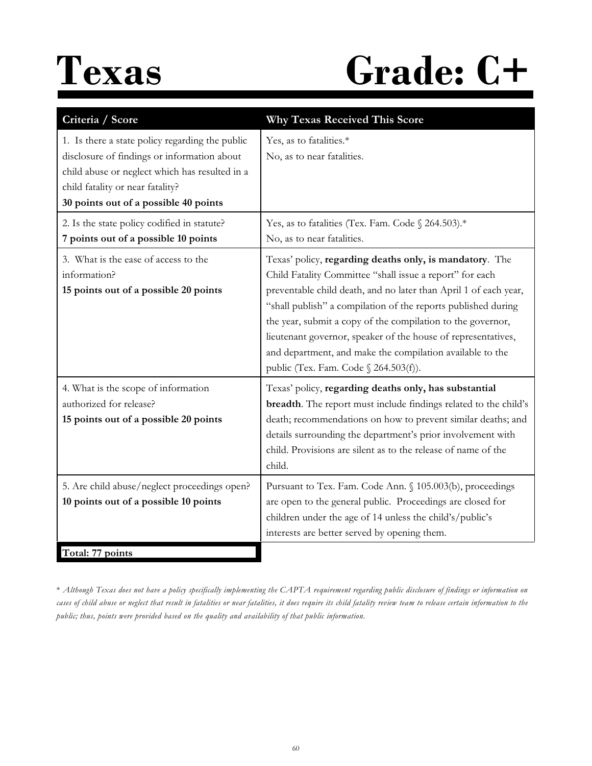# Texas Grade: C+

| Criteria / Score | Why Texas Received This Score |
|---|---|
| 1. Is there a state policy regarding the public disclosure of findings or information about child abuse or neglect which has resulted in a child fatality or near fatality?<br>**30 points out of a possible 40 points** | Yes, as to fatalities.*<br>No, as to near fatalities. |
| 2. Is the state policy codified in statute?<br>**7 points out of a possible 10 points** | Yes, as to fatalities (Tex. Fam. Code § 264.503).*<br>No, as to near fatalities. |
| 3. What is the ease of access to the information?<br>**15 points out of a possible 20 points** | Texas' policy, **regarding deaths only, is mandatory**. The Child Fatality Committee "shall issue a report" for each preventable child death, and no later than April 1 of each year, "shall publish" a compilation of the reports published during the year, submit a copy of the compilation to the governor, lieutenant governor, speaker of the house of representatives, and department, and make the compilation available to the public (Tex. Fam. Code § 264.503(f)). |
| 4. What is the scope of information authorized for release?<br>**15 points out of a possible 20 points** | Texas' policy, **regarding deaths only, has substantial breadth**. The report must include findings related to the child's death; recommendations on how to prevent similar deaths; and details surrounding the department's prior involvement with child. Provisions are silent as to the release of name of the child. |
| 5. Are child abuse/neglect proceedings open?<br>**10 points out of a possible 10 points** | Pursuant to Tex. Fam. Code Ann. § 105.003(b), proceedings are open to the general public. Proceedings are closed for children under the age of 14 unless the child's/public's interests are better served by opening them. |
| **Total: 77 points** | |

*\* Although Texas does not have a policy specifically implementing the CAPTA requirement regarding public disclosure of findings or information on cases of child abuse or neglect that result in fatalities or near fatalities, it does require its child fatality review team to release certain information to the public; thus, points were provided based on the quality and availability of that public information.*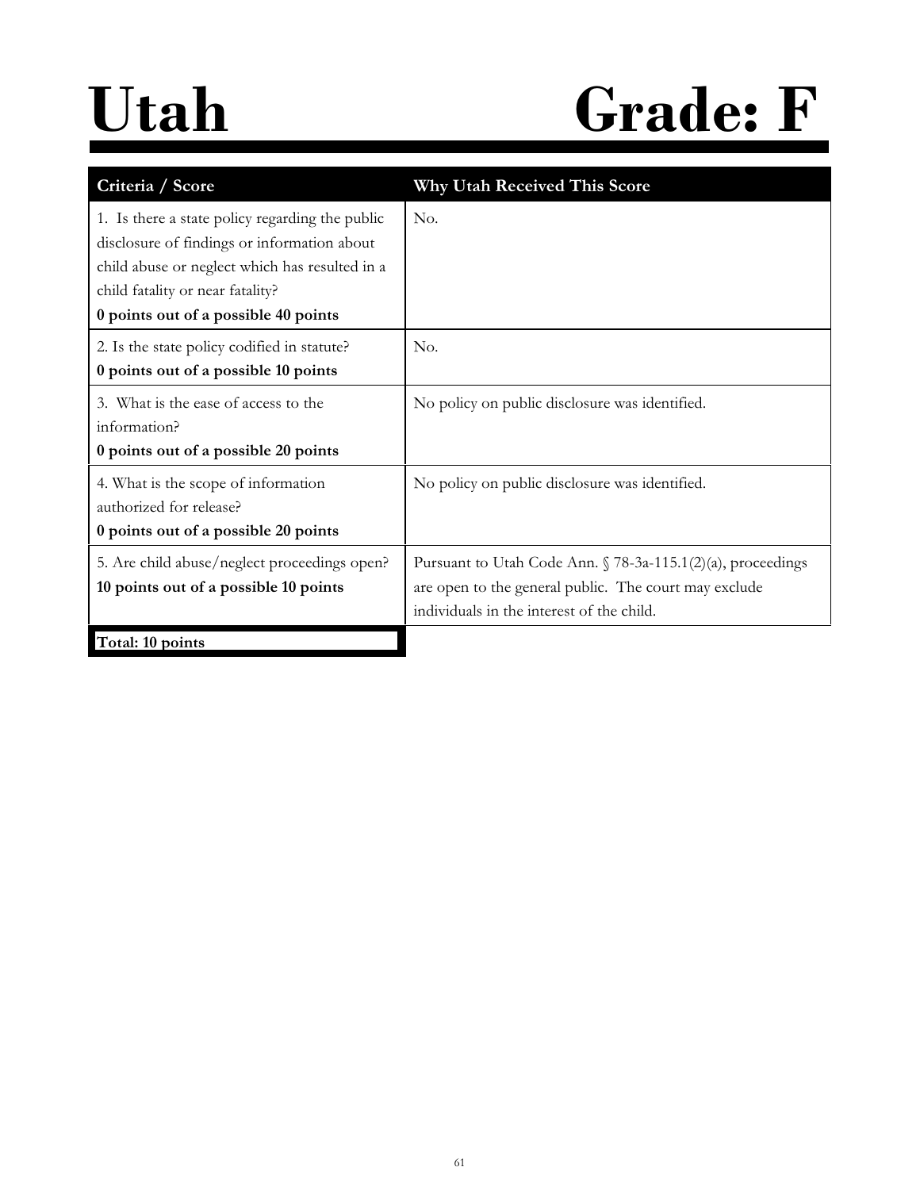# Utah Grade: F

| Criteria / Score | Why Utah Received This Score |
|---|---|
| 1. Is there a state policy regarding the public disclosure of findings or information about child abuse or neglect which has resulted in a child fatality or near fatality?<br>**0 points out of a possible 40 points** | No. |
| 2. Is the state policy codified in statute?<br>**0 points out of a possible 10 points** | No. |
| 3. What is the ease of access to the information?<br>**0 points out of a possible 20 points** | No policy on public disclosure was identified. |
| 4. What is the scope of information authorized for release?<br>**0 points out of a possible 20 points** | No policy on public disclosure was identified. |
| 5. Are child abuse/neglect proceedings open?<br>**10 points out of a possible 10 points** | Pursuant to Utah Code Ann. § 78-3a-115.1(2)(a), proceedings are open to the general public. The court may exclude individuals in the interest of the child. |
| **Total: 10 points** | |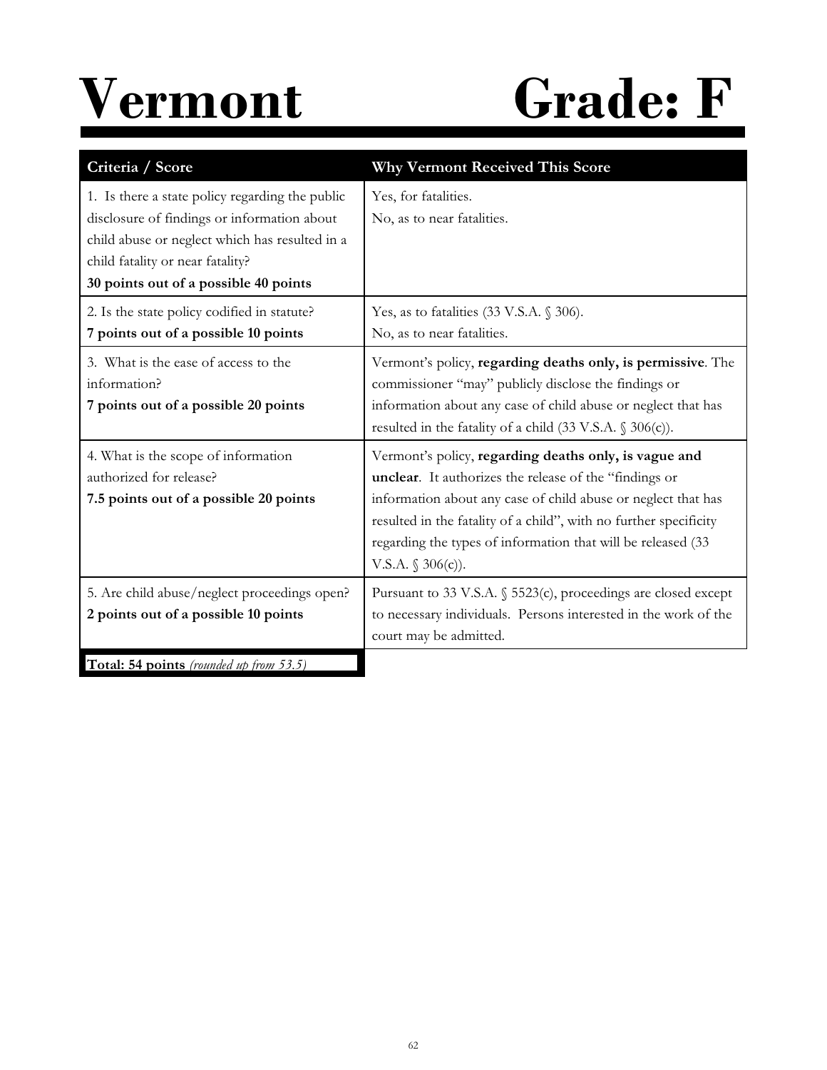# Vermont Grade: F

| Criteria / Score | Why Vermont Received This Score |
|---|---|
| 1. Is there a state policy regarding the public disclosure of findings or information about child abuse or neglect which has resulted in a child fatality or near fatality?<br>**30 points out of a possible 40 points** | Yes, for fatalities.<br>No, as to near fatalities. |
| 2. Is the state policy codified in statute?<br>**7 points out of a possible 10 points** | Yes, as to fatalities (33 V.S.A. § 306).<br>No, as to near fatalities. |
| 3. What is the ease of access to the information?<br>**7 points out of a possible 20 points** | Vermont's policy, **regarding deaths only, is permissive**. The commissioner "may" publicly disclose the findings or information about any case of child abuse or neglect that has resulted in the fatality of a child (33 V.S.A. § 306(c)). |
| 4. What is the scope of information authorized for release?<br>**7.5 points out of a possible 20 points** | Vermont's policy, **regarding deaths only, is vague and unclear**. It authorizes the release of the "findings or information about any case of child abuse or neglect that has resulted in the fatality of a child", with no further specificity regarding the types of information that will be released (33 V.S.A. § 306(c)). |
| 5. Are child abuse/neglect proceedings open?<br>**2 points out of a possible 10 points** | Pursuant to 33 V.S.A. § 5523(c), proceedings are closed except to necessary individuals. Persons interested in the work of the court may be admitted. |
| **Total: 54 points** *(rounded up from 53.5)* | |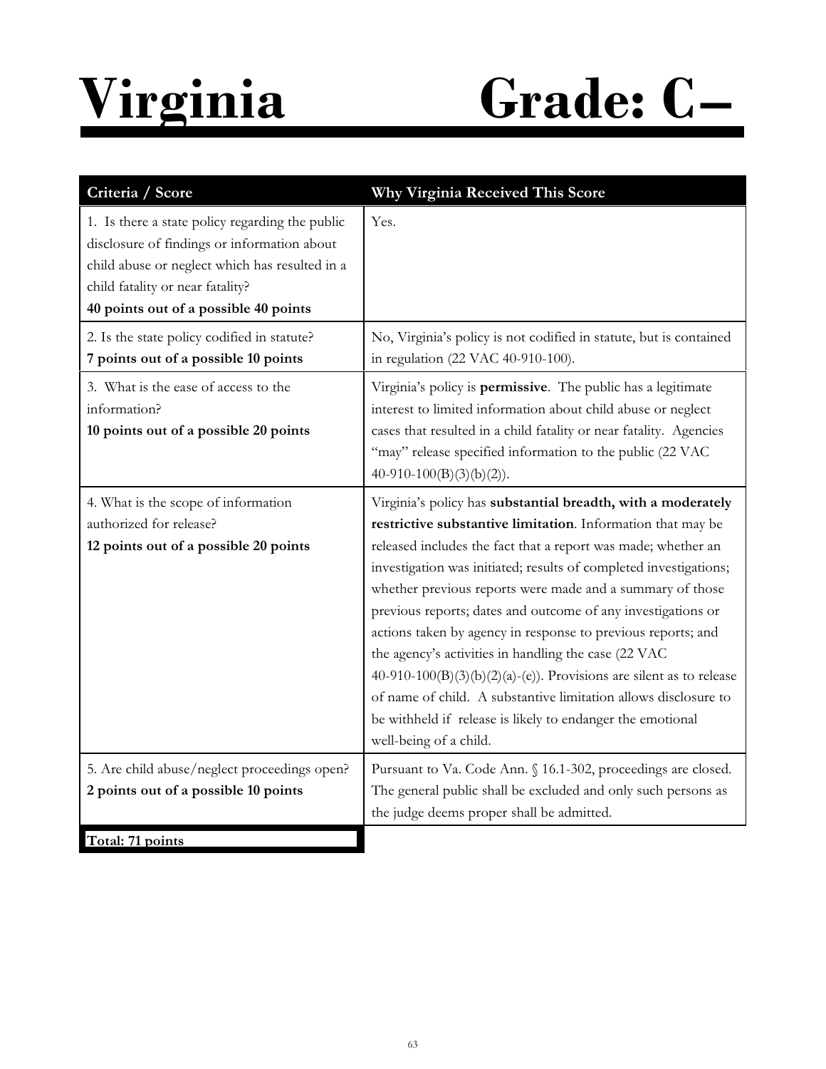# Virginia Grade: C–

| Criteria / Score | Why Virginia Received This Score |
|---|---|
| 1. Is there a state policy regarding the public disclosure of findings or information about child abuse or neglect which has resulted in a child fatality or near fatality? **40 points out of a possible 40 points** | Yes. |
| 2. Is the state policy codified in statute? **7 points out of a possible 10 points** | No, Virginia's policy is not codified in statute, but is contained in regulation (22 VAC 40-910-100). |
| 3. What is the ease of access to the information? **10 points out of a possible 20 points** | Virginia's policy is **permissive**. The public has a legitimate interest to limited information about child abuse or neglect cases that resulted in a child fatality or near fatality. Agencies "may" release specified information to the public (22 VAC 40-910-100(B)(3)(b)(2)). |
| 4. What is the scope of information authorized for release? **12 points out of a possible 20 points** | Virginia's policy has **substantial breadth, with a moderately restrictive substantive limitation**. Information that may be released includes the fact that a report was made; whether an investigation was initiated; results of completed investigations; whether previous reports were made and a summary of those previous reports; dates and outcome of any investigations or actions taken by agency in response to previous reports; and the agency's activities in handling the case (22 VAC 40-910-100(B)(3)(b)(2)(a)-(e)). Provisions are silent as to release of name of child. A substantive limitation allows disclosure to be withheld if release is likely to endanger the emotional well-being of a child. |
| 5. Are child abuse/neglect proceedings open? **2 points out of a possible 10 points** | Pursuant to Va. Code Ann. § 16.1-302, proceedings are closed. The general public shall be excluded and only such persons as the judge deems proper shall be admitted. |
| **Total: 71 points** | |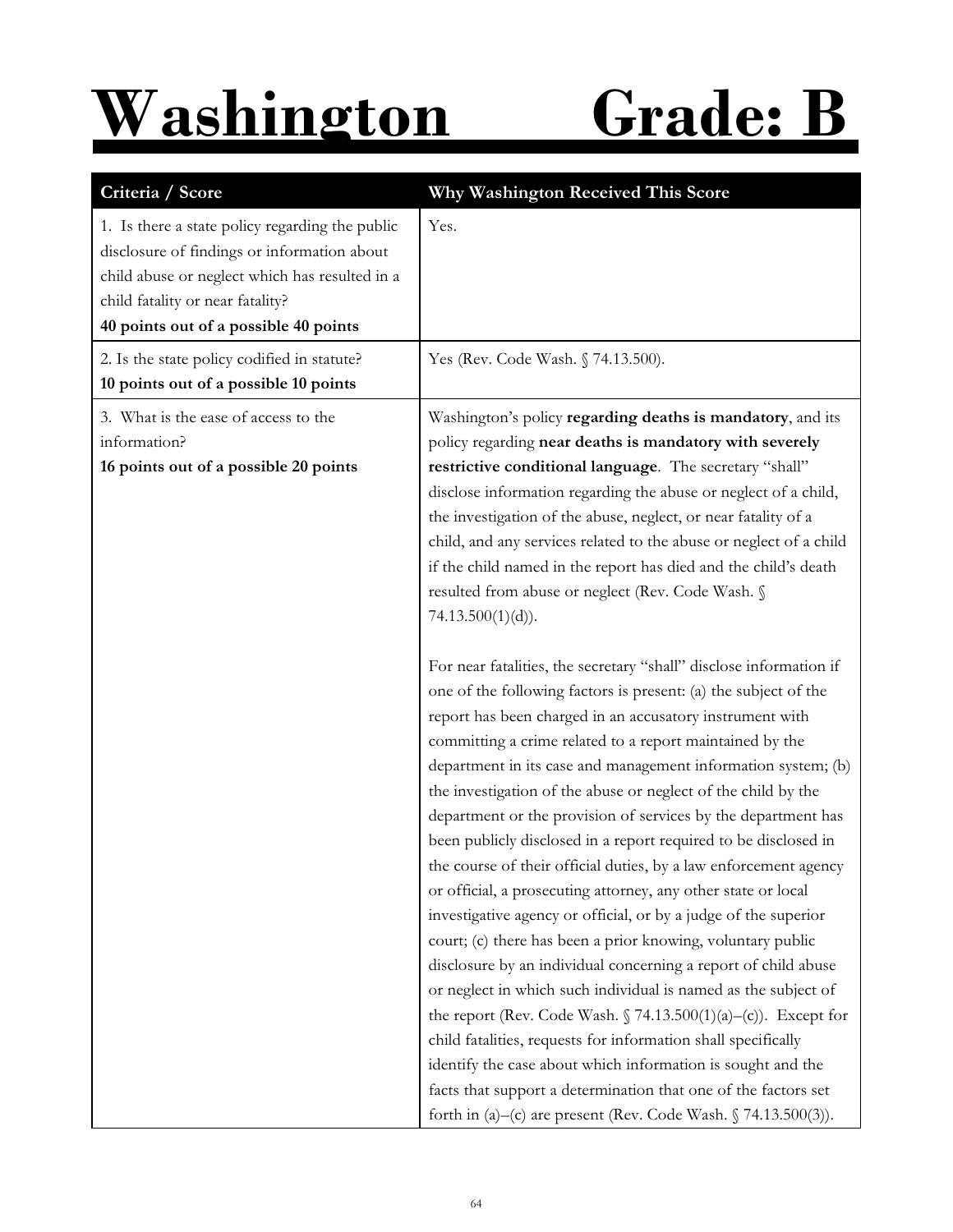# Washington Grade: B

| Criteria / Score | Why Washington Received This Score |
|---|---|
| 1. Is there a state policy regarding the public disclosure of findings or information about child abuse or neglect which has resulted in a child fatality or near fatality? **40 points out of a possible 40 points** | Yes. |
| 2. Is the state policy codified in statute? **10 points out of a possible 10 points** | Yes (Rev. Code Wash. § 74.13.500). |
| 3. What is the ease of access to the information? **16 points out of a possible 20 points** | Washington's policy **regarding deaths is mandatory**, and its policy regarding **near deaths is mandatory with severely restrictive conditional language**. The secretary "shall" disclose information regarding the abuse or neglect of a child, the investigation of the abuse, neglect, or near fatality of a child, and any services related to the abuse or neglect of a child if the child named in the report has died and the child's death resulted from abuse or neglect (Rev. Code Wash. § 74.13.500(1)(d)).<br><br>For near fatalities, the secretary "shall" disclose information if one of the following factors is present: (a) the subject of the report has been charged in an accusatory instrument with committing a crime related to a report maintained by the department in its case and management information system; (b) the investigation of the abuse or neglect of the child by the department or the provision of services by the department has been publicly disclosed in a report required to be disclosed in the course of their official duties, by a law enforcement agency or official, a prosecuting attorney, any other state or local investigative agency or official, or by a judge of the superior court; (c) there has been a prior knowing, voluntary public disclosure by an individual concerning a report of child abuse or neglect in which such individual is named as the subject of the report (Rev. Code Wash. § 74.13.500(1)(a)–(c)). Except for child fatalities, requests for information shall specifically identify the case about which information is sought and the facts that support a determination that one of the factors set forth in (a)–(c) are present (Rev. Code Wash. § 74.13.500(3)). |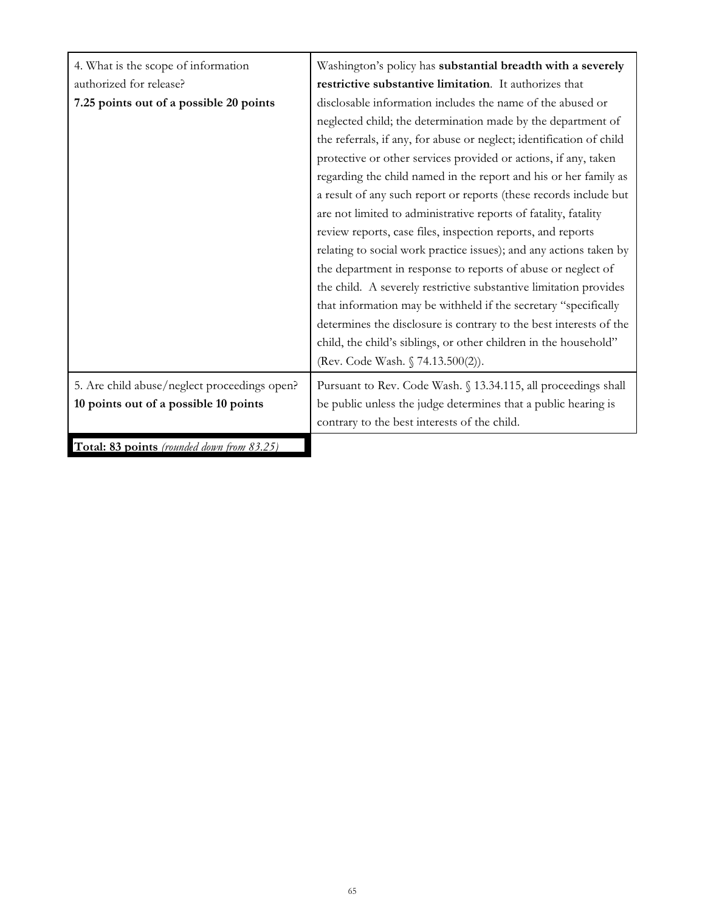| | |
|---|---|
| 4. What is the scope of information authorized for release?<br>**7.25 points out of a possible 20 points** | Washington's policy has **substantial breadth with a severely restrictive substantive limitation**. It authorizes that disclosable information includes the name of the abused or neglected child; the determination made by the department of the referrals, if any, for abuse or neglect; identification of child protective or other services provided or actions, if any, taken regarding the child named in the report and his or her family as a result of any such report or reports (these records include but are not limited to administrative reports of fatality, fatality review reports, case files, inspection reports, and reports relating to social work practice issues); and any actions taken by the department in response to reports of abuse or neglect of the child. A severely restrictive substantive limitation provides that information may be withheld if the secretary "specifically determines the disclosure is contrary to the best interests of the child, the child's siblings, or other children in the household" (Rev. Code Wash. § 74.13.500(2)). |
| 5. Are child abuse/neglect proceedings open?<br>**10 points out of a possible 10 points** | Pursuant to Rev. Code Wash. § 13.34.115, all proceedings shall be public unless the judge determines that a public hearing is contrary to the best interests of the child. |

**Total: 83 points** *(rounded down from 83.25)*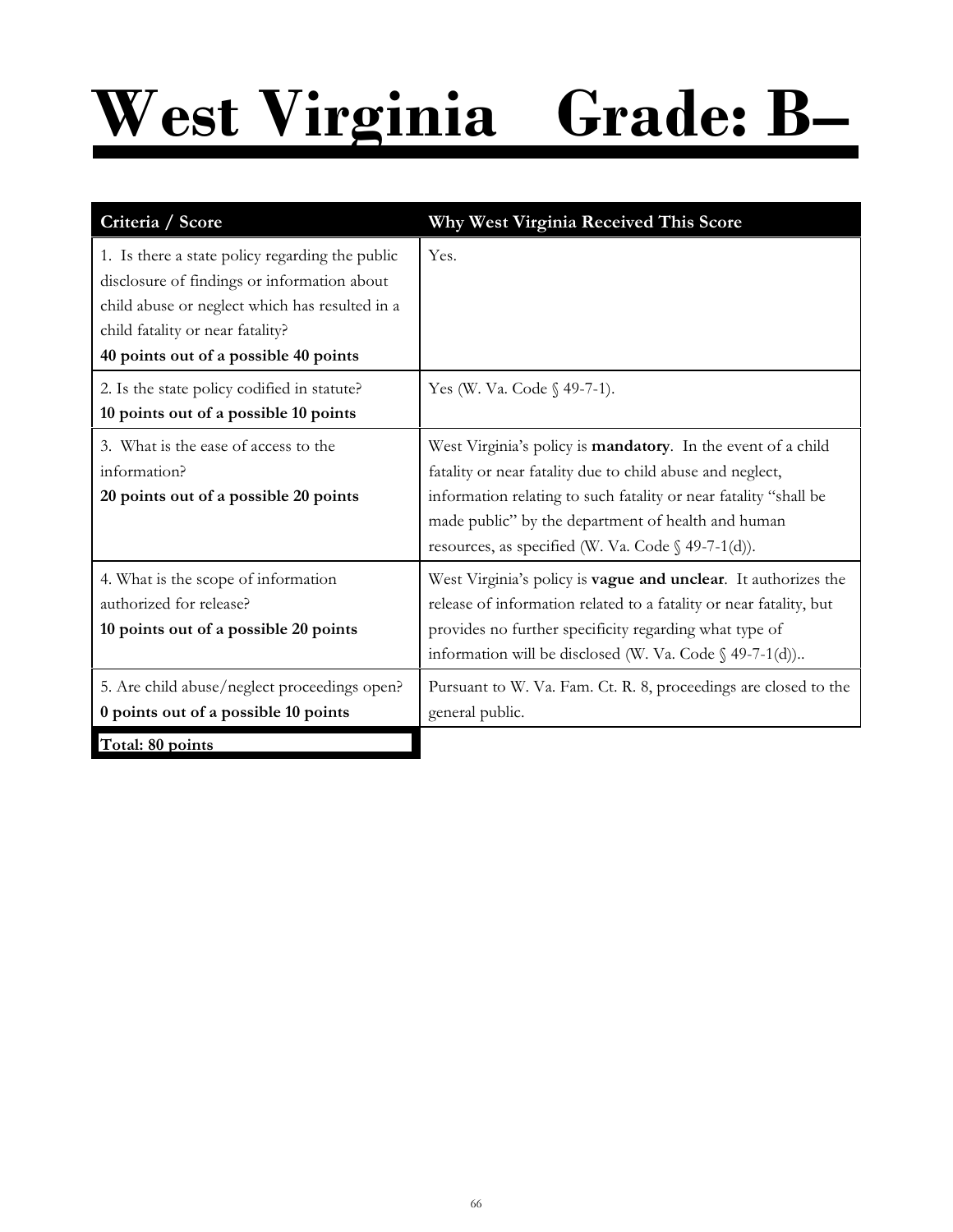# West Virginia Grade: B–

| Criteria / Score | Why West Virginia Received This Score |
|---|---|
| 1. Is there a state policy regarding the public disclosure of findings or information about child abuse or neglect which has resulted in a child fatality or near fatality?<br>**40 points out of a possible 40 points** | Yes. |
| 2. Is the state policy codified in statute?<br>**10 points out of a possible 10 points** | Yes (W. Va. Code § 49-7-1). |
| 3. What is the ease of access to the information?<br>**20 points out of a possible 20 points** | West Virginia's policy is **mandatory**. In the event of a child fatality or near fatality due to child abuse and neglect, information relating to such fatality or near fatality "shall be made public" by the department of health and human resources, as specified (W. Va. Code § 49-7-1(d)). |
| 4. What is the scope of information authorized for release?<br>**10 points out of a possible 20 points** | West Virginia's policy is **vague and unclear**. It authorizes the release of information related to a fatality or near fatality, but provides no further specificity regarding what type of information will be disclosed (W. Va. Code § 49-7-1(d)).. |
| 5. Are child abuse/neglect proceedings open?<br>**0 points out of a possible 10 points** | Pursuant to W. Va. Fam. Ct. R. 8, proceedings are closed to the general public. |
| **Total: 80 points** | |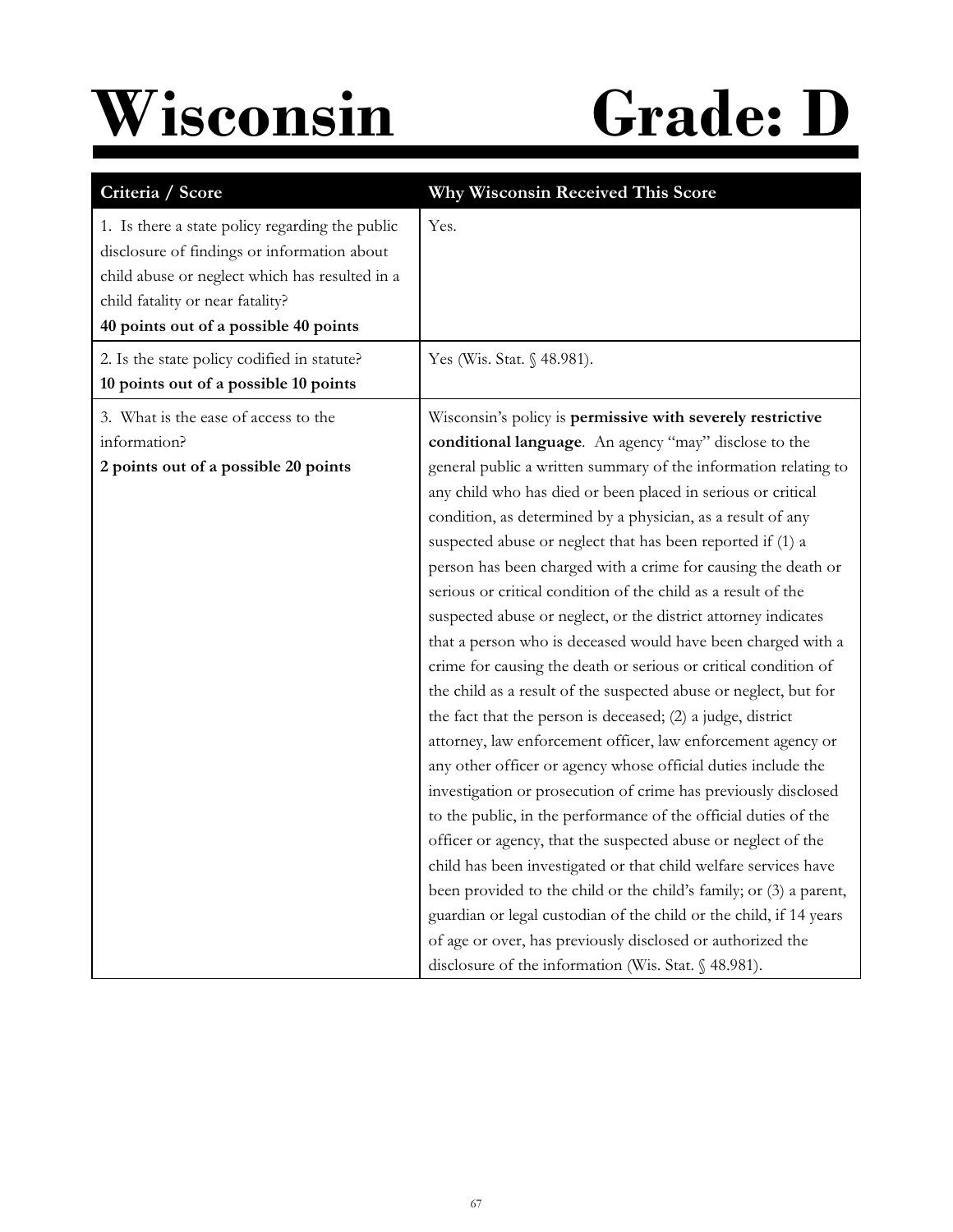# Wisconsin Grade: D

| Criteria / Score | Why Wisconsin Received This Score |
|---|---|
| 1. Is there a state policy regarding the public disclosure of findings or information about child abuse or neglect which has resulted in a child fatality or near fatality?<br>**40 points out of a possible 40 points** | Yes. |
| 2. Is the state policy codified in statute?<br>**10 points out of a possible 10 points** | Yes (Wis. Stat. § 48.981). |
| 3. What is the ease of access to the information?<br>**2 points out of a possible 20 points** | Wisconsin's policy is **permissive with severely restrictive conditional language**. An agency "may" disclose to the general public a written summary of the information relating to any child who has died or been placed in serious or critical condition, as determined by a physician, as a result of any suspected abuse or neglect that has been reported if (1) a person has been charged with a crime for causing the death or serious or critical condition of the child as a result of the suspected abuse or neglect, or the district attorney indicates that a person who is deceased would have been charged with a crime for causing the death or serious or critical condition of the child as a result of the suspected abuse or neglect, but for the fact that the person is deceased; (2) a judge, district attorney, law enforcement officer, law enforcement agency or any other officer or agency whose official duties include the investigation or prosecution of crime has previously disclosed to the public, in the performance of the official duties of the officer or agency, that the suspected abuse or neglect of the child has been investigated or that child welfare services have been provided to the child or the child's family; or (3) a parent, guardian or legal custodian of the child or the child, if 14 years of age or over, has previously disclosed or authorized the disclosure of the information (Wis. Stat. § 48.981). |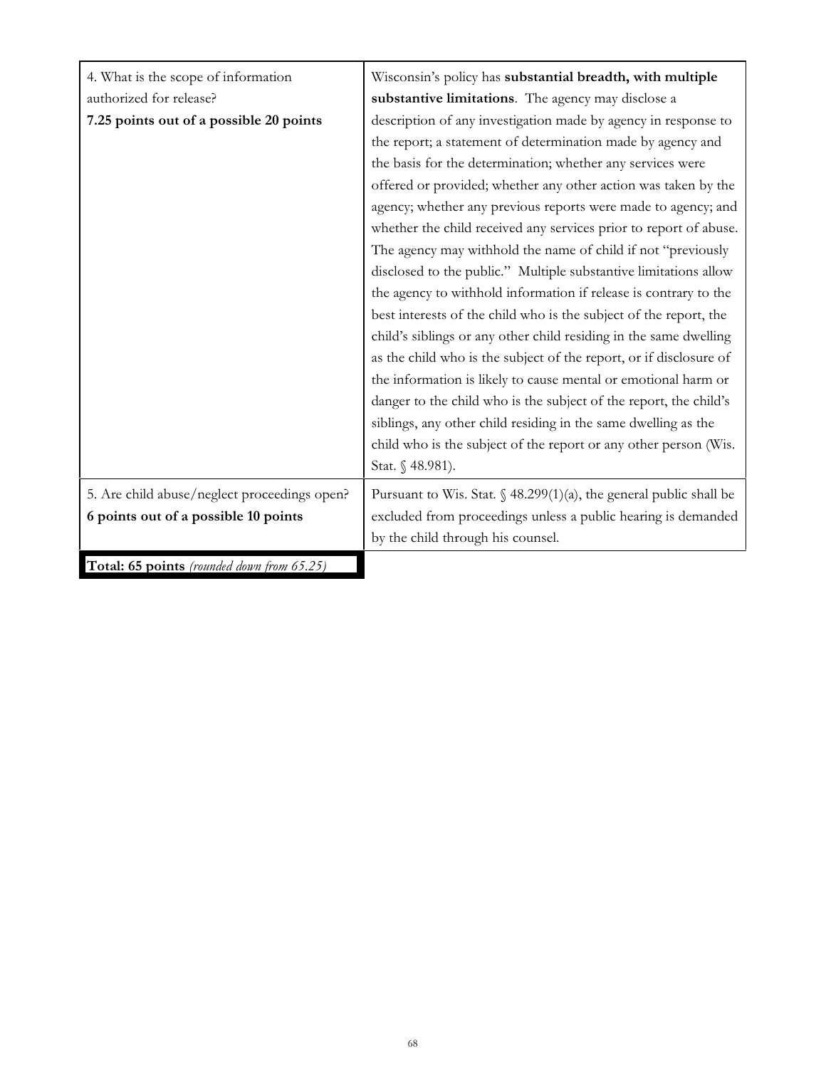| | |
|---|---|
| 4. What is the scope of information authorized for release?<br>**7.25 points out of a possible 20 points** | Wisconsin's policy has **substantial breadth, with multiple substantive limitations**. The agency may disclose a description of any investigation made by agency in response to the report; a statement of determination made by agency and the basis for the determination; whether any services were offered or provided; whether any other action was taken by the agency; whether any previous reports were made to agency; and whether the child received any services prior to report of abuse. The agency may withhold the name of child if not "previously disclosed to the public." Multiple substantive limitations allow the agency to withhold information if release is contrary to the best interests of the child who is the subject of the report, the child's siblings or any other child residing in the same dwelling as the child who is the subject of the report, or if disclosure of the information is likely to cause mental or emotional harm or danger to the child who is the subject of the report, the child's siblings, any other child residing in the same dwelling as the child who is the subject of the report or any other person (Wis. Stat. § 48.981). |
| 5. Are child abuse/neglect proceedings open?<br>**6 points out of a possible 10 points** | Pursuant to Wis. Stat. § 48.299(1)(a), the general public shall be excluded from proceedings unless a public hearing is demanded by the child through his counsel. |

**Total: 65 points** *(rounded down from 65.25)*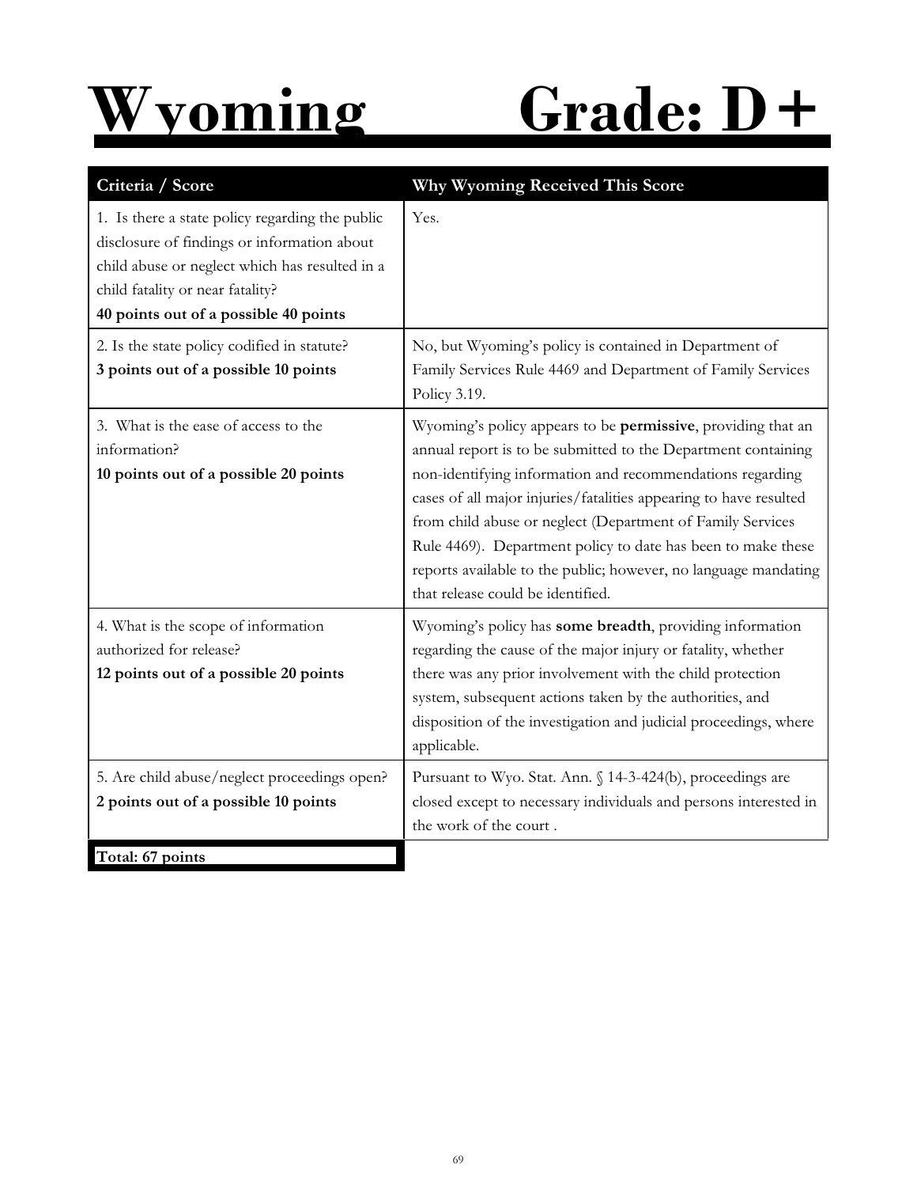# Wyoming Grade: D+

| Criteria / Score | Why Wyoming Received This Score |
| --- | --- |
| 1. Is there a state policy regarding the public disclosure of findings or information about child abuse or neglect which has resulted in a child fatality or near fatality? **40 points out of a possible 40 points** | Yes. |
| 2. Is the state policy codified in statute? **3 points out of a possible 10 points** | No, but Wyoming's policy is contained in Department of Family Services Rule 4469 and Department of Family Services Policy 3.19. |
| 3. What is the ease of access to the information? **10 points out of a possible 20 points** | Wyoming's policy appears to be **permissive**, providing that an annual report is to be submitted to the Department containing non-identifying information and recommendations regarding cases of all major injuries/fatalities appearing to have resulted from child abuse or neglect (Department of Family Services Rule 4469). Department policy to date has been to make these reports available to the public; however, no language mandating that release could be identified. |
| 4. What is the scope of information authorized for release? **12 points out of a possible 20 points** | Wyoming's policy has **some breadth**, providing information regarding the cause of the major injury or fatality, whether there was any prior involvement with the child protection system, subsequent actions taken by the authorities, and disposition of the investigation and judicial proceedings, where applicable. |
| 5. Are child abuse/neglect proceedings open? **2 points out of a possible 10 points** | Pursuant to Wyo. Stat. Ann. § 14-3-424(b), proceedings are closed except to necessary individuals and persons interested in the work of the court . |
| **Total: 67 points** | |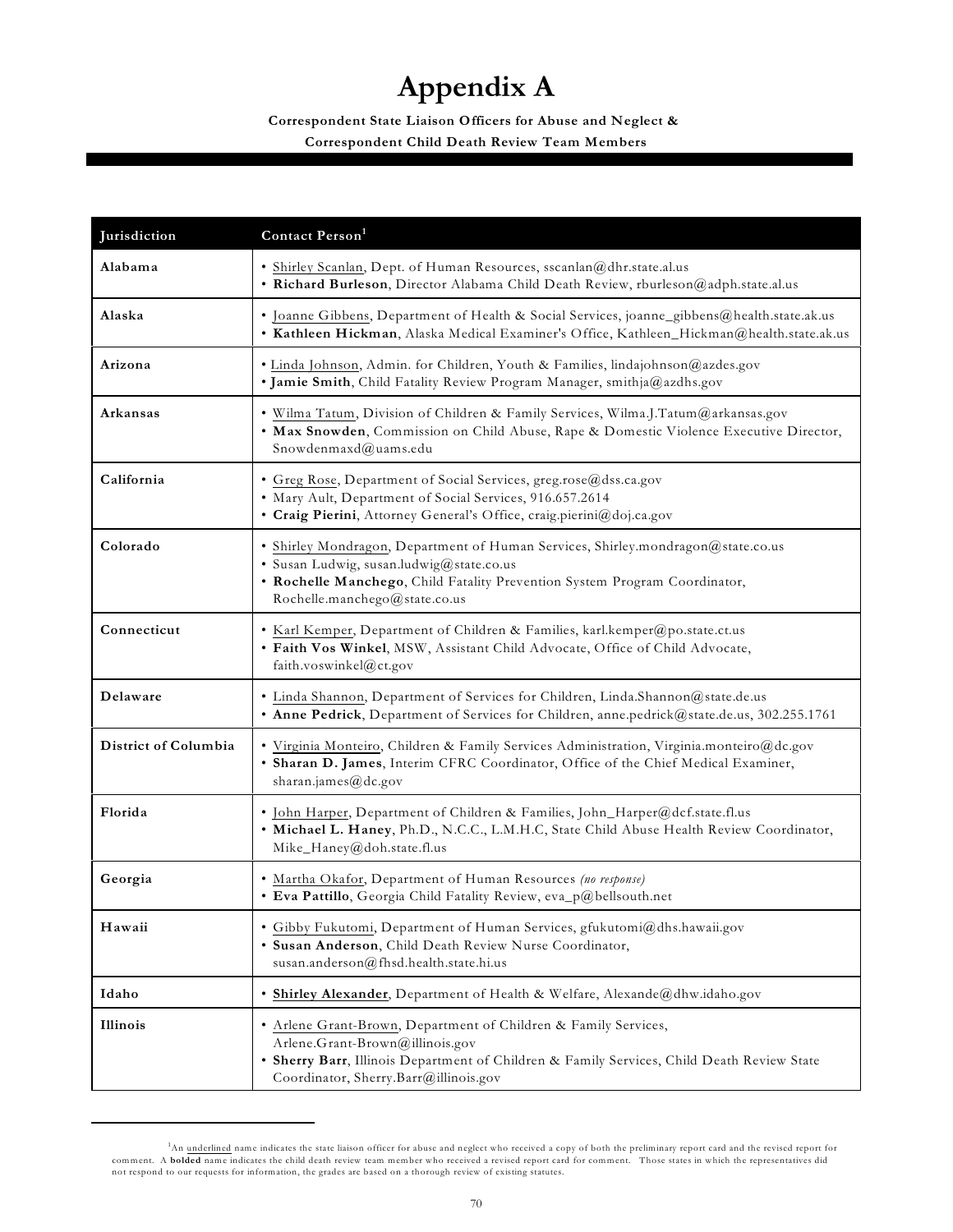# Appendix A

**Correspondent State Liaison Officers for Abuse and Neglect & Correspondent Child Death Review Team Members**

| Jurisdiction | Contact Person[1] |
|---|---|
| **Alabama** | • <u>Shirley Scanlan</u>, Dept. of Human Resources, sscanlan@dhr.state.al.us<br>• **Richard Burleson**, Director Alabama Child Death Review, rburleson@adph.state.al.us |
| **Alaska** | • <u>Joanne Gibbens</u>, Department of Health & Social Services, joanne_gibbens@health.state.ak.us<br>• **Kathleen Hickman**, Alaska Medical Examiner's Office, Kathleen_Hickman@health.state.ak.us |
| **Arizona** | • <u>Linda Johnson</u>, Admin. for Children, Youth & Families, lindajohnson@azdes.gov<br>• **Jamie Smith**, Child Fatality Review Program Manager, smithja@azdhs.gov |
| **Arkansas** | • <u>Wilma Tatum</u>, Division of Children & Family Services, Wilma.J.Tatum@arkansas.gov<br>• **Max Snowden**, Commission on Child Abuse, Rape & Domestic Violence Executive Director, Snowdenmaxd@uams.edu |
| **California** | • <u>Greg Rose</u>, Department of Social Services, greg.rose@dss.ca.gov<br>• Mary Ault, Department of Social Services, 916.657.2614<br>• **Craig Pierini**, Attorney General's Office, craig.pierini@doj.ca.gov |
| **Colorado** | • <u>Shirley Mondragon</u>, Department of Human Services, Shirley.mondragon@state.co.us<br>• Susan Ludwig, susan.ludwig@state.co.us<br>• **Rochelle Manchego**, Child Fatality Prevention System Program Coordinator, Rochelle.manchego@state.co.us |
| **Connecticut** | • <u>Karl Kemper</u>, Department of Children & Families, karl.kemper@po.state.ct.us<br>• **Faith Vos Winkel**, MSW, Assistant Child Advocate, Office of Child Advocate, faith.voswinkel@ct.gov |
| **Delaware** | • <u>Linda Shannon</u>, Department of Services for Children, Linda.Shannon@state.de.us<br>• **Anne Pedrick**, Department of Services for Children, anne.pedrick@state.de.us, 302.255.1761 |
| **District of Columbia** | • <u>Virginia Monteiro</u>, Children & Family Services Administration, Virginia.monteiro@dc.gov<br>• **Sharan D. James**, Interim CFRC Coordinator, Office of the Chief Medical Examiner, sharan.james@dc.gov |
| **Florida** | • <u>John Harper</u>, Department of Children & Families, John_Harper@dcf.state.fl.us<br>• **Michael L. Haney**, Ph.D., N.C.C., L.M.H.C, State Child Abuse Health Review Coordinator, Mike_Haney@doh.state.fl.us |
| **Georgia** | • <u>Martha Okafor</u>, Department of Human Resources *(no response)*<br>• **Eva Pattillo**, Georgia Child Fatality Review, eva_p@bellsouth.net |
| **Hawaii** | • <u>Gibby Fukutomi</u>, Department of Human Services, gfukutomi@dhs.hawaii.gov<br>• **Susan Anderson**, Child Death Review Nurse Coordinator, susan.anderson@fhsd.health.state.hi.us |
| **Idaho** | • <u>**Shirley Alexander**</u>, Department of Health & Welfare, Alexande@dhw.idaho.gov |
| **Illinois** | • <u>Arlene Grant-Brown</u>, Department of Children & Family Services, Arlene.Grant-Brown@illinois.gov<br>• **Sherry Barr**, Illinois Department of Children & Family Services, Child Death Review State Coordinator, Sherry.Barr@illinois.gov |

[1] An <u>underlined</u> name indicates the state liaison officer for abuse and neglect who received a copy of both the preliminary report card and the revised report for comment. A **bolded** name indicates the child death review team member who received a revised report card for comment. Those states in which the representatives did not respond to our requests for information, the grades are based on a thorough review of existing statutes.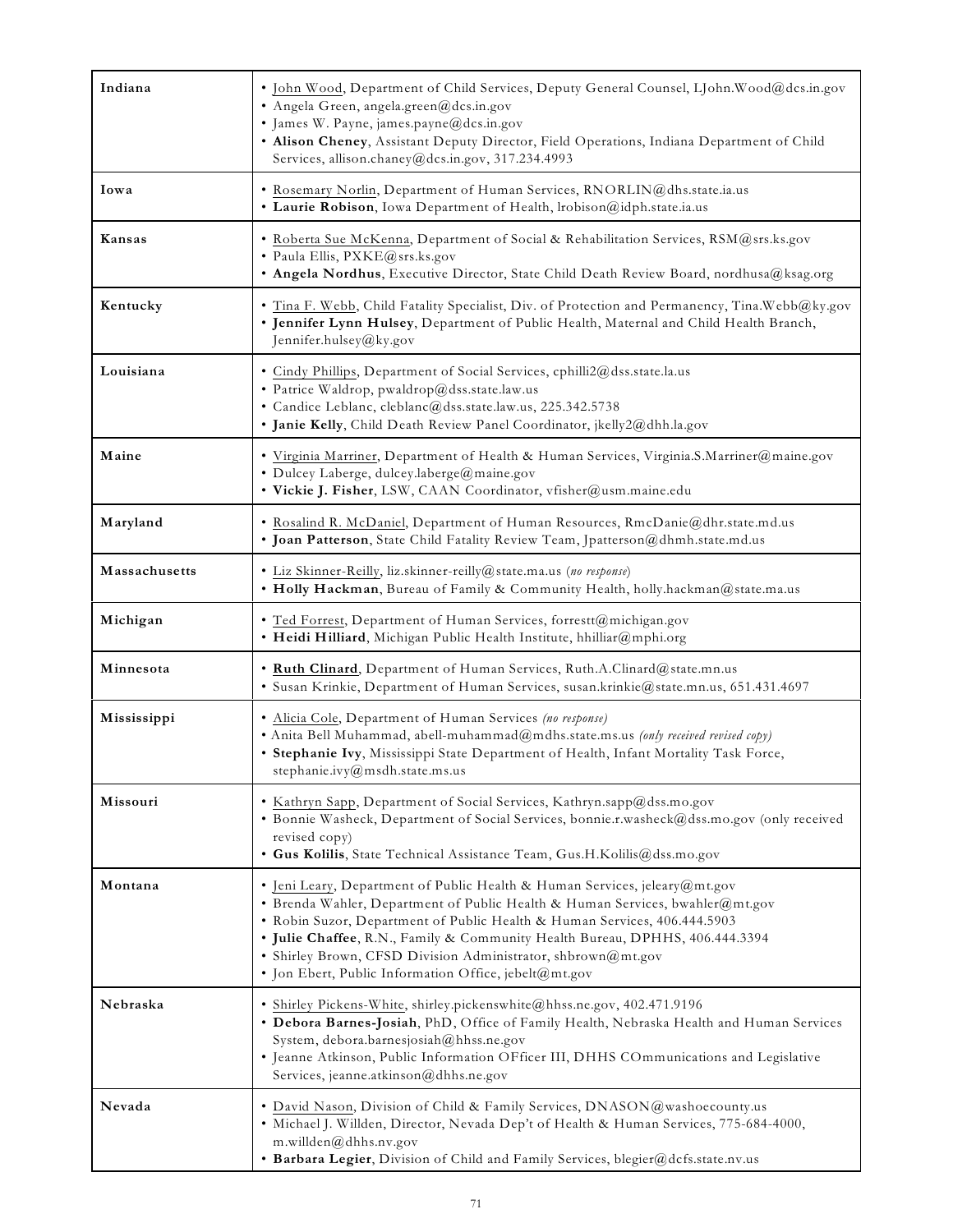| | |
|---|---|
| **Indiana** | • John Wood, Department of Child Services, Deputy General Counsel, LJohn.Wood@dcs.in.gov<br>• Angela Green, angela.green@dcs.in.gov<br>• James W. Payne, james.payne@dcs.in.gov<br>• **Alison Cheney**, Assistant Deputy Director, Field Operations, Indiana Department of Child Services, allison.chaney@dcs.in.gov, 317.234.4993 |
| **Iowa** | • Rosemary Norlin, Department of Human Services, RNORLIN@dhs.state.ia.us<br>• **Laurie Robison**, Iowa Department of Health, lrobison@idph.state.ia.us |
| **Kansas** | • Roberta Sue McKenna, Department of Social & Rehabilitation Services, RSM@srs.ks.gov<br>• Paula Ellis, PXKE@srs.ks.gov<br>• **Angela Nordhus**, Executive Director, State Child Death Review Board, nordhusa@ksag.org |
| **Kentucky** | • Tina F. Webb, Child Fatality Specialist, Div. of Protection and Permanency, Tina.Webb@ky.gov<br>• **Jennifer Lynn Hulsey**, Department of Public Health, Maternal and Child Health Branch, Jennifer.hulsey@ky.gov |
| **Louisiana** | • Cindy Phillips, Department of Social Services, cphilli2@dss.state.la.us<br>• Patrice Waldrop, pwaldrop@dss.state.law.us<br>• Candice Leblanc, cleblanc@dss.state.law.us, 225.342.5738<br>• **Janie Kelly**, Child Death Review Panel Coordinator, jkelly2@dhh.la.gov |
| **Maine** | • Virginia Marriner, Department of Health & Human Services, Virginia.S.Marriner@maine.gov<br>• Dulcey Laberge, dulcey.laberge@maine.gov<br>• **Vickie J. Fisher**, LSW, CAAN Coordinator, vfisher@usm.maine.edu |
| **Maryland** | • Rosalind R. McDaniel, Department of Human Resources, RmcDanie@dhr.state.md.us<br>• **Joan Patterson**, State Child Fatality Review Team, Jpatterson@dhmh.state.md.us |
| **Massachusetts** | • Liz Skinner-Reilly, liz.skinner-reilly@state.ma.us (*no response*)<br>• **Holly Hackman**, Bureau of Family & Community Health, holly.hackman@state.ma.us |
| **Michigan** | • Ted Forrest, Department of Human Services, forrestt@michigan.gov<br>• **Heidi Hilliard**, Michigan Public Health Institute, hhilliar@mphi.org |
| **Minnesota** | • **Ruth Clinard**, Department of Human Services, Ruth.A.Clinard@state.mn.us<br>• Susan Krinkie, Department of Human Services, susan.krinkie@state.mn.us, 651.431.4697 |
| **Mississippi** | • Alicia Cole, Department of Human Services *(no response)*<br>• Anita Bell Muhammad, abell-muhammad@mdhs.state.ms.us *(only received revised copy)*<br>• **Stephanie Ivy**, Mississippi State Department of Health, Infant Mortality Task Force, stephanie.ivy@msdh.state.ms.us |
| **Missouri** | • Kathryn Sapp, Department of Social Services, Kathryn.sapp@dss.mo.gov<br>• Bonnie Washeck, Department of Social Services, bonnie.r.washeck@dss.mo.gov (only received revised copy)<br>• **Gus Kolilis**, State Technical Assistance Team, Gus.H.Kolilis@dss.mo.gov |
| **Montana** | • Jeni Leary, Department of Public Health & Human Services, jeleary@mt.gov<br>• Brenda Wahler, Department of Public Health & Human Services, bwahler@mt.gov<br>• Robin Suzor, Department of Public Health & Human Services, 406.444.5903<br>• **Julie Chaffee**, R.N., Family & Community Health Bureau, DPHHS, 406.444.3394<br>• Shirley Brown, CFSD Division Administrator, shbrown@mt.gov<br>• Jon Ebert, Public Information Office, jebelt@mt.gov |
| **Nebraska** | • Shirley Pickens-White, shirley.pickenswhite@hhss.ne.gov, 402.471.9196<br>• **Debora Barnes-Josiah**, PhD, Office of Family Health, Nebraska Health and Human Services System, debora.barnesjosiah@hhss.ne.gov<br>• Jeanne Atkinson, Public Information OFficer III, DHHS COmmunications and Legislative Services, jeanne.atkinson@dhhs.ne.gov |
| **Nevada** | • David Nason, Division of Child & Family Services, DNASON@washoecounty.us<br>• Michael J. Willden, Director, Nevada Dep't of Health & Human Services, 775-684-4000, m.willden@dhhs.nv.gov<br>• **Barbara Legier**, Division of Child and Family Services, blegier@dcfs.state.nv.us |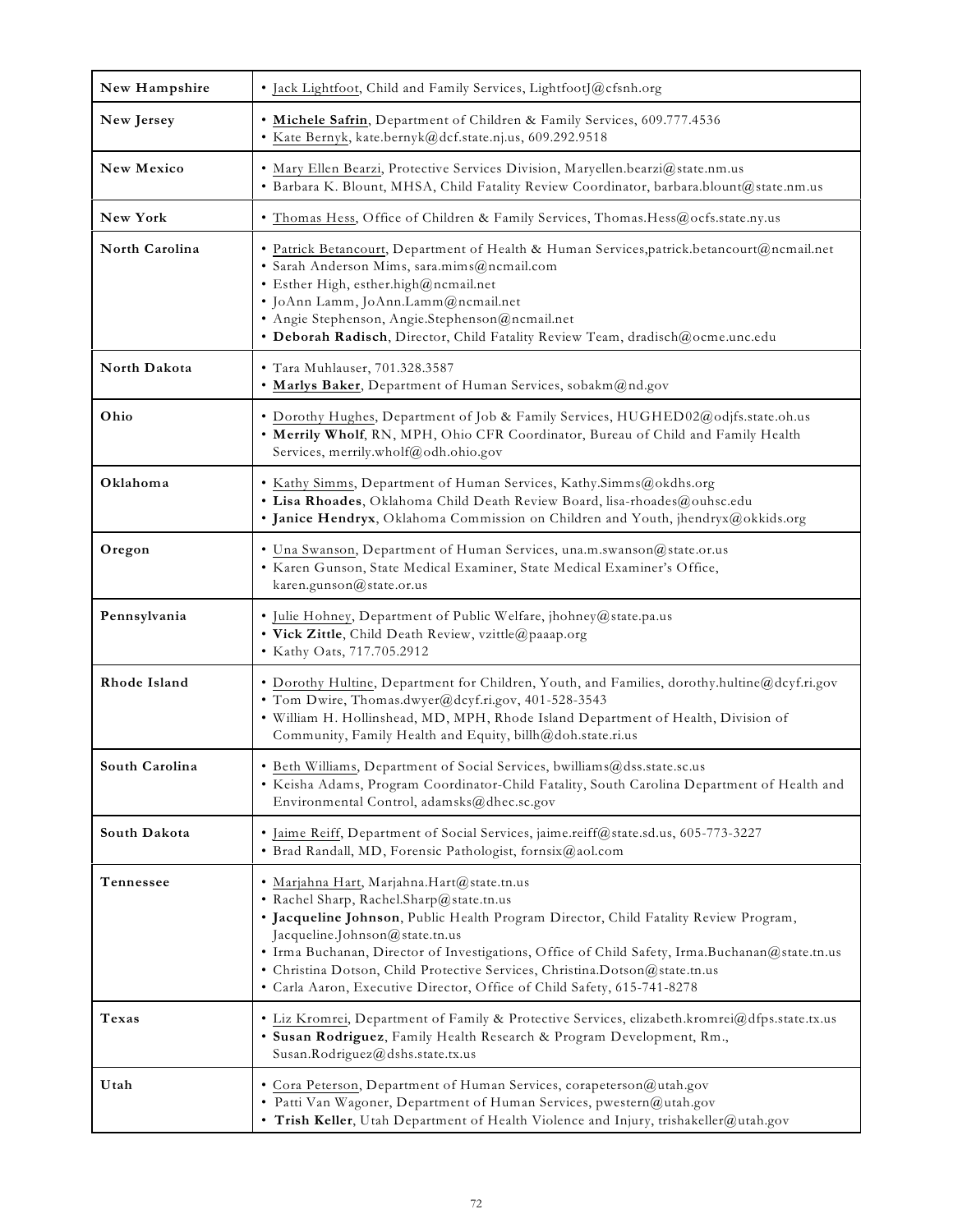| New Hampshire | • Jack Lightfoot, Child and Family Services, LightfootJ@cfsnh.org |
|---|---|
| New Jersey | • **Michele Safrin**, Department of Children & Family Services, 609.777.4536<br>• Kate Bernyk, kate.bernyk@dcf.state.nj.us, 609.292.9518 |
| New Mexico | • Mary Ellen Bearzi, Protective Services Division, Maryellen.bearzi@state.nm.us<br>• Barbara K. Blount, MHSA, Child Fatality Review Coordinator, barbara.blount@state.nm.us |
| New York | • Thomas Hess, Office of Children & Family Services, Thomas.Hess@ocfs.state.ny.us |
| North Carolina | • Patrick Betancourt, Department of Health & Human Services,patrick.betancourt@ncmail.net<br>• Sarah Anderson Mims, sara.mims@ncmail.com<br>• Esther High, esther.high@ncmail.net<br>• JoAnn Lamm, JoAnn.Lamm@ncmail.net<br>• Angie Stephenson, Angie.Stephenson@ncmail.net<br>• **Deborah Radisch**, Director, Child Fatality Review Team, dradisch@ocme.unc.edu |
| North Dakota | • Tara Muhlauser, 701.328.3587<br>• **Marlys Baker**, Department of Human Services, sobakm@nd.gov |
| Ohio | • Dorothy Hughes, Department of Job & Family Services, HUGHED02@odjfs.state.oh.us<br>• **Merrily Wholf**, RN, MPH, Ohio CFR Coordinator, Bureau of Child and Family Health Services, merrily.wholf@odh.ohio.gov |
| Oklahoma | • Kathy Simms, Department of Human Services, Kathy.Simms@okdhs.org<br>• **Lisa Rhoades**, Oklahoma Child Death Review Board, lisa-rhoades@ouhsc.edu<br>• **Janice Hendryx**, Oklahoma Commission on Children and Youth, jhendryx@okkids.org |
| Oregon | • Una Swanson, Department of Human Services, una.m.swanson@state.or.us<br>• Karen Gunson, State Medical Examiner, State Medical Examiner's Office, karen.gunson@state.or.us |
| Pennsylvania | • Julie Hohney, Department of Public Welfare, jhohney@state.pa.us<br>• **Vick Zittle**, Child Death Review, vzittle@paaap.org<br>• Kathy Oats, 717.705.2912 |
| Rhode Island | • Dorothy Hultine, Department for Children, Youth, and Families, dorothy.hultine@dcyf.ri.gov<br>• Tom Dwire, Thomas.dwyer@dcyf.ri.gov, 401-528-3543<br>• William H. Hollinshead, MD, MPH, Rhode Island Department of Health, Division of Community, Family Health and Equity, billh@doh.state.ri.us |
| South Carolina | • Beth Williams, Department of Social Services, bwilliams@dss.state.sc.us<br>• Keisha Adams, Program Coordinator-Child Fatality, South Carolina Department of Health and Environmental Control, adamsks@dhec.sc.gov |
| South Dakota | • Jaime Reiff, Department of Social Services, jaime.reiff@state.sd.us, 605-773-3227<br>• Brad Randall, MD, Forensic Pathologist, fornsix@aol.com |
| Tennessee | • Marjahna Hart, Marjahna.Hart@state.tn.us<br>• Rachel Sharp, Rachel.Sharp@state.tn.us<br>• **Jacqueline Johnson**, Public Health Program Director, Child Fatality Review Program, Jacqueline.Johnson@state.tn.us<br>• Irma Buchanan, Director of Investigations, Office of Child Safety, Irma.Buchanan@state.tn.us<br>• Christina Dotson, Child Protective Services, Christina.Dotson@state.tn.us<br>• Carla Aaron, Executive Director, Office of Child Safety, 615-741-8278 |
| Texas | • Liz Kromrei, Department of Family & Protective Services, elizabeth.kromrei@dfps.state.tx.us<br>• **Susan Rodriguez**, Family Health Research & Program Development, Rm., Susan.Rodriguez@dshs.state.tx.us |
| Utah | • Cora Peterson, Department of Human Services, corapeterson@utah.gov<br>• Patti Van Wagoner, Department of Human Services, pwestern@utah.gov<br>• **Trish Keller**, Utah Department of Health Violence and Injury, trishakeller@utah.gov |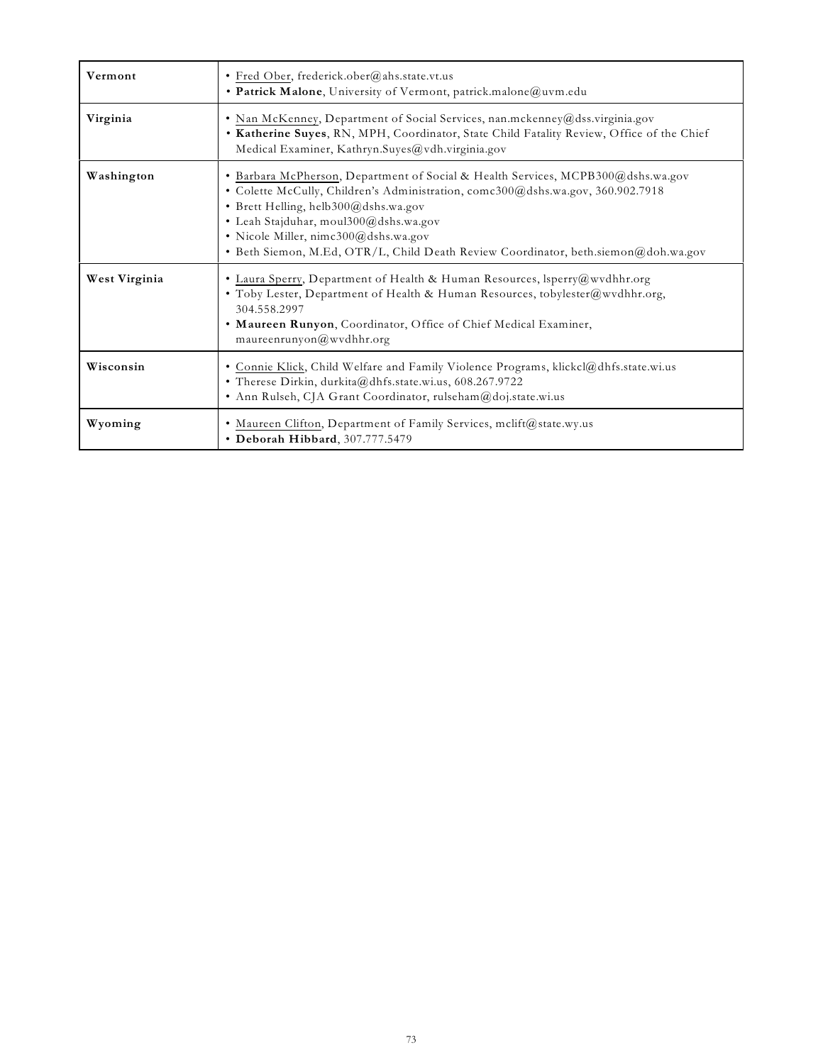| | |
|---|---|
| **Vermont** | • Fred Ober, frederick.ober@ahs.state.vt.us<br>• **Patrick Malone**, University of Vermont, patrick.malone@uvm.edu |
| **Virginia** | • Nan McKenney, Department of Social Services, nan.mckenney@dss.virginia.gov<br>• **Katherine Suyes**, RN, MPH, Coordinator, State Child Fatality Review, Office of the Chief Medical Examiner, Kathryn.Suyes@vdh.virginia.gov |
| **Washington** | • Barbara McPherson, Department of Social & Health Services, MCPB300@dshs.wa.gov<br>• Colette McCully, Children's Administration, comc300@dshs.wa.gov, 360.902.7918<br>• Brett Helling, helb300@dshs.wa.gov<br>• Leah Stajduhar, moul300@dshs.wa.gov<br>• Nicole Miller, nimc300@dshs.wa.gov<br>• Beth Siemon, M.Ed, OTR/L, Child Death Review Coordinator, beth.siemon@doh.wa.gov |
| **West Virginia** | • Laura Sperry, Department of Health & Human Resources, lsperry@wvdhhr.org<br>• Toby Lester, Department of Health & Human Resources, tobylester@wvdhhr.org, 304.558.2997<br>• **Maureen Runyon**, Coordinator, Office of Chief Medical Examiner, maureenrunyon@wvdhhr.org |
| **Wisconsin** | • Connie Klick, Child Welfare and Family Violence Programs, klickcl@dhfs.state.wi.us<br>• Therese Dirkin, durkita@dhfs.state.wi.us, 608.267.9722<br>• Ann Rulseh, CJA Grant Coordinator, rulseham@doj.state.wi.us |
| **Wyoming** | • Maureen Clifton, Department of Family Services, mclift@state.wy.us<br>• **Deborah Hibbard**, 307.777.5479 |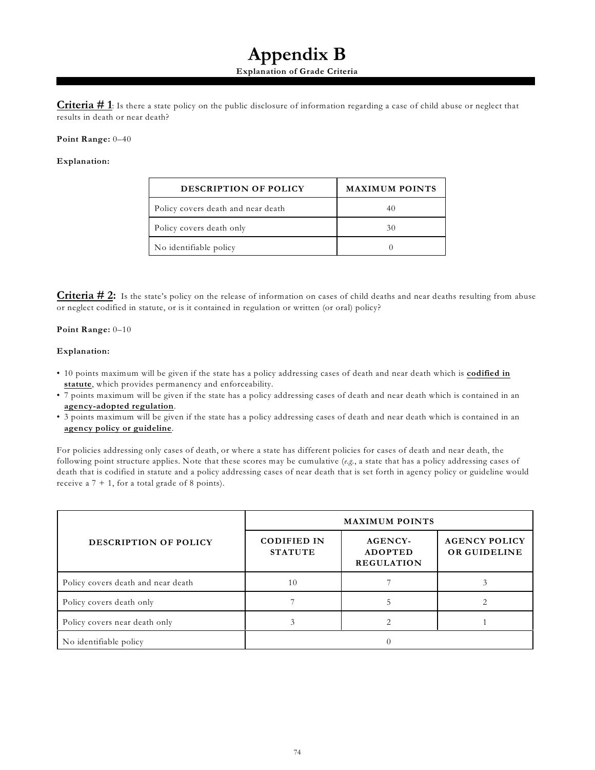# Appendix B

**Explanation of Grade Criteria**

**Criteria # 1**: Is there a state policy on the public disclosure of information regarding a case of child abuse or neglect that results in death or near death?

**Point Range:** 0–40

**Explanation:**

| DESCRIPTION OF POLICY | MAXIMUM POINTS |
|---|---|
| Policy covers death and near death | 40 |
| Policy covers death only | 30 |
| No identifiable policy | 0 |

**Criteria # 2:** Is the state's policy on the release of information on cases of child deaths and near deaths resulting from abuse or neglect codified in statute, or is it contained in regulation or written (or oral) policy?

**Point Range:** 0–10

**Explanation:**

- 10 points maximum will be given if the state has a policy addressing cases of death and near death which is **codified in statute**, which provides permanency and enforceability.
- 7 points maximum will be given if the state has a policy addressing cases of death and near death which is contained in an **agency-adopted regulation**.
- 3 points maximum will be given if the state has a policy addressing cases of death and near death which is contained in an **agency policy or guideline**.

For policies addressing only cases of death, or where a state has different policies for cases of death and near death, the following point structure applies. Note that these scores may be cumulative (*e.g.*, a state that has a policy addressing cases of death that is codified in statute and a policy addressing cases of near death that is set forth in agency policy or guideline would receive a 7 + 1, for a total grade of 8 points).

| DESCRIPTION OF POLICY | MAXIMUM POINTS | | |
|---|---|---|---|
| | CODIFIED IN STATUTE | AGENCY-ADOPTED REGULATION | AGENCY POLICY OR GUIDELINE |
| Policy covers death and near death | 10 | 7 | 3 |
| Policy covers death only | 7 | 5 | 2 |
| Policy covers near death only | 3 | 2 | 1 |
| No identifiable policy | 0 | | |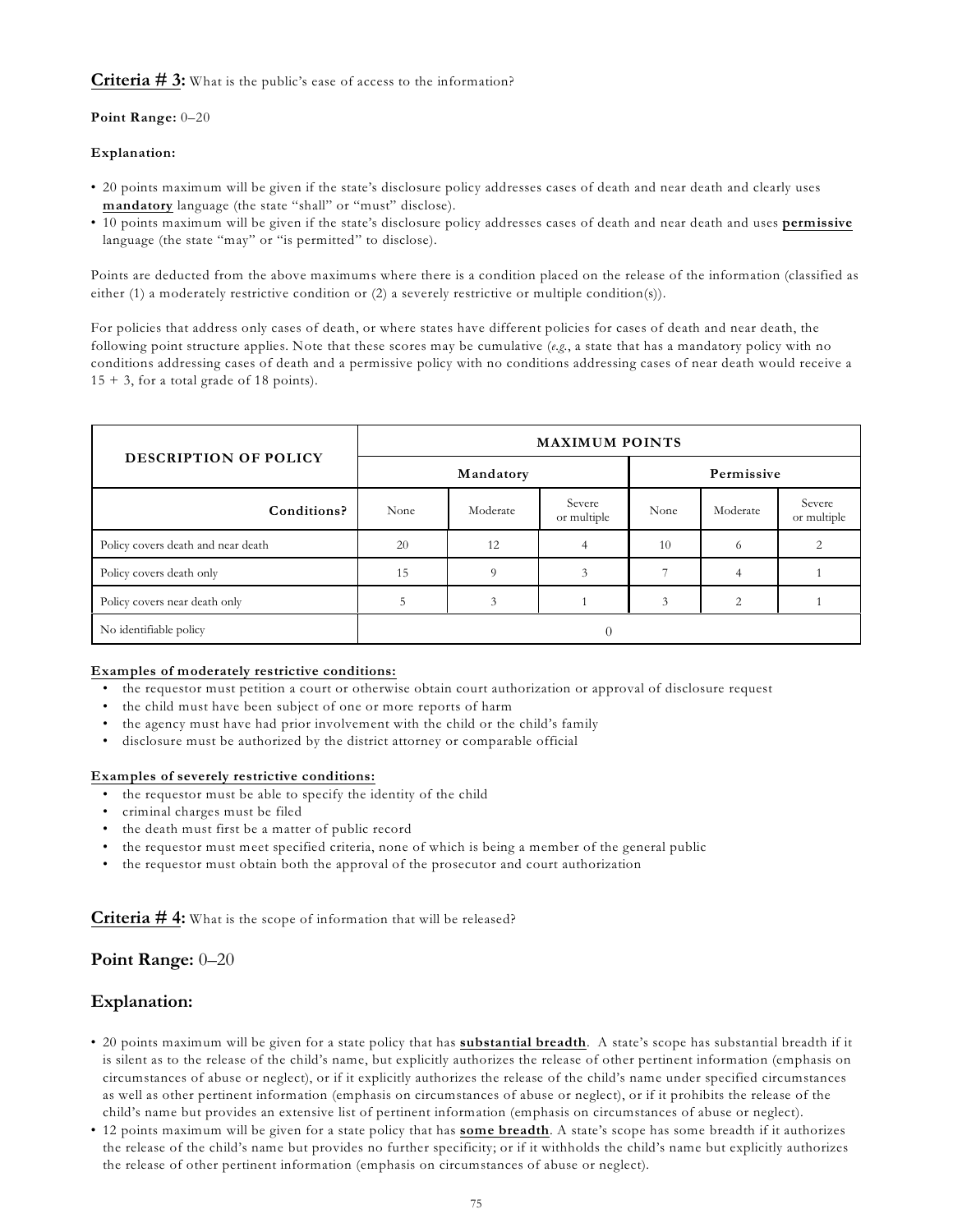**Criteria # 3:** What is the public's ease of access to the information?

**Point Range:** 0–20

**Explanation:**

- 20 points maximum will be given if the state's disclosure policy addresses cases of death and near death and clearly uses **mandatory** language (the state "shall" or "must" disclose).
- 10 points maximum will be given if the state's disclosure policy addresses cases of death and near death and uses **permissive** language (the state "may" or "is permitted" to disclose).

Points are deducted from the above maximums where there is a condition placed on the release of the information (classified as either (1) a moderately restrictive condition or (2) a severely restrictive or multiple condition(s)).

For policies that address only cases of death, or where states have different policies for cases of death and near death, the following point structure applies. Note that these scores may be cumulative (*e.g.*, a state that has a mandatory policy with no conditions addressing cases of death and a permissive policy with no conditions addressing cases of near death would receive a 15 + 3, for a total grade of 18 points).

| DESCRIPTION OF POLICY | MAXIMUM POINTS | | | | | |
|---|---|---|---|---|---|---|
| | Mandatory | | | Permissive | | |
| **Conditions?** | None | Moderate | Severe or multiple | None | Moderate | Severe or multiple |
| Policy covers death and near death | 20 | 12 | 4 | 10 | 6 | 2 |
| Policy covers death only | 15 | 9 | 3 | 7 | 4 | 1 |
| Policy covers near death only | 5 | 3 | 1 | 3 | 2 | 1 |
| No identifiable policy | 0 | | | | | |

**Examples of moderately restrictive conditions:**

- the requestor must petition a court or otherwise obtain court authorization or approval of disclosure request
- the child must have been subject of one or more reports of harm
- the agency must have had prior involvement with the child or the child's family
- disclosure must be authorized by the district attorney or comparable official

**Examples of severely restrictive conditions:**

- the requestor must be able to specify the identity of the child
- criminal charges must be filed
- the death must first be a matter of public record
- the requestor must meet specified criteria, none of which is being a member of the general public
- the requestor must obtain both the approval of the prosecutor and court authorization

**Criteria # 4:** What is the scope of information that will be released?

## Point Range: 0–20

## Explanation:

- 20 points maximum will be given for a state policy that has **substantial breadth**. A state's scope has substantial breadth if it is silent as to the release of the child's name, but explicitly authorizes the release of other pertinent information (emphasis on circumstances of abuse or neglect), or if it explicitly authorizes the release of the child's name under specified circumstances as well as other pertinent information (emphasis on circumstances of abuse or neglect), or if it prohibits the release of the child's name but provides an extensive list of pertinent information (emphasis on circumstances of abuse or neglect).
- 12 points maximum will be given for a state policy that has **some breadth**. A state's scope has some breadth if it authorizes the release of the child's name but provides no further specificity; or if it withholds the child's name but explicitly authorizes the release of other pertinent information (emphasis on circumstances of abuse or neglect).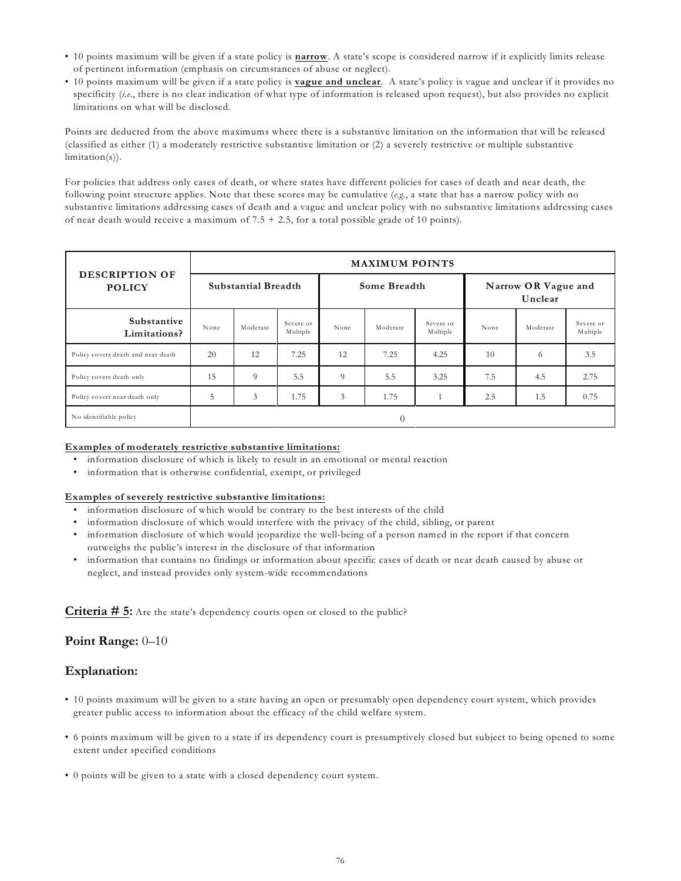- 10 points maximum will be given if a state policy is **narrow**. A state's scope is considered narrow if it explicitly limits release of pertinent information (emphasis on circumstances of abuse or neglect).
- 10 points maximum will be given if a state policy is **vague and unclear**. A state's policy is vague and unclear if it provides no specificity (*i.e.*, there is no clear indication of what type of information is released upon request), but also provides no explicit limitations on what will be disclosed.

Points are deducted from the above maximums where there is a substantive limitation on the information that will be released (classified as either (1) a moderately restrictive substantive limitation or (2) a severely restrictive or multiple substantive limitation(s)).

For policies that address only cases of death, or where states have different policies for cases of death and near death, the following point structure applies. Note that these scores may be cumulative (*e.g.*, a state that has a narrow policy with no substantive limitations addressing cases of death and a vague and unclear policy with no substantive limitations addressing cases of near death would receive a maximum of 7.5 + 2.5, for a total possible grade of 10 points).

| DESCRIPTION OF POLICY | MAXIMUM POINTS | | | | | | | | |
|---|---|---|---|---|---|---|---|---|---|
| | Substantial Breadth | | | Some Breadth | | | Narrow OR Vague and Unclear | | |
| Substantive Limitations? | None | Moderate | Severe or Multiple | None | Moderate | Severe or Multiple | None | Moderate | Severe or Multiple |
| Policy covers death and near death | 20 | 12 | 7.25 | 12 | 7.25 | 4.25 | 10 | 6 | 3.5 |
| Policy covers death only | 15 | 9 | 5.5 | 9 | 5.5 | 3.25 | 7.5 | 4.5 | 2.75 |
| Policy covers near death only | 5 | 3 | 1.75 | 3 | 1.75 | 1 | 2.5 | 1.5 | 0.75 |
| No identifiable policy | 0 | | | | | | | | |

**Examples of moderately restrictive substantive limitations:**

- information disclosure of which is likely to result in an emotional or mental reaction
- information that is otherwise confidential, exempt, or privileged

**Examples of severely restrictive substantive limitations:**

- information disclosure of which would be contrary to the best interests of the child
- information disclosure of which would interfere with the privacy of the child, sibling, or parent
- information disclosure of which would jeopardize the well-being of a person named in the report if that concern outweighs the public's interest in the disclosure of that information
- information that contains no findings or information about specific cases of death or near death caused by abuse or neglect, and instead provides only system-wide recommendations

**Criteria # 5:** Are the state's dependency courts open or closed to the public?

## Point Range: 0–10

## Explanation:

- 10 points maximum will be given to a state having an open or presumably open dependency court system, which provides greater public access to information about the efficacy of the child welfare system.
- 6 points maximum will be given to a state if its dependency court is presumptively closed but subject to being opened to some extent under specified conditions
- 0 points will be given to a state with a closed dependency court system.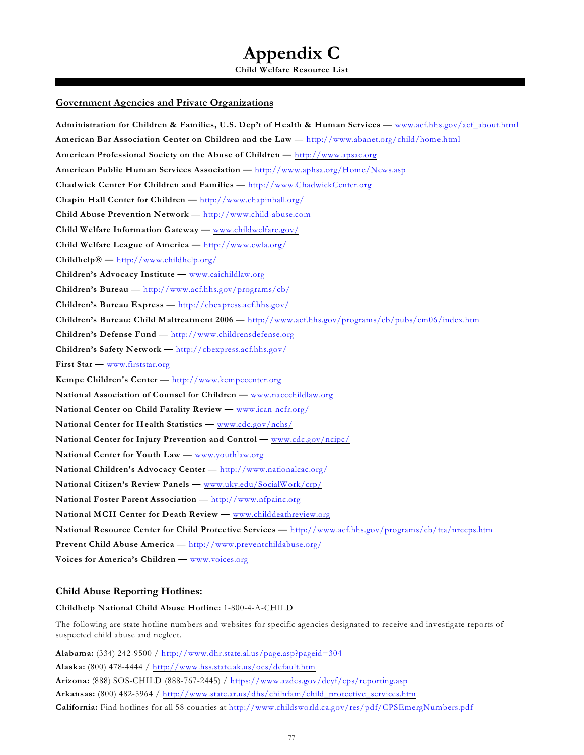# Appendix C

**Child Welfare Resource List**

## Government Agencies and Private Organizations

**Administration for Children & Families, U.S. Dep't of Health & Human Services** — www.acf.hhs.gov/acf_about.html

**American Bar Association Center on Children and the Law** — http://www.abanet.org/child/home.html

**American Professional Society on the Abuse of Children —** http://www.apsac.org

**American Public Human Services Association —** http://www.aphsa.org/Home/News.asp

**Chadwick Center For Children and Families** — http://www.ChadwickCenter.org

**Chapin Hall Center for Children —** http://www.chapinhall.org/

**Child Abuse Prevention Network** — http://www.child-abuse.com

**Child Welfare Information Gateway —** www.childwelfare.gov/

**Child Welfare League of America —** http://www.cwla.org/

**Childhelp® —** http://www.childhelp.org/

**Children's Advocacy Institute —** www.caichildlaw.org

**Children's Bureau** — http://www.acf.hhs.gov/programs/cb/

**Children's Bureau Express** — http://cbexpress.acf.hhs.gov/

**Children's Bureau: Child Maltreatment 2006** — http://www.acf.hhs.gov/programs/cb/pubs/cm06/index.htm

**Children's Defense Fund** — http://www.childrensdefense.org

**Children's Safety Network —** http://cbexpress.acf.hhs.gov/

**First Star —** www.firststar.org

**Kempe Children's Center** — http://www.kempecenter.org

**National Association of Counsel for Children —** www.naccchildlaw.org

**National Center on Child Fatality Review —** www.ican-ncfr.org/

**National Center for Health Statistics —** www.cdc.gov/nchs/

**National Center for Injury Prevention and Control —** www.cdc.gov/ncipc/

**National Center for Youth Law** — www.youthlaw.org

**National Children's Advocacy Center** — http://www.nationalcac.org/

**National Citizen's Review Panels —** www.uky.edu/SocialWork/crp/

**National Foster Parent Association** — http://www.nfpainc.org

**National MCH Center for Death Review —** www.childdeathreview.org

**National Resource Center for Child Protective Services —** http://www.acf.hhs.gov/programs/cb/tta/nrccps.htm

**Prevent Child Abuse America** — http://www.preventchildabuse.org/

**Voices for America's Children —** www.voices.org

## Child Abuse Reporting Hotlines:

**Childhelp National Child Abuse Hotline:** 1-800-4-A-CHILD

The following are state hotline numbers and websites for specific agencies designated to receive and investigate reports of suspected child abuse and neglect.

**Alabama:** (334) 242-9500 / http://www.dhr.state.al.us/page.asp?pageid=304

**Alaska:** (800) 478-4444 / http://www.hss.state.ak.us/ocs/default.htm

**Arizona:** (888) SOS-CHILD (888-767-2445) / https://www.azdes.gov/dcyf/cps/reporting.asp

**Arkansas:** (800) 482-5964 / http://www.state.ar.us/dhs/chilnfam/child_protective_services.htm

**California:** Find hotlines for all 58 counties at http://www.childsworld.ca.gov/res/pdf/CPSEmergNumbers.pdf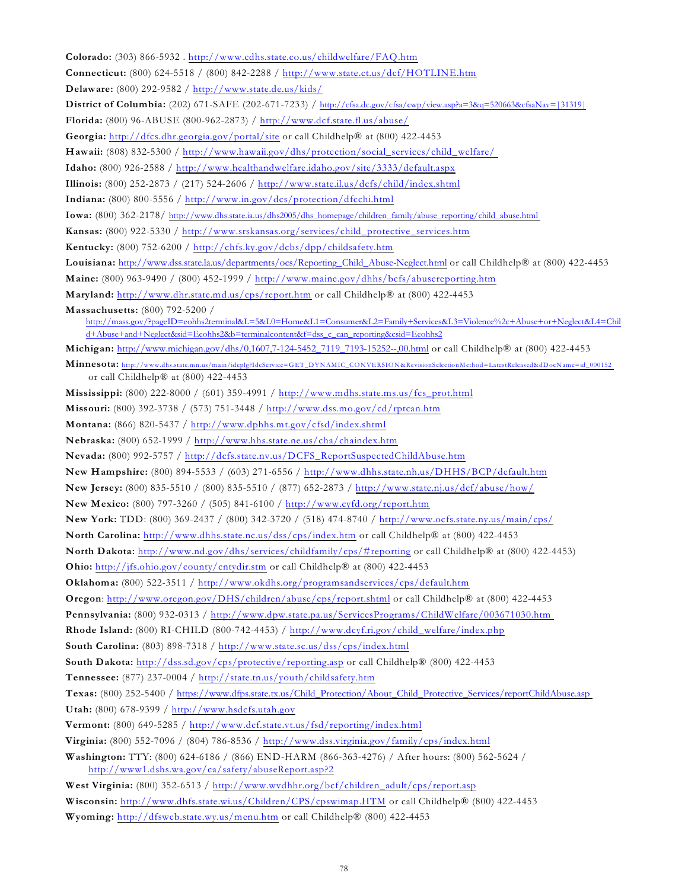**Colorado:** (303) 866-5932 . http://www.cdhs.state.co.us/childwelfare/FAQ.htm

**Connecticut:** (800) 624-5518 / (800) 842-2288 / http://www.state.ct.us/dcf/HOTLINE.htm

**Delaware:** (800) 292-9582 / http://www.state.de.us/kids/

**District of Columbia:** (202) 671-SAFE (202-671-7233) / http://cfsa.dc.gov/cfsa/cwp/view.asp?a=3&q=520663&cfsaNav=|31319|

**Florida:** (800) 96-ABUSE (800-962-2873) / http://www.dcf.state.fl.us/abuse/

**Georgia:** http://dfcs.dhr.georgia.gov/portal/site or call Childhelp® at (800) 422-4453

**Hawaii:** (808) 832-5300 / http://www.hawaii.gov/dhs/protection/social_services/child_welfare/

**Idaho:** (800) 926-2588 / http://www.healthandwelfare.idaho.gov/site/3333/default.aspx

**Illinois:** (800) 252-2873 / (217) 524-2606 / http://www.state.il.us/dcfs/child/index.shtml

**Indiana:** (800) 800-5556 / http://www.in.gov/dcs/protection/dfcchi.html

**Iowa:** (800) 362-2178/ http://www.dhs.state.ia.us/dhs2005/dhs_homepage/children_family/abuse_reporting/child_abuse.html

**Kansas:** (800) 922-5330 / http://www.srskansas.org/services/child_protective_services.htm

**Kentucky:** (800) 752-6200 / http://chfs.ky.gov/dcbs/dpp/childsafety.htm

**Louisiana:** http://www.dss.state.la.us/departments/ocs/Reporting_Child_Abuse-Neglect.html or call Childhelp® at (800) 422-4453

**Maine:** (800) 963-9490 / (800) 452-1999 / http://www.maine.gov/dhhs/bcfs/abusereporting.htm

**Maryland:** http://www.dhr.state.md.us/cps/report.htm or call Childhelp® at (800) 422-4453

**Massachusetts:** (800) 792-5200 / http://mass.gov/?pageID=eohhs2terminal&L=5&L0=Home&L1=Consumer&L2=Family+Services&L3=Violence%2c+Abuse+or+Neglect&L4=Child+Abuse+and+Neglect&sid=Eeohhs2&b=terminalcontent&f=dss_c_can_reporting&csid=Eeohhs2

**Michigan:** http://www.michigan.gov/dhs/0,1607,7-124-5452_7119_7193-15252--,00.html or call Childhelp® at (800) 422-4453

**Minnesota:** http://www.dhs.state.mn.us/main/idcplg?IdcService=GET_DYNAMIC_CONVERSION&RevisionSelectionMethod=LatestReleased&dDocName=id_000152 or call Childhelp® at (800) 422-4453

**Mississippi:** (800) 222-8000 / (601) 359-4991 / http://www.mdhs.state.ms.us/fcs_prot.html

**Missouri:** (800) 392-3738 / (573) 751-3448 / http://www.dss.mo.gov/cd/rptcan.htm

**Montana:** (866) 820-5437 / http://www.dphhs.mt.gov/cfsd/index.shtml

**Nebraska:** (800) 652-1999 / http://www.hhs.state.ne.us/cha/chaindex.htm

**Nevada:** (800) 992-5757 / http://dcfs.state.nv.us/DCFS_ReportSuspectedChildAbuse.htm

**New Hampshire:** (800) 894-5533 / (603) 271-6556 / http://www.dhhs.state.nh.us/DHHS/BCP/default.htm

**New Jersey:** (800) 835-5510 / (800) 835-5510 / (877) 652-2873 / http://www.state.nj.us/dcf/abuse/how/

**New Mexico:** (800) 797-3260 / (505) 841-6100 / http://www.cyfd.org/report.htm

**New York:** TDD: (800) 369-2437 / (800) 342-3720 / (518) 474-8740 / http://www.ocfs.state.ny.us/main/cps/

**North Carolina:** http://www.dhhs.state.nc.us/dss/cps/index.htm or call Childhelp® at (800) 422-4453

**North Dakota:** http://www.nd.gov/dhs/services/childfamily/cps/#reporting or call Childhelp® at (800) 422-4453)

**Ohio:** http://jfs.ohio.gov/county/cntydir.stm or call Childhelp® at (800) 422-4453

**Oklahoma:** (800) 522-3511 / http://www.okdhs.org/programsandservices/cps/default.htm

**Oregon**: http://www.oregon.gov/DHS/children/abuse/cps/report.shtml or call Childhelp® at (800) 422-4453

**Pennsylvania:** (800) 932-0313 / http://www.dpw.state.pa.us/ServicesPrograms/ChildWelfare/003671030.htm

**Rhode Island:** (800) RI-CHILD (800-742-4453) / http://www.dcyf.ri.gov/child_welfare/index.php

**South Carolina:** (803) 898-7318 / http://www.state.sc.us/dss/cps/index.html

**South Dakota:** http://dss.sd.gov/cps/protective/reporting.asp or call Childhelp® (800) 422-4453

**Tennessee:** (877) 237-0004 / http://state.tn.us/youth/childsafety.htm

**Texas:** (800) 252-5400 / https://www.dfps.state.tx.us/Child_Protection/About_Child_Protective_Services/reportChildAbuse.asp

**Utah:** (800) 678-9399 / http://www.hsdcfs.utah.gov

**Vermont:** (800) 649-5285 / http://www.dcf.state.vt.us/fsd/reporting/index.html

**Virginia:** (800) 552-7096 / (804) 786-8536 / http://www.dss.virginia.gov/family/cps/index.html

**Washington:** TTY: (800) 624-6186 / (866) END-HARM (866-363-4276) / After hours: (800) 562-5624 / http://www1.dshs.wa.gov/ca/safety/abuseReport.asp?2

**West Virginia:** (800) 352-6513 / http://www.wvdhhr.org/bcf/children_adult/cps/report.asp

**Wisconsin:** http://www.dhfs.state.wi.us/Children/CPS/cpswimap.HTM or call Childhelp® (800) 422-4453

**Wyoming:** http://dfsweb.state.wy.us/menu.htm or call Childhelp® (800) 422-4453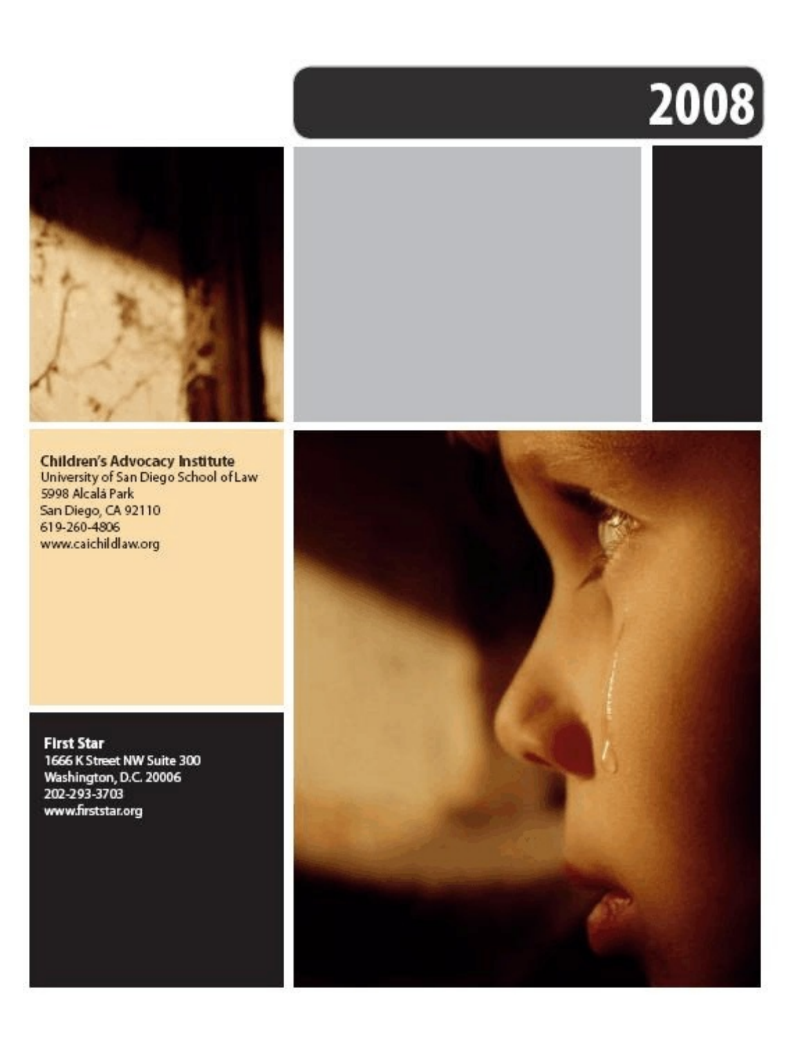2008

**Children's Advocacy Institute**
University of San Diego School of Law
5998 Alcalá Park
San Diego, CA 92110
619-260-4806
www.caichildlaw.org

**First Star**
1666 K Street NW Suite 300
Washington, D.C. 20006
202-293-3703
www.firststar.org